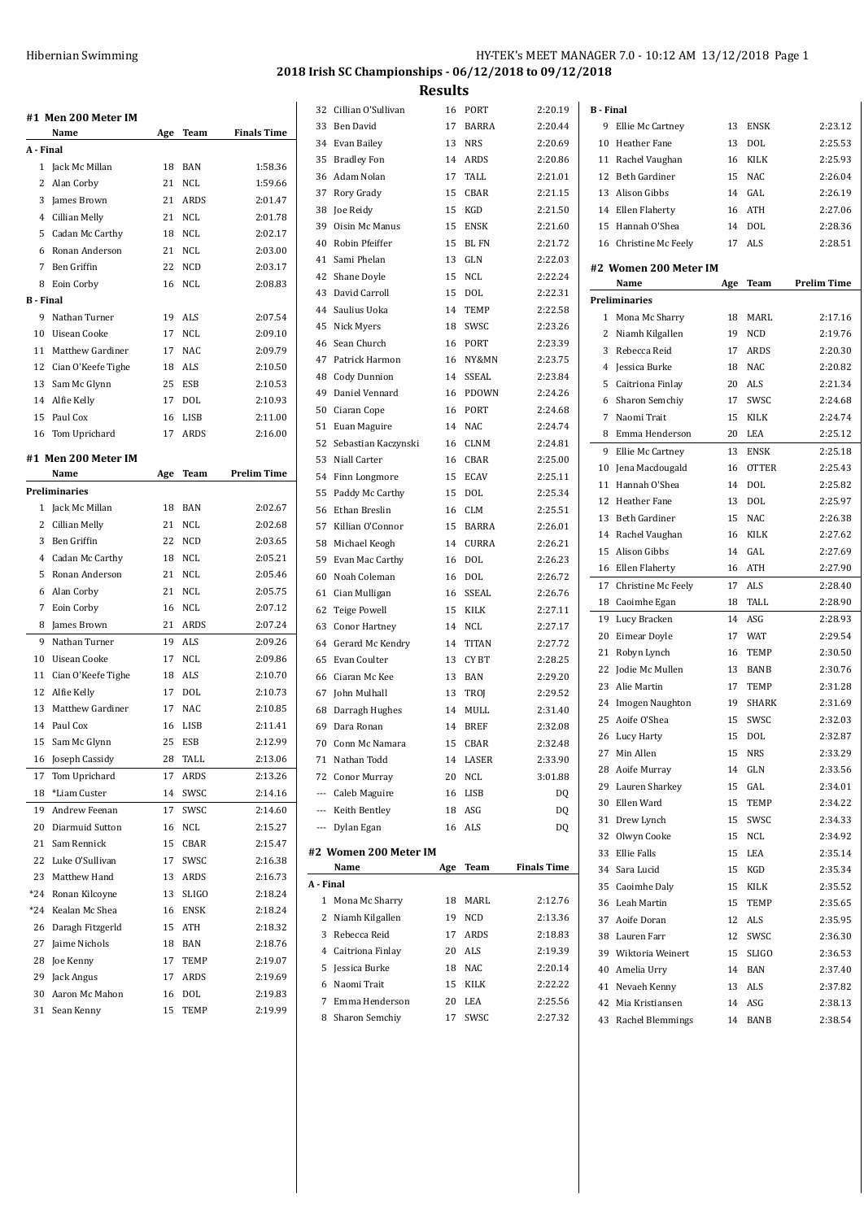## 2018 Irish SC Championships - 06/12/2018 to 09/12/2018

### Results

#### #1 Men 200 Meter IM

| | Name | Age | Team | Finals Time |
|---|---|---|---|---|
| **A - Final** | | | | |
| 1 | Jack Mc Millan | 18 | BAN | 1:58.36 |
| 2 | Alan Corby | 21 | NCL | 1:59.66 |
| 3 | James Brown | 21 | ARDS | 2:01.47 |
| 4 | Cillian Melly | 21 | NCL | 2:01.78 |
| 5 | Cadan Mc Carthy | 18 | NCL | 2:02.17 |
| 6 | Ronan Anderson | 21 | NCL | 2:03.00 |
| 7 | Ben Griffin | 22 | NCD | 2:03.17 |
| 8 | Eoin Corby | 16 | NCL | 2:08.83 |
| **B - Final** | | | | |
| 9 | Nathan Turner | 19 | ALS | 2:07.54 |
| 10 | Uisean Cooke | 17 | NCL | 2:09.10 |
| 11 | Matthew Gardiner | 17 | NAC | 2:09.79 |
| 12 | Cian O'Keefe Tighe | 18 | ALS | 2:10.50 |
| 13 | Sam Mc Glynn | 25 | ESB | 2:10.53 |
| 14 | Alfie Kelly | 17 | DOL | 2:10.93 |
| 15 | Paul Cox | 16 | LISB | 2:11.00 |
| 16 | Tom Uprichard | 17 | ARDS | 2:16.00 |

#### #1 Men 200 Meter IM

| | Name | Age | Team | Prelim Time |
|---|---|---|---|---|
| **Preliminaries** | | | | |
| 1 | Jack Mc Millan | 18 | BAN | 2:02.67 |
| 2 | Cillian Melly | 21 | NCL | 2:02.68 |
| 3 | Ben Griffin | 22 | NCD | 2:03.65 |
| 4 | Cadan Mc Carthy | 18 | NCL | 2:05.21 |
| 5 | Ronan Anderson | 21 | NCL | 2:05.46 |
| 6 | Alan Corby | 21 | NCL | 2:05.75 |
| 7 | Eoin Corby | 16 | NCL | 2:07.12 |
| 8 | James Brown | 21 | ARDS | 2:07.24 |
| 9 | Nathan Turner | 19 | ALS | 2:09.26 |
| 10 | Uisean Cooke | 17 | NCL | 2:09.86 |
| 11 | Cian O'Keefe Tighe | 18 | ALS | 2:10.70 |
| 12 | Alfie Kelly | 17 | DOL | 2:10.73 |
| 13 | Matthew Gardiner | 17 | NAC | 2:10.85 |
| 14 | Paul Cox | 16 | LISB | 2:11.41 |
| 15 | Sam Mc Glynn | 25 | ESB | 2:12.99 |
| 16 | Joseph Cassidy | 28 | TALL | 2:13.06 |
| 17 | Tom Uprichard | 17 | ARDS | 2:13.26 |
| 18 | *Liam Custer | 14 | SWSC | 2:14.16 |
| 19 | Andrew Feenan | 17 | SWSC | 2:14.60 |
| 20 | Diarmuid Sutton | 16 | NCL | 2:15.27 |
| 21 | Sam Rennick | 15 | CBAR | 2:15.47 |
| 22 | Luke O'Sullivan | 17 | SWSC | 2:16.38 |
| 23 | Matthew Hand | 13 | ARDS | 2:16.73 |
| *24 | Ronan Kilcoyne | 13 | SLIGO | 2:18.24 |
| *24 | Kealan Mc Shea | 16 | ENSK | 2:18.24 |
| 26 | Daragh Fitzgerld | 15 | ATH | 2:18.32 |
| 27 | Jaime Nichols | 18 | BAN | 2:18.76 |
| 28 | Joe Kenny | 17 | TEMP | 2:19.07 |
| 29 | Jack Angus | 17 | ARDS | 2:19.69 |
| 30 | Aaron Mc Mahon | 16 | DOL | 2:19.83 |
| 31 | Sean Kenny | 15 | TEMP | 2:19.99 |
| 32 | Cillian O'Sullivan | 16 | PORT | 2:20.19 |
| 33 | Ben David | 17 | BARRA | 2:20.44 |
| 34 | Evan Bailey | 13 | NRS | 2:20.69 |
| 35 | Bradley Fon | 14 | ARDS | 2:20.86 |
| 36 | Adam Nolan | 17 | TALL | 2:21.01 |
| 37 | Rory Grady | 15 | CBAR | 2:21.15 |
| 38 | Joe Reidy | 15 | KGD | 2:21.50 |
| 39 | Oisin Mc Manus | 15 | ENSK | 2:21.60 |
| 40 | Robin Pfeiffer | 15 | BL FN | 2:21.72 |
| 41 | Sami Phelan | 13 | GLN | 2:22.03 |
| 42 | Shane Doyle | 15 | NCL | 2:22.24 |
| 43 | David Carroll | 15 | DOL | 2:22.31 |
| 44 | Saulius Uoka | 14 | TEMP | 2:22.58 |
| 45 | Nick Myers | 18 | SWSC | 2:23.26 |
| 46 | Sean Church | 16 | PORT | 2:23.39 |
| 47 | Patrick Harmon | 16 | NY&MN | 2:23.75 |
| 48 | Cody Dunnion | 14 | SSEAL | 2:23.84 |
| 49 | Daniel Vennard | 16 | PDOWN | 2:24.26 |
| 50 | Ciaran Cope | 16 | PORT | 2:24.68 |
| 51 | Euan Maguire | 14 | NAC | 2:24.74 |
| 52 | Sebastian Kaczynski | 16 | CLNM | 2:24.81 |
| 53 | Niall Carter | 16 | CBAR | 2:25.00 |
| 54 | Finn Longmore | 15 | ECAV | 2:25.11 |
| 55 | Paddy Mc Carthy | 15 | DOL | 2:25.34 |
| 56 | Ethan Breslin | 16 | CLM | 2:25.51 |
| 57 | Killian O'Connor | 15 | BARRA | 2:26.01 |
| 58 | Michael Keogh | 14 | CURRA | 2:26.21 |
| 59 | Evan Mac Carthy | 16 | DOL | 2:26.23 |
| 60 | Noah Coleman | 16 | DOL | 2:26.72 |
| 61 | Cian Mulligan | 16 | SSEAL | 2:26.76 |
| 62 | Teige Powell | 15 | KILK | 2:27.11 |
| 63 | Conor Hartney | 14 | NCL | 2:27.17 |
| 64 | Gerard Mc Kendry | 14 | TITAN | 2:27.72 |
| 65 | Evan Coulter | 13 | CY BT | 2:28.25 |
| 66 | Ciaran Mc Kee | 13 | BAN | 2:29.20 |
| 67 | John Mulhall | 13 | TROJ | 2:29.52 |
| 68 | Darragh Hughes | 14 | MULL | 2:31.40 |
| 69 | Dara Ronan | 14 | BREF | 2:32.08 |
| 70 | Conn Mc Namara | 15 | CBAR | 2:32.48 |
| 71 | Nathan Todd | 14 | LASER | 2:33.90 |
| 72 | Conor Murray | 20 | NCL | 3:01.88 |
| --- | Caleb Maguire | 16 | LISB | DQ |
| --- | Keith Bentley | 18 | ASG | DQ |
| --- | Dylan Egan | 16 | ALS | DQ |

#### #2 Women 200 Meter IM

| | Name | Age | Team | Finals Time |
|---|---|---|---|---|
| **A - Final** | | | | |
| 1 | Mona Mc Sharry | 18 | MARL | 2:12.76 |
| 2 | Niamh Kilgallen | 19 | NCD | 2:13.36 |
| 3 | Rebecca Reid | 17 | ARDS | 2:18.83 |
| 4 | Caitriona Finlay | 20 | ALS | 2:19.39 |
| 5 | Jessica Burke | 18 | NAC | 2:20.14 |
| 6 | Naomi Trait | 15 | KILK | 2:22.22 |
| 7 | Emma Henderson | 20 | LEA | 2:25.56 |
| 8 | Sharon Semchiy | 17 | SWSC | 2:27.32 |
| **B - Final** | | | | |
| 9 | Ellie Mc Cartney | 13 | ENSK | 2:23.12 |
| 10 | Heather Fane | 13 | DOL | 2:25.53 |
| 11 | Rachel Vaughan | 16 | KILK | 2:25.93 |
| 12 | Beth Gardiner | 15 | NAC | 2:26.04 |
| 13 | Alison Gibbs | 14 | GAL | 2:26.19 |
| 14 | Ellen Flaherty | 16 | ATH | 2:27.06 |
| 15 | Hannah O'Shea | 14 | DOL | 2:28.36 |
| 16 | Christine Mc Feely | 17 | ALS | 2:28.51 |

#### #2 Women 200 Meter IM

| | Name | Age | Team | Prelim Time |
|---|---|---|---|---|
| **Preliminaries** | | | | |
| 1 | Mona Mc Sharry | 18 | MARL | 2:17.16 |
| 2 | Niamh Kilgallen | 19 | NCD | 2:19.76 |
| 3 | Rebecca Reid | 17 | ARDS | 2:20.30 |
| 4 | Jessica Burke | 18 | NAC | 2:20.82 |
| 5 | Caitriona Finlay | 20 | ALS | 2:21.34 |
| 6 | Sharon Semchiy | 17 | SWSC | 2:24.68 |
| 7 | Naomi Trait | 15 | KILK | 2:24.74 |
| 8 | Emma Henderson | 20 | LEA | 2:25.12 |
| 9 | Ellie Mc Cartney | 13 | ENSK | 2:25.18 |
| 10 | Jena Macdougald | 16 | OTTER | 2:25.43 |
| 11 | Hannah O'Shea | 14 | DOL | 2:25.82 |
| 12 | Heather Fane | 13 | DOL | 2:25.97 |
| 13 | Beth Gardiner | 15 | NAC | 2:26.38 |
| 14 | Rachel Vaughan | 16 | KILK | 2:27.62 |
| 15 | Alison Gibbs | 14 | GAL | 2:27.69 |
| 16 | Ellen Flaherty | 16 | ATH | 2:27.90 |
| 17 | Christine Mc Feely | 17 | ALS | 2:28.40 |
| 18 | Caoimhe Egan | 18 | TALL | 2:28.90 |
| 19 | Lucy Bracken | 14 | ASG | 2:28.93 |
| 20 | Eimear Doyle | 17 | WAT | 2:29.54 |
| 21 | Robyn Lynch | 16 | TEMP | 2:30.50 |
| 22 | Jodie Mc Mullen | 13 | BANB | 2:30.76 |
| 23 | Alie Martin | 17 | TEMP | 2:31.28 |
| 24 | Imogen Naughton | 19 | SHARK | 2:31.69 |
| 25 | Aoife O'Shea | 15 | SWSC | 2:32.03 |
| 26 | Lucy Harty | 15 | DOL | 2:32.87 |
| 27 | Min Allen | 15 | NRS | 2:33.29 |
| 28 | Aoife Murray | 14 | GLN | 2:33.56 |
| 29 | Lauren Sharkey | 15 | GAL | 2:34.01 |
| 30 | Ellen Ward | 15 | TEMP | 2:34.22 |
| 31 | Drew Lynch | 15 | SWSC | 2:34.33 |
| 32 | Olwyn Cooke | 15 | NCL | 2:34.92 |
| 33 | Ellie Falls | 15 | LEA | 2:35.14 |
| 34 | Sara Lucid | 15 | KGD | 2:35.34 |
| 35 | Caoimhe Daly | 15 | KILK | 2:35.52 |
| 36 | Leah Martin | 15 | TEMP | 2:35.65 |
| 37 | Aoife Doran | 12 | ALS | 2:35.95 |
| 38 | Lauren Farr | 12 | SWSC | 2:36.30 |
| 39 | Wiktoria Weinert | 15 | SLIGO | 2:36.53 |
| 40 | Amelia Urry | 14 | BAN | 2:37.40 |
| 41 | Nevaeh Kenny | 13 | ALS | 2:37.82 |
| 42 | Mia Kristiansen | 14 | ASG | 2:38.13 |
| 43 | Rachel Blemmings | 14 | BANB | 2:38.54 |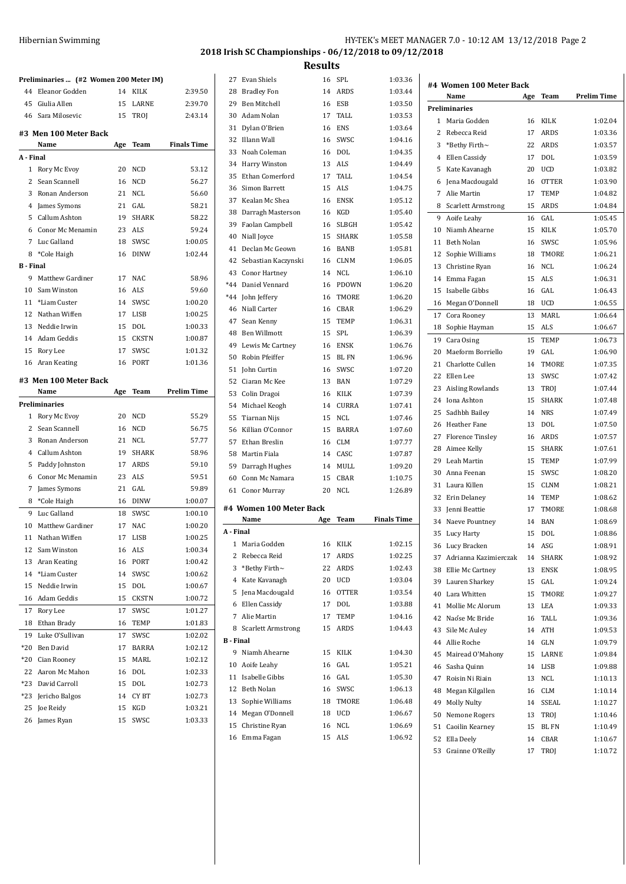## 2018 Irish SC Championships - 06/12/2018 to 09/12/2018

### Results

**Preliminaries ... (#2 Women 200 Meter IM)**

| | Name | Age | Team | Prelim Time |
|---|---|---|---|---|
| 44 | Eleanor Godden | 14 | KILK | 2:39.50 |
| 45 | Giulia Allen | 15 | LARNE | 2:39.70 |
| 46 | Sara Milosevic | 15 | TROJ | 2:43.14 |

### #3 Men 100 Meter Back

| | Name | Age | Team | Finals Time |
|---|---|---|---|---|
| **A - Final** | | | | |
| 1 | Rory Mc Evoy | 20 | NCD | 53.12 |
| 2 | Sean Scannell | 16 | NCD | 56.27 |
| 3 | Ronan Anderson | 21 | NCL | 56.60 |
| 4 | James Symons | 21 | GAL | 58.21 |
| 5 | Callum Ashton | 19 | SHARK | 58.22 |
| 6 | Conor Mc Menamin | 23 | ALS | 59.24 |
| 7 | Luc Galland | 18 | SWSC | 1:00.05 |
| 8 | *Cole Haigh | 16 | DINW | 1:02.44 |
| **B - Final** | | | | |
| 9 | Matthew Gardiner | 17 | NAC | 58.96 |
| 10 | Sam Winston | 16 | ALS | 59.60 |
| 11 | *Liam Custer | 14 | SWSC | 1:00.20 |
| 12 | Nathan Wiffen | 17 | LISB | 1:00.25 |
| 13 | Neddie Irwin | 15 | DOL | 1:00.33 |
| 14 | Adam Geddis | 15 | CKSTN | 1:00.87 |
| 15 | Rory Lee | 17 | SWSC | 1:01.32 |
| 16 | Aran Keating | 16 | PORT | 1:01.36 |

### #3 Men 100 Meter Back

| | Name | Age | Team | Prelim Time |
|---|---|---|---|---|
| **Preliminaries** | | | | |
| 1 | Rory Mc Evoy | 20 | NCD | 55.29 |
| 2 | Sean Scannell | 16 | NCD | 56.75 |
| 3 | Ronan Anderson | 21 | NCL | 57.77 |
| 4 | Callum Ashton | 19 | SHARK | 58.96 |
| 5 | Paddy Johnston | 17 | ARDS | 59.10 |
| 6 | Conor Mc Menamin | 23 | ALS | 59.51 |
| 7 | James Symons | 21 | GAL | 59.89 |
| 8 | *Cole Haigh | 16 | DINW | 1:00.07 |
| 9 | Luc Galland | 18 | SWSC | 1:00.10 |
| 10 | Matthew Gardiner | 17 | NAC | 1:00.20 |
| 11 | Nathan Wiffen | 17 | LISB | 1:00.25 |
| 12 | Sam Winston | 16 | ALS | 1:00.34 |
| 13 | Aran Keating | 16 | PORT | 1:00.42 |
| 14 | *Liam Custer | 14 | SWSC | 1:00.62 |
| 15 | Neddie Irwin | 15 | DOL | 1:00.67 |
| 16 | Adam Geddis | 15 | CKSTN | 1:00.72 |
| 17 | Rory Lee | 17 | SWSC | 1:01.27 |
| 18 | Ethan Brady | 16 | TEMP | 1:01.83 |
| 19 | Luke O'Sullivan | 17 | SWSC | 1:02.02 |
| *20 | Ben David | 17 | BARRA | 1:02.12 |
| *20 | Cian Rooney | 15 | MARL | 1:02.12 |
| 22 | Aaron Mc Mahon | 16 | DOL | 1:02.33 |
| *23 | David Carroll | 15 | DOL | 1:02.73 |
| *23 | Jericho Balgos | 14 | CY BT | 1:02.73 |
| 25 | Joe Reidy | 15 | KGD | 1:03.21 |
| 26 | James Ryan | 15 | SWSC | 1:03.33 |
| 27 | Evan Shiels | 16 | SPL | 1:03.36 |
| 28 | Bradley Fon | 14 | ARDS | 1:03.44 |
| 29 | Ben Mitchell | 16 | ESB | 1:03.50 |
| 30 | Adam Nolan | 17 | TALL | 1:03.53 |
| 31 | Dylan O'Brien | 16 | ENS | 1:03.64 |
| 32 | Illann Wall | 16 | SWSC | 1:04.16 |
| 33 | Noah Coleman | 16 | DOL | 1:04.35 |
| 34 | Harry Winston | 13 | ALS | 1:04.49 |
| 35 | Ethan Comerford | 17 | TALL | 1:04.54 |
| 36 | Simon Barrett | 15 | ALS | 1:04.75 |
| 37 | Kealan Mc Shea | 16 | ENSK | 1:05.12 |
| 38 | Darragh Masterson | 16 | KGD | 1:05.40 |
| 39 | Faolan Campbell | 16 | SLBGH | 1:05.42 |
| 40 | Niall Joyce | 15 | SHARK | 1:05.58 |
| 41 | Declan Mc Geown | 16 | BANB | 1:05.81 |
| 42 | Sebastian Kaczynski | 16 | CLNM | 1:06.05 |
| 43 | Conor Hartney | 14 | NCL | 1:06.10 |
| *44 | Daniel Vennard | 16 | PDOWN | 1:06.20 |
| *44 | John Jeffery | 16 | TMORE | 1:06.20 |
| 46 | Niall Carter | 16 | CBAR | 1:06.29 |
| 47 | Sean Kenny | 15 | TEMP | 1:06.31 |
| 48 | Ben Willmott | 15 | SPL | 1:06.39 |
| 49 | Lewis Mc Cartney | 16 | ENSK | 1:06.76 |
| 50 | Robin Pfeiffer | 15 | BL FN | 1:06.96 |
| 51 | John Curtin | 16 | SWSC | 1:07.20 |
| 52 | Ciaran Mc Kee | 13 | BAN | 1:07.29 |
| 53 | Colin Dragoi | 16 | KILK | 1:07.39 |
| 54 | Michael Keogh | 14 | CURRA | 1:07.41 |
| 55 | Tiarnan Nijs | 15 | NCL | 1:07.46 |
| 56 | Killian O'Connor | 15 | BARRA | 1:07.60 |
| 57 | Ethan Breslin | 16 | CLM | 1:07.77 |
| 58 | Martin Fiala | 14 | CASC | 1:07.87 |
| 59 | Darragh Hughes | 14 | MULL | 1:09.20 |
| 60 | Conn Mc Namara | 15 | CBAR | 1:10.75 |
| 61 | Conor Murray | 20 | NCL | 1:26.89 |

### #4 Women 100 Meter Back

| | Name | Age | Team | Finals Time |
|---|---|---|---|---|
| **A - Final** | | | | |
| 1 | Maria Godden | 16 | KILK | 1:02.15 |
| 2 | Rebecca Reid | 17 | ARDS | 1:02.25 |
| 3 | *Bethy Firth~ | 22 | ARDS | 1:02.43 |
| 4 | Kate Kavanagh | 20 | UCD | 1:03.04 |
| 5 | Jena Macdougald | 16 | OTTER | 1:03.54 |
| 6 | Ellen Cassidy | 17 | DOL | 1:03.88 |
| 7 | Alie Martin | 17 | TEMP | 1:04.16 |
| 8 | Scarlett Armstrong | 15 | ARDS | 1:04.43 |
| **B - Final** | | | | |
| 9 | Niamh Ahearne | 15 | KILK | 1:04.30 |
| 10 | Aoife Leahy | 16 | GAL | 1:05.21 |
| 11 | Isabelle Gibbs | 16 | GAL | 1:05.30 |
| 12 | Beth Nolan | 16 | SWSC | 1:06.13 |
| 13 | Sophie Williams | 18 | TMORE | 1:06.48 |
| 14 | Megan O'Donnell | 18 | UCD | 1:06.67 |
| 15 | Christine Ryan | 16 | NCL | 1:06.69 |
| 16 | Emma Fagan | 15 | ALS | 1:06.92 |

### #4 Women 100 Meter Back

| | Name | Age | Team | Prelim Time |
|---|---|---|---|---|
| **Preliminaries** | | | | |
| 1 | Maria Godden | 16 | KILK | 1:02.04 |
| 2 | Rebecca Reid | 17 | ARDS | 1:03.36 |
| 3 | *Bethy Firth~ | 22 | ARDS | 1:03.57 |
| 4 | Ellen Cassidy | 17 | DOL | 1:03.59 |
| 5 | Kate Kavanagh | 20 | UCD | 1:03.82 |
| 6 | Jena Macdougald | 16 | OTTER | 1:03.90 |
| 7 | Alie Martin | 17 | TEMP | 1:04.82 |
| 8 | Scarlett Armstrong | 15 | ARDS | 1:04.84 |
| 9 | Aoife Leahy | 16 | GAL | 1:05.45 |
| 10 | Niamh Ahearne | 15 | KILK | 1:05.70 |
| 11 | Beth Nolan | 16 | SWSC | 1:05.96 |
| 12 | Sophie Williams | 18 | TMORE | 1:06.21 |
| 13 | Christine Ryan | 16 | NCL | 1:06.24 |
| 14 | Emma Fagan | 15 | ALS | 1:06.31 |
| 15 | Isabelle Gibbs | 16 | GAL | 1:06.43 |
| 16 | Megan O'Donnell | 18 | UCD | 1:06.55 |
| 17 | Cora Rooney | 13 | MARL | 1:06.64 |
| 18 | Sophie Hayman | 15 | ALS | 1:06.67 |
| 19 | Cara Osing | 15 | TEMP | 1:06.73 |
| 20 | Maeform Borriello | 19 | GAL | 1:06.90 |
| 21 | Charlotte Cullen | 14 | TMORE | 1:07.35 |
| 22 | Ellen Lee | 13 | SWSC | 1:07.42 |
| 23 | Aisling Rowlands | 13 | TROJ | 1:07.44 |
| 24 | Iona Ashton | 15 | SHARK | 1:07.48 |
| 25 | Sadhbh Bailey | 14 | NRS | 1:07.49 |
| 26 | Heather Fane | 13 | DOL | 1:07.50 |
| 27 | Florence Tinsley | 16 | ARDS | 1:07.57 |
| 28 | Aimee Kelly | 15 | SHARK | 1:07.61 |
| 29 | Leah Martin | 15 | TEMP | 1:07.99 |
| 30 | Anna Feenan | 15 | SWSC | 1:08.20 |
| 31 | Laura Killen | 15 | CLNM | 1:08.21 |
| 32 | Erin Delaney | 14 | TEMP | 1:08.62 |
| 33 | Jenni Beattie | 17 | TMORE | 1:08.68 |
| 34 | Naeve Pountney | 14 | BAN | 1:08.69 |
| 35 | Lucy Harty | 15 | DOL | 1:08.86 |
| 36 | Lucy Bracken | 14 | ASG | 1:08.91 |
| 37 | Adrianna Kazimierczak | 14 | SHARK | 1:08.92 |
| 38 | Ellie Mc Cartney | 13 | ENSK | 1:08.95 |
| 39 | Lauren Sharkey | 15 | GAL | 1:09.24 |
| 40 | Lara Whitten | 15 | TMORE | 1:09.27 |
| 41 | Mollie Mc Alorum | 13 | LEA | 1:09.33 |
| 42 | Naóse Mc Bride | 16 | TALL | 1:09.36 |
| 43 | Sile Mc Auley | 14 | ATH | 1:09.53 |
| 44 | Allie Roche | 14 | GLN | 1:09.79 |
| 45 | Mairead O'Mahony | 15 | LARNE | 1:09.84 |
| 46 | Sasha Quinn | 14 | LISB | 1:09.88 |
| 47 | Roisin Ni Riain | 13 | NCL | 1:10.13 |
| 48 | Megan Kilgallen | 16 | CLM | 1:10.14 |
| 49 | Molly Nulty | 14 | SSEAL | 1:10.27 |
| 50 | Nemone Rogers | 13 | TROJ | 1:10.46 |
| 51 | Caoilin Kearney | 15 | BL FN | 1:10.49 |
| 52 | Ella Deely | 14 | CBAR | 1:10.67 |
| 53 | Grainne O'Reilly | 17 | TROJ | 1:10.72 |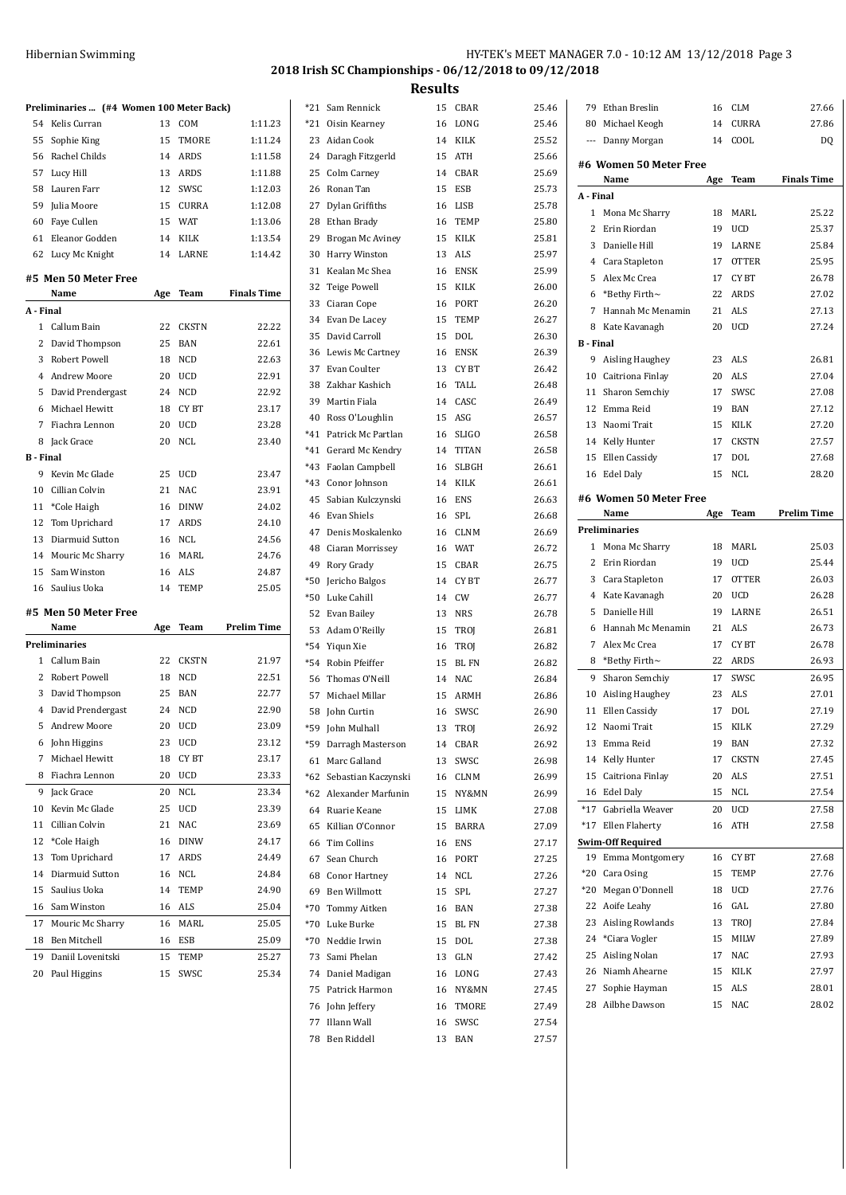## 2018 Irish SC Championships - 06/12/2018 to 09/12/2018

### Results

**Preliminaries ... (#4 Women 100 Meter Back)**

| | Name | Age | Team | Time |
|---|---|---|---|---|
| 54 | Kelis Curran | 13 | COM | 1:11.23 |
| 55 | Sophie King | 15 | TMORE | 1:11.24 |
| 56 | Rachel Childs | 14 | ARDS | 1:11.58 |
| 57 | Lucy Hill | 13 | ARDS | 1:11.88 |
| 58 | Lauren Farr | 12 | SWSC | 1:12.03 |
| 59 | Julia Moore | 15 | CURRA | 1:12.08 |
| 60 | Faye Cullen | 15 | WAT | 1:13.06 |
| 61 | Eleanor Godden | 14 | KILK | 1:13.54 |
| 62 | Lucy Mc Knight | 14 | LARNE | 1:14.42 |

### #5 Men 50 Meter Free

| | Name | Age | Team | Finals Time |
|---|---|---|---|---|
| **A - Final** | | | | |
| 1 | Callum Bain | 22 | CKSTN | 22.22 |
| 2 | David Thompson | 25 | BAN | 22.61 |
| 3 | Robert Powell | 18 | NCD | 22.63 |
| 4 | Andrew Moore | 20 | UCD | 22.91 |
| 5 | David Prendergast | 24 | NCD | 22.92 |
| 6 | Michael Hewitt | 18 | CY BT | 23.17 |
| 7 | Fiachra Lennon | 20 | UCD | 23.28 |
| 8 | Jack Grace | 20 | NCL | 23.40 |
| **B - Final** | | | | |
| 9 | Kevin Mc Glade | 25 | UCD | 23.47 |
| 10 | Cillian Colvin | 21 | NAC | 23.91 |
| 11 | *Cole Haigh | 16 | DINW | 24.02 |
| 12 | Tom Uprichard | 17 | ARDS | 24.10 |
| 13 | Diarmuid Sutton | 16 | NCL | 24.56 |
| 14 | Mouric Mc Sharry | 16 | MARL | 24.76 |
| 15 | Sam Winston | 16 | ALS | 24.87 |
| 16 | Saulius Uoka | 14 | TEMP | 25.05 |

### #5 Men 50 Meter Free

| | Name | Age | Team | Prelim Time |
|---|---|---|---|---|
| **Preliminaries** | | | | |
| 1 | Callum Bain | 22 | CKSTN | 21.97 |
| 2 | Robert Powell | 18 | NCD | 22.51 |
| 3 | David Thompson | 25 | BAN | 22.77 |
| 4 | David Prendergast | 24 | NCD | 22.90 |
| 5 | Andrew Moore | 20 | UCD | 23.09 |
| 6 | John Higgins | 23 | UCD | 23.12 |
| 7 | Michael Hewitt | 18 | CY BT | 23.17 |
| 8 | Fiachra Lennon | 20 | UCD | 23.33 |
| 9 | Jack Grace | 20 | NCL | 23.34 |
| 10 | Kevin Mc Glade | 25 | UCD | 23.39 |
| 11 | Cillian Colvin | 21 | NAC | 23.69 |
| 12 | *Cole Haigh | 16 | DINW | 24.17 |
| 13 | Tom Uprichard | 17 | ARDS | 24.49 |
| 14 | Diarmuid Sutton | 16 | NCL | 24.84 |
| 15 | Saulius Uoka | 14 | TEMP | 24.90 |
| 16 | Sam Winston | 16 | ALS | 25.04 |
| 17 | Mouric Mc Sharry | 16 | MARL | 25.05 |
| 18 | Ben Mitchell | 16 | ESB | 25.09 |
| 19 | Daniil Lovenitski | 15 | TEMP | 25.27 |
| 20 | Paul Higgins | 15 | SWSC | 25.34 |
| *21 | Sam Rennick | 15 | CBAR | 25.46 |
| *21 | Oisin Kearney | 16 | LONG | 25.46 |
| 23 | Aidan Cook | 14 | KILK | 25.52 |
| 24 | Daragh Fitzgerald | 15 | ATH | 25.66 |
| 25 | Colm Carney | 14 | CBAR | 25.69 |
| 26 | Ronan Tan | 15 | ESB | 25.73 |
| 27 | Dylan Griffiths | 16 | LISB | 25.78 |
| 28 | Ethan Brady | 16 | TEMP | 25.80 |
| 29 | Brogan Mc Aviney | 15 | KILK | 25.81 |
| 30 | Harry Winston | 13 | ALS | 25.97 |
| 31 | Kealan Mc Shea | 16 | ENSK | 25.99 |
| 32 | Teige Powell | 15 | KILK | 26.00 |
| 33 | Ciaran Cope | 16 | PORT | 26.20 |
| 34 | Evan De Lacey | 15 | TEMP | 26.27 |
| 35 | David Carroll | 15 | DOL | 26.30 |
| 36 | Lewis Mc Cartney | 16 | ENSK | 26.39 |
| 37 | Evan Coulter | 13 | CY BT | 26.42 |
| 38 | Zakhar Kashich | 16 | TALL | 26.48 |
| 39 | Martin Fiala | 14 | CASC | 26.49 |
| 40 | Ross O'Loughlin | 15 | ASG | 26.57 |
| *41 | Patrick Mc Partlan | 16 | SLIGO | 26.58 |
| *41 | Gerard Mc Kendry | 14 | TITAN | 26.58 |
| *43 | Faolan Campbell | 16 | SLBGH | 26.61 |
| *43 | Conor Johnson | 14 | KILK | 26.61 |
| 45 | Sabian Kulczynski | 16 | ENS | 26.63 |
| 46 | Evan Shiels | 16 | SPL | 26.68 |
| 47 | Denis Moskalenko | 16 | CLNM | 26.69 |
| 48 | Ciaran Morrissey | 16 | WAT | 26.72 |
| 49 | Rory Grady | 15 | CBAR | 26.75 |
| *50 | Jericho Balgos | 14 | CY BT | 26.77 |
| *50 | Luke Cahill | 14 | CW | 26.77 |
| 52 | Evan Bailey | 13 | NRS | 26.78 |
| 53 | Adam O'Reilly | 15 | TROJ | 26.81 |
| *54 | Yiqun Xie | 16 | TROJ | 26.82 |
| *54 | Robin Pfeiffer | 15 | BL FN | 26.82 |
| 56 | Thomas O'Neill | 14 | NAC | 26.84 |
| 57 | Michael Millar | 15 | ARMH | 26.86 |
| 58 | John Curtin | 16 | SWSC | 26.90 |
| *59 | John Mulhall | 13 | TROJ | 26.92 |
| *59 | Darragh Masterson | 14 | CBAR | 26.92 |
| 61 | Marc Galland | 13 | SWSC | 26.98 |
| *62 | Sebastian Kaczynski | 16 | CLNM | 26.99 |
| *62 | Alexander Marfunin | 15 | NY&MN | 26.99 |
| 64 | Ruarie Keane | 15 | LIMK | 27.08 |
| 65 | Killian O'Connor | 15 | BARRA | 27.09 |
| 66 | Tim Collins | 16 | ENS | 27.17 |
| 67 | Sean Church | 16 | PORT | 27.25 |
| 68 | Conor Hartney | 14 | NCL | 27.26 |
| 69 | Ben Willmott | 15 | SPL | 27.27 |
| *70 | Tommy Aitken | 16 | BAN | 27.38 |
| *70 | Luke Burke | 15 | BL FN | 27.38 |
| *70 | Neddie Irwin | 15 | DOL | 27.38 |
| 73 | Sami Phelan | 13 | GLN | 27.42 |
| 74 | Daniel Madigan | 16 | LONG | 27.43 |
| 75 | Patrick Harmon | 16 | NY&MN | 27.45 |
| 76 | John Jeffery | 16 | TMORE | 27.49 |
| 77 | Illann Wall | 16 | SWSC | 27.54 |
| 78 | Ben Riddell | 13 | BAN | 27.57 |
| 79 | Ethan Breslin | 16 | CLM | 27.66 |
| 80 | Michael Keogh | 14 | CURRA | 27.86 |
| --- | Danny Morgan | 14 | COOL | DQ |

### #6 Women 50 Meter Free

| | Name | Age | Team | Finals Time |
|---|---|---|---|---|
| **A - Final** | | | | |
| 1 | Mona Mc Sharry | 18 | MARL | 25.22 |
| 2 | Erin Riordan | 19 | UCD | 25.37 |
| 3 | Danielle Hill | 19 | LARNE | 25.84 |
| 4 | Cara Stapleton | 17 | OTTER | 25.95 |
| 5 | Alex Mc Crea | 17 | CY BT | 26.78 |
| 6 | *Bethy Firth~ | 22 | ARDS | 27.02 |
| 7 | Hannah Mc Menamin | 21 | ALS | 27.13 |
| 8 | Kate Kavanagh | 20 | UCD | 27.24 |
| **B - Final** | | | | |
| 9 | Aisling Haughey | 23 | ALS | 26.81 |
| 10 | Caitriona Finlay | 20 | ALS | 27.04 |
| 11 | Sharon Semchiy | 17 | SWSC | 27.08 |
| 12 | Emma Reid | 19 | BAN | 27.12 |
| 13 | Naomi Trait | 15 | KILK | 27.20 |
| 14 | Kelly Hunter | 17 | CKSTN | 27.57 |
| 15 | Ellen Cassidy | 17 | DOL | 27.68 |
| 16 | Edel Daly | 15 | NCL | 28.20 |

### #6 Women 50 Meter Free

| | Name | Age | Team | Prelim Time |
|---|---|---|---|---|
| **Preliminaries** | | | | |
| 1 | Mona Mc Sharry | 18 | MARL | 25.03 |
| 2 | Erin Riordan | 19 | UCD | 25.44 |
| 3 | Cara Stapleton | 17 | OTTER | 26.03 |
| 4 | Kate Kavanagh | 20 | UCD | 26.28 |
| 5 | Danielle Hill | 19 | LARNE | 26.51 |
| 6 | Hannah Mc Menamin | 21 | ALS | 26.73 |
| 7 | Alex Mc Crea | 17 | CY BT | 26.78 |
| 8 | *Bethy Firth~ | 22 | ARDS | 26.93 |
| 9 | Sharon Semchiy | 17 | SWSC | 26.95 |
| 10 | Aisling Haughey | 23 | ALS | 27.01 |
| 11 | Ellen Cassidy | 17 | DOL | 27.19 |
| 12 | Naomi Trait | 15 | KILK | 27.29 |
| 13 | Emma Reid | 19 | BAN | 27.32 |
| 14 | Kelly Hunter | 17 | CKSTN | 27.45 |
| 15 | Caitriona Finlay | 20 | ALS | 27.51 |
| 16 | Edel Daly | 15 | NCL | 27.54 |
| *17 | Gabriella Weaver | 20 | UCD | 27.58 |
| *17 | Ellen Flaherty | 16 | ATH | 27.58 |
| **Swim-Off Required** | | | | |
| 19 | Emma Montgomery | 16 | CY BT | 27.68 |
| *20 | Cara Osing | 15 | TEMP | 27.76 |
| *20 | Megan O'Donnell | 18 | UCD | 27.76 |
| 22 | Aoife Leahy | 16 | GAL | 27.80 |
| 23 | Aisling Rowlands | 13 | TROJ | 27.84 |
| 24 | *Ciara Vogler | 15 | MILW | 27.89 |
| 25 | Aisling Nolan | 17 | NAC | 27.93 |
| 26 | Niamh Ahearne | 15 | KILK | 27.97 |
| 27 | Sophie Hayman | 15 | ALS | 28.01 |
| 28 | Ailbhe Dawson | 15 | NAC | 28.02 |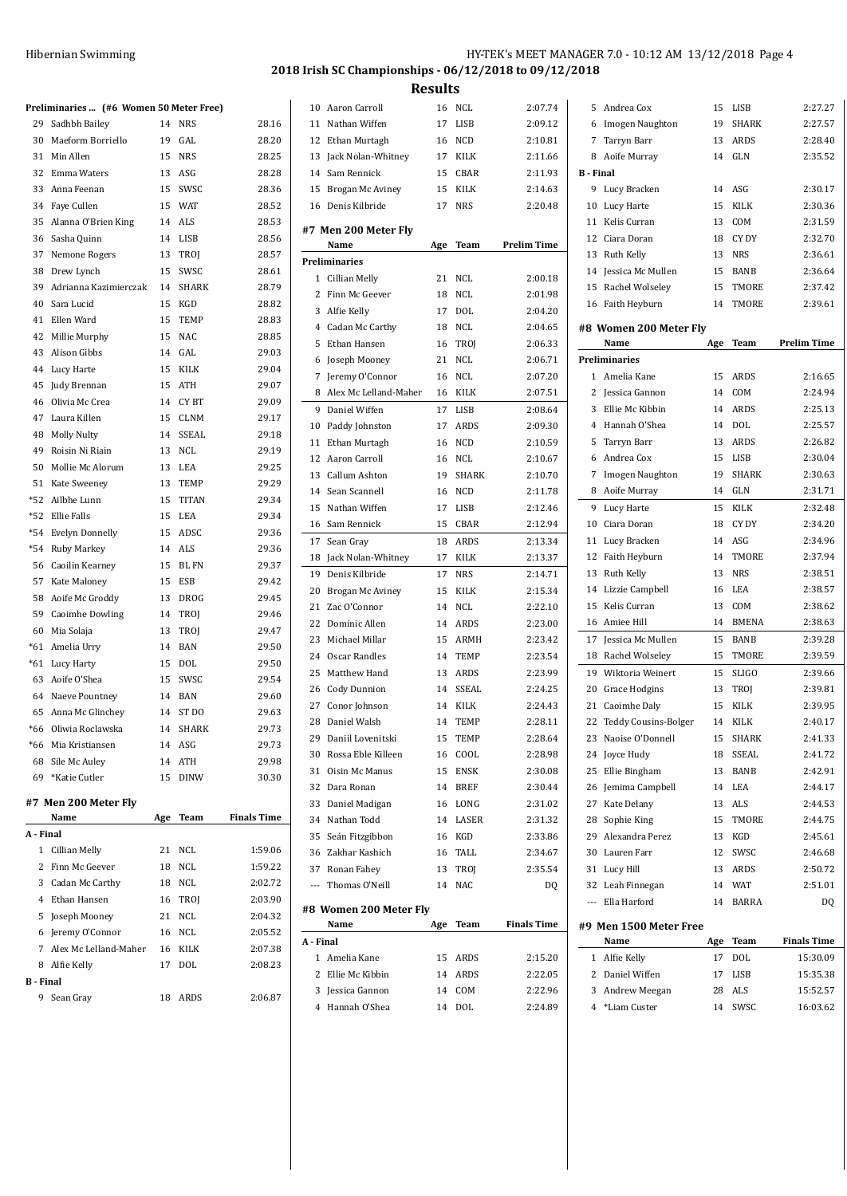**2018 Irish SC Championships - 06/12/2018 to 09/12/2018**

**Results**

**Preliminaries ... (#6 Women 50 Meter Free)**

| | Name | Age | Team | Prelim Time |
|---|---|---|---|---|
| 29 | Sadhbh Bailey | 14 | NRS | 28.16 |
| 30 | Maeform Borriello | 19 | GAL | 28.20 |
| 31 | Min Allen | 15 | NRS | 28.25 |
| 32 | Emma Waters | 13 | ASG | 28.28 |
| 33 | Anna Feenan | 15 | SWSC | 28.36 |
| 34 | Faye Cullen | 15 | WAT | 28.52 |
| 35 | Alanna O'Brien King | 14 | ALS | 28.53 |
| 36 | Sasha Quinn | 14 | LISB | 28.56 |
| 37 | Nemone Rogers | 13 | TROJ | 28.57 |
| 38 | Drew Lynch | 15 | SWSC | 28.61 |
| 39 | Adrianna Kazimierczak | 14 | SHARK | 28.79 |
| 40 | Sara Lucid | 15 | KGD | 28.82 |
| 41 | Ellen Ward | 15 | TEMP | 28.83 |
| 42 | Millie Murphy | 15 | NAC | 28.85 |
| 43 | Alison Gibbs | 14 | GAL | 29.03 |
| 44 | Lucy Harte | 15 | KILK | 29.04 |
| 45 | Judy Brennan | 15 | ATH | 29.07 |
| 46 | Olivia Mc Crea | 14 | CY BT | 29.09 |
| 47 | Laura Killen | 15 | CLNM | 29.17 |
| 48 | Molly Nulty | 14 | SSEAL | 29.18 |
| 49 | Roisin Ni Riain | 13 | NCL | 29.19 |
| 50 | Mollie Mc Alorum | 13 | LEA | 29.25 |
| 51 | Kate Sweeney | 13 | TEMP | 29.29 |
| *52 | Ailbhe Lunn | 15 | TITAN | 29.34 |
| *52 | Ellie Falls | 15 | LEA | 29.34 |
| *54 | Evelyn Donnelly | 15 | ADSC | 29.36 |
| *54 | Ruby Markey | 14 | ALS | 29.36 |
| 56 | Caoilin Kearney | 15 | BL FN | 29.37 |
| 57 | Kate Maloney | 15 | ESB | 29.42 |
| 58 | Aoife Mc Groddy | 13 | DROG | 29.45 |
| 59 | Caoimhe Dowling | 14 | TROJ | 29.46 |
| 60 | Mia Solaja | 13 | TROJ | 29.47 |
| *61 | Amelia Urry | 14 | BAN | 29.50 |
| *61 | Lucy Harty | 15 | DOL | 29.50 |
| 63 | Aoife O'Shea | 15 | SWSC | 29.54 |
| 64 | Naeve Pountney | 14 | BAN | 29.60 |
| 65 | Anna Mc Glinchey | 14 | ST DO | 29.63 |
| *66 | Oliwia Roclawska | 14 | SHARK | 29.73 |
| *66 | Mia Kristiansen | 14 | ASG | 29.73 |
| 68 | Sile Mc Auley | 14 | ATH | 29.98 |
| 69 | *Katie Cutler | 15 | DINW | 30.30 |

**#7 Men 200 Meter Fly**

| | Name | Age | Team | Finals Time |
|---|---|---|---|---|
| **A - Final** | | | | |
| 1 | Cillian Melly | 21 | NCL | 1:59.06 |
| 2 | Finn Mc Geever | 18 | NCL | 1:59.22 |
| 3 | Cadan Mc Carthy | 18 | NCL | 2:02.72 |
| 4 | Ethan Hansen | 16 | TROJ | 2:03.90 |
| 5 | Joseph Mooney | 21 | NCL | 2:04.32 |
| 6 | Jeremy O'Connor | 16 | NCL | 2:05.52 |
| 7 | Alex Mc Lelland-Maher | 16 | KILK | 2:07.38 |
| 8 | Alfie Kelly | 17 | DOL | 2:08.23 |
| **B - Final** | | | | |
| 9 | Sean Gray | 18 | ARDS | 2:06.87 |
| 10 | Aaron Carroll | 16 | NCL | 2:07.74 |
| 11 | Nathan Wiffen | 17 | LISB | 2:09.12 |
| 12 | Ethan Murtagh | 16 | NCD | 2:10.81 |
| 13 | Jack Nolan-Whitney | 17 | KILK | 2:11.66 |
| 14 | Sam Rennick | 15 | CBAR | 2:11.93 |
| 15 | Brogan Mc Aviney | 15 | KILK | 2:14.63 |
| 16 | Denis Kilbride | 17 | NRS | 2:20.48 |

**#7 Men 200 Meter Fly**

| | Name | Age | Team | Prelim Time |
|---|---|---|---|---|
| **Preliminaries** | | | | |
| 1 | Cillian Melly | 21 | NCL | 2:00.18 |
| 2 | Finn Mc Geever | 18 | NCL | 2:01.98 |
| 3 | Alfie Kelly | 17 | DOL | 2:04.20 |
| 4 | Cadan Mc Carthy | 18 | NCL | 2:04.65 |
| 5 | Ethan Hansen | 16 | TROJ | 2:06.33 |
| 6 | Joseph Mooney | 21 | NCL | 2:06.71 |
| 7 | Jeremy O'Connor | 16 | NCL | 2:07.20 |
| 8 | Alex Mc Lelland-Maher | 16 | KILK | 2:07.51 |
| 9 | Daniel Wiffen | 17 | LISB | 2:08.64 |
| 10 | Paddy Johnston | 17 | ARDS | 2:09.30 |
| 11 | Ethan Murtagh | 16 | NCD | 2:10.59 |
| 12 | Aaron Carroll | 16 | NCL | 2:10.67 |
| 13 | Callum Ashton | 19 | SHARK | 2:10.70 |
| 14 | Sean Scannell | 16 | NCD | 2:11.78 |
| 15 | Nathan Wiffen | 17 | LISB | 2:12.46 |
| 16 | Sam Rennick | 15 | CBAR | 2:12.94 |
| 17 | Sean Gray | 18 | ARDS | 2:13.34 |
| 18 | Jack Nolan-Whitney | 17 | KILK | 2:13.37 |
| 19 | Denis Kilbride | 17 | NRS | 2:14.71 |
| 20 | Brogan Mc Aviney | 15 | KILK | 2:15.34 |
| 21 | Zac O'Connor | 14 | NCL | 2:22.10 |
| 22 | Dominic Allen | 14 | ARDS | 2:23.00 |
| 23 | Michael Millar | 15 | ARMH | 2:23.42 |
| 24 | Oscar Randles | 14 | TEMP | 2:23.54 |
| 25 | Matthew Hand | 13 | ARDS | 2:23.99 |
| 26 | Cody Dunnion | 14 | SSEAL | 2:24.25 |
| 27 | Conor Johnson | 14 | KILK | 2:24.43 |
| 28 | Daniel Walsh | 14 | TEMP | 2:28.11 |
| 29 | Daniil Lovenitski | 15 | TEMP | 2:28.64 |
| 30 | Rossa Eble Killeen | 16 | COOL | 2:28.98 |
| 31 | Oisin Mc Manus | 15 | ENSK | 2:30.08 |
| 32 | Dara Ronan | 14 | BREF | 2:30.44 |
| 33 | Daniel Madigan | 16 | LONG | 2:31.02 |
| 34 | Nathan Todd | 14 | LASER | 2:31.32 |
| 35 | Seán Fitzgibbon | 16 | KGD | 2:33.86 |
| 36 | Zakhar Kashich | 16 | TALL | 2:34.67 |
| 37 | Ronan Fahey | 13 | TROJ | 2:35.54 |
| --- | Thomas O'Neill | 14 | NAC | DQ |

**#8 Women 200 Meter Fly**

| | Name | Age | Team | Finals Time |
|---|---|---|---|---|
| **A - Final** | | | | |
| 1 | Amelia Kane | 15 | ARDS | 2:15.20 |
| 2 | Ellie Mc Kibbin | 14 | ARDS | 2:22.05 |
| 3 | Jessica Gannon | 14 | COM | 2:22.96 |
| 4 | Hannah O'Shea | 14 | DOL | 2:24.89 |
| 5 | Andrea Cox | 15 | LISB | 2:27.27 |
| 6 | Imogen Naughton | 19 | SHARK | 2:27.57 |
| 7 | Tarryn Barr | 13 | ARDS | 2:28.40 |
| 8 | Aoife Murray | 14 | GLN | 2:35.52 |
| **B - Final** | | | | |
| 9 | Lucy Bracken | 14 | ASG | 2:30.17 |
| 10 | Lucy Harte | 15 | KILK | 2:30.36 |
| 11 | Kelis Curran | 13 | COM | 2:31.59 |
| 12 | Ciara Doran | 18 | CY DY | 2:32.70 |
| 13 | Ruth Kelly | 13 | NRS | 2:36.61 |
| 14 | Jessica Mc Mullen | 15 | BANB | 2:36.64 |
| 15 | Rachel Wolseley | 15 | TMORE | 2:37.42 |
| 16 | Faith Heyburn | 14 | TMORE | 2:39.61 |

**#8 Women 200 Meter Fly**

| | Name | Age | Team | Prelim Time |
|---|---|---|---|---|
| **Preliminaries** | | | | |
| 1 | Amelia Kane | 15 | ARDS | 2:16.65 |
| 2 | Jessica Gannon | 14 | COM | 2:24.94 |
| 3 | Ellie Mc Kibbin | 14 | ARDS | 2:25.13 |
| 4 | Hannah O'Shea | 14 | DOL | 2:25.57 |
| 5 | Tarryn Barr | 13 | ARDS | 2:26.82 |
| 6 | Andrea Cox | 15 | LISB | 2:30.04 |
| 7 | Imogen Naughton | 19 | SHARK | 2:30.63 |
| 8 | Aoife Murray | 14 | GLN | 2:31.71 |
| 9 | Lucy Harte | 15 | KILK | 2:32.48 |
| 10 | Ciara Doran | 18 | CY DY | 2:34.20 |
| 11 | Lucy Bracken | 14 | ASG | 2:34.96 |
| 12 | Faith Heyburn | 14 | TMORE | 2:37.94 |
| 13 | Ruth Kelly | 13 | NRS | 2:38.51 |
| 14 | Lizzie Campbell | 16 | LEA | 2:38.57 |
| 15 | Kelis Curran | 13 | COM | 2:38.62 |
| 16 | Amiee Hill | 14 | BMENA | 2:38.63 |
| 17 | Jessica Mc Mullen | 15 | BANB | 2:39.28 |
| 18 | Rachel Wolseley | 15 | TMORE | 2:39.59 |
| 19 | Wiktoria Weinert | 15 | SLIGO | 2:39.66 |
| 20 | Grace Hodgins | 13 | TROJ | 2:39.81 |
| 21 | Caoimhe Daly | 15 | KILK | 2:39.95 |
| 22 | Teddy Cousins-Bolger | 14 | KILK | 2:40.17 |
| 23 | Naoise O'Donnell | 15 | SHARK | 2:41.33 |
| 24 | Joyce Hudy | 18 | SSEAL | 2:41.72 |
| 25 | Ellie Bingham | 13 | BANB | 2:42.91 |
| 26 | Jemima Campbell | 14 | LEA | 2:44.17 |
| 27 | Kate Delany | 13 | ALS | 2:44.53 |
| 28 | Sophie King | 15 | TMORE | 2:44.75 |
| 29 | Alexandra Perez | 13 | KGD | 2:45.61 |
| 30 | Lauren Farr | 12 | SWSC | 2:46.68 |
| 31 | Lucy Hill | 13 | ARDS | 2:50.72 |
| 32 | Leah Finnegan | 14 | WAT | 2:51.01 |
| --- | Ella Harford | 14 | BARRA | DQ |

**#9 Men 1500 Meter Free**

| | Name | Age | Team | Finals Time |
|---|---|---|---|---|
| 1 | Alfie Kelly | 17 | DOL | 15:30.09 |
| 2 | Daniel Wiffen | 17 | LISB | 15:35.38 |
| 3 | Andrew Meegan | 28 | ALS | 15:52.57 |
| 4 | *Liam Custer | 14 | SWSC | 16:03.62 |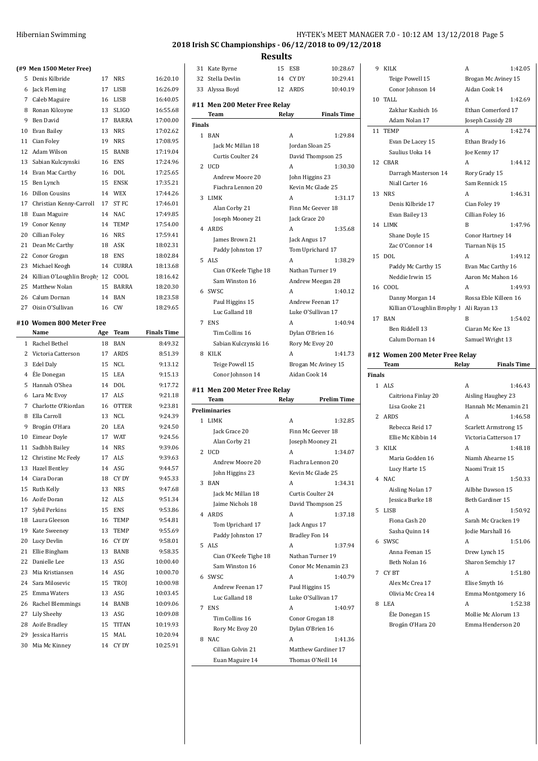## 2018 Irish SC Championships - 06/12/2018 to 09/12/2018

### Results

**(#9 Men 1500 Meter Free)**

| | Name | Age | Team | Finals Time |
|---|---|---|---|---|
| 5 | Denis Kilbride | 17 | NRS | 16:20.10 |
| 6 | Jack Fleming | 17 | LISB | 16:26.09 |
| 7 | Caleb Maguire | 16 | LISB | 16:40.05 |
| 8 | Ronan Kilcoyne | 13 | SLIGO | 16:55.68 |
| 9 | Ben David | 17 | BARRA | 17:00.00 |
| 10 | Evan Bailey | 13 | NRS | 17:02.62 |
| 11 | Cian Foley | 19 | NRS | 17:08.95 |
| 12 | Adam Wilson | 15 | BANB | 17:19.04 |
| 13 | Sabian Kulczynski | 16 | ENS | 17:24.96 |
| 14 | Evan Mac Carthy | 16 | DOL | 17:25.65 |
| 15 | Ben Lynch | 15 | ENSK | 17:35.21 |
| 16 | Dillon Cousins | 14 | WEX | 17:44.26 |
| 17 | Christian Kenny-Carroll | 17 | ST FC | 17:46.01 |
| 18 | Euan Maguire | 14 | NAC | 17:49.85 |
| 19 | Conor Kenny | 14 | TEMP | 17:54.00 |
| 20 | Cillian Foley | 16 | NRS | 17:59.41 |
| 21 | Dean Mc Carthy | 18 | ASK | 18:02.31 |
| 22 | Conor Grogan | 18 | ENS | 18:02.84 |
| 23 | Michael Keogh | 14 | CURRA | 18:13.68 |
| 24 | Killian O'Loughlin Brophy | 12 | COOL | 18:16.42 |
| 25 | Matthew Nolan | 15 | BARRA | 18:20.30 |
| 26 | Calum Dornan | 14 | BAN | 18:23.58 |
| 27 | Oisin O'Sullivan | 16 | CW | 18:29.65 |

### #10 Women 800 Meter Free

| | Name | Age | Team | Finals Time |
|---|---|---|---|---|
| 1 | Rachel Bethel | 18 | BAN | 8:49.32 |
| 2 | Victoria Catterson | 17 | ARDS | 8:51.39 |
| 3 | Edel Daly | 15 | NCL | 9:13.12 |
| 4 | Éle Donegan | 15 | LEA | 9:15.13 |
| 5 | Hannah O'Shea | 14 | DOL | 9:17.72 |
| 6 | Lara Mc Evoy | 17 | ALS | 9:21.18 |
| 7 | Charlotte O'Riordan | 16 | OTTER | 9:23.81 |
| 8 | Ella Carroll | 13 | NCL | 9:24.39 |
| 9 | Brogán O'Hara | 20 | LEA | 9:24.50 |
| 10 | Eimear Doyle | 17 | WAT | 9:24.56 |
| 11 | Sadhbh Bailey | 14 | NRS | 9:39.06 |
| 12 | Christine Mc Feely | 17 | ALS | 9:39.63 |
| 13 | Hazel Bentley | 14 | ASG | 9:44.57 |
| 14 | Ciara Doran | 18 | CY DY | 9:45.33 |
| 15 | Ruth Kelly | 13 | NRS | 9:47.68 |
| 16 | Aoife Doran | 12 | ALS | 9:51.34 |
| 17 | Sybil Perkins | 15 | ENS | 9:53.86 |
| 18 | Laura Gleeson | 16 | TEMP | 9:54.81 |
| 19 | Kate Sweeney | 13 | TEMP | 9:55.69 |
| 20 | Lucy Devlin | 16 | CY DY | 9:58.01 |
| 21 | Ellie Bingham | 13 | BANB | 9:58.35 |
| 22 | Danielle Lee | 13 | ASG | 10:00.40 |
| 23 | Mia Kristiansen | 14 | ASG | 10:00.70 |
| 24 | Sara Milosevic | 15 | TROJ | 10:00.98 |
| 25 | Emma Waters | 13 | ASG | 10:03.45 |
| 26 | Rachel Blemmings | 14 | BANB | 10:09.06 |
| 27 | Lily Sheehy | 13 | ASG | 10:09.08 |
| 28 | Aoife Bradley | 15 | TITAN | 10:19.93 |
| 29 | Jessica Harris | 15 | MAL | 10:20.94 |
| 30 | Mia Mc Kinney | 14 | CY DY | 10:25.91 |
| 31 | Kate Byrne | 15 | ESB | 10:28.67 |
| 32 | Stella Devlin | 14 | CY DY | 10:29.41 |
| 33 | Alyssa Boyd | 12 | ARDS | 10:40.19 |

### #11 Men 200 Meter Free Relay

| | Team | Relay | Finals Time |
|---|---|---|---|
| **Finals** | | | |
| 1 | BAN | A | 1:29.84 |
| | Jack Mc Millan 18 | Jordan Sloan 25 | |
| | Curtis Coulter 24 | David Thompson 25 | |
| 2 | UCD | A | 1:30.30 |
| | Andrew Moore 20 | John Higgins 23 | |
| | Fiachra Lennon 20 | Kevin Mc Glade 25 | |
| 3 | LIMK | A | 1:31.17 |
| | Alan Corby 21 | Finn Mc Geever 18 | |
| | Joseph Mooney 21 | Jack Grace 20 | |
| 4 | ARDS | A | 1:35.68 |
| | James Brown 21 | Jack Angus 17 | |
| | Paddy Johnston 17 | Tom Uprichard 17 | |
| 5 | ALS | A | 1:38.29 |
| | Cian O'Keefe Tighe 18 | Nathan Turner 19 | |
| | Sam Winston 16 | Andrew Meegan 28 | |
| 6 | SWSC | A | 1:40.12 |
| | Paul Higgins 15 | Andrew Feenan 17 | |
| | Luc Galland 18 | Luke O'Sullivan 17 | |
| 7 | ENS | A | 1:40.94 |
| | Tim Collins 16 | Dylan O'Brien 16 | |
| | Sabian Kulczynski 16 | Rory Mc Evoy 20 | |
| 8 | KILK | A | 1:41.73 |
| | Teige Powell 15 | Brogan Mc Aviney 15 | |
| | Conor Johnson 14 | Aidan Cook 14 | |

### #11 Men 200 Meter Free Relay

| | Team | Relay | Prelim Time |
|---|---|---|---|
| **Preliminaries** | | | |
| 1 | LIMK | A | 1:32.85 |
| | Jack Grace 20 | Finn Mc Geever 18 | |
| | Alan Corby 21 | Joseph Mooney 21 | |
| 2 | UCD | A | 1:34.07 |
| | Andrew Moore 20 | Fiachra Lennon 20 | |
| | John Higgins 23 | Kevin Mc Glade 25 | |
| 3 | BAN | A | 1:34.31 |
| | Jack Mc Millan 18 | Curtis Coulter 24 | |
| | Jaime Nichols 18 | David Thompson 25 | |
| 4 | ARDS | A | 1:37.18 |
| | Tom Uprichard 17 | Jack Angus 17 | |
| | Paddy Johnston 17 | Bradley Fon 14 | |
| 5 | ALS | A | 1:37.94 |
| | Cian O'Keefe Tighe 18 | Nathan Turner 19 | |
| | Sam Winston 16 | Conor Mc Menamin 23 | |
| 6 | SWSC | A | 1:40.79 |
| | Andrew Feenan 17 | Paul Higgins 15 | |
| | Luc Galland 18 | Luke O'Sullivan 17 | |
| 7 | ENS | A | 1:40.97 |
| | Tim Collins 16 | Conor Grogan 18 | |
| | Rory Mc Evoy 20 | Dylan O'Brien 16 | |
| 8 | NAC | A | 1:41.36 |
| | Cillian Colvin 21 | Matthew Gardiner 17 | |
| | Euan Maguire 14 | Thomas O'Neill 14 | |
| 9 | KILK | A | 1:42.05 |
| | Teige Powell 15 | Brogan Mc Aviney 15 | |
| | Conor Johnson 14 | Aidan Cook 14 | |
| 10 | TALL | A | 1:42.69 |
| | Zakhar Kashich 16 | Ethan Comerford 17 | |
| | Adam Nolan 17 | Joseph Cassidy 28 | |
| 11 | TEMP | A | 1:42.74 |
| | Evan De Lacey 15 | Ethan Brady 16 | |
| | Saulius Uoka 14 | Joe Kenny 17 | |
| 12 | CBAR | A | 1:44.12 |
| | Darragh Masterson 14 | Rory Grady 15 | |
| | Niall Carter 16 | Sam Rennick 15 | |
| 13 | NRS | A | 1:46.31 |
| | Denis Kilbride 17 | Cian Foley 19 | |
| | Evan Bailey 13 | Cillian Foley 16 | |
| 14 | LIMK | B | 1:47.96 |
| | Shane Doyle 15 | Conor Hartney 14 | |
| | Zac O'Connor 14 | Tiarnan Nijs 15 | |
| 15 | DOL | A | 1:49.12 |
| | Paddy Mc Carthy 15 | Evan Mac Carthy 16 | |
| | Neddie Irwin 15 | Aaron Mc Mahon 16 | |
| 16 | COOL | A | 1:49.93 |
| | Danny Morgan 14 | Rossa Eble Killeen 16 | |
| | Killian O'Loughlin Brophy 1 | Ali Rayan 13 | |
| 17 | BAN | B | 1:54.02 |
| | Ben Riddell 13 | Ciaran Mc Kee 13 | |
| | Calum Dornan 14 | Samuel Wright 13 | |

### #12 Women 200 Meter Free Relay

| | Team | Relay | Finals Time |
|---|---|---|---|
| **Finals** | | | |
| 1 | ALS | A | 1:46.43 |
| | Caitriona Finlay 20 | Aisling Haughey 23 | |
| | Lisa Cooke 21 | Hannah Mc Menamin 21 | |
| 2 | ARDS | A | 1:46.58 |
| | Rebecca Reid 17 | Scarlett Armstrong 15 | |
| | Ellie Mc Kibbin 14 | Victoria Catterson 17 | |
| 3 | KILK | A | 1:48.18 |
| | Maria Godden 16 | Niamh Ahearne 15 | |
| | Lucy Harte 15 | Naomi Trait 15 | |
| 4 | NAC | A | 1:50.33 |
| | Aisling Nolan 17 | Ailbhe Dawson 15 | |
| | Jessica Burke 18 | Beth Gardiner 15 | |
| 5 | LISB | A | 1:50.92 |
| | Fiona Cash 20 | Sarah Mc Cracken 19 | |
| | Sasha Quinn 14 | Jodie Marshall 16 | |
| 6 | SWSC | A | 1:51.06 |
| | Anna Feenan 15 | Drew Lynch 15 | |
| | Beth Nolan 16 | Sharon Semchiy 17 | |
| 7 | CY BT | A | 1:51.80 |
| | Alex Mc Crea 17 | Elise Smyth 16 | |
| | Olivia Mc Crea 14 | Emma Montgomery 16 | |
| 8 | LEA | A | 1:52.38 |
| | Éle Donegan 15 | Mollie Mc Alorum 13 | |
| | Brogán O'Hara 20 | Emma Henderson 20 | |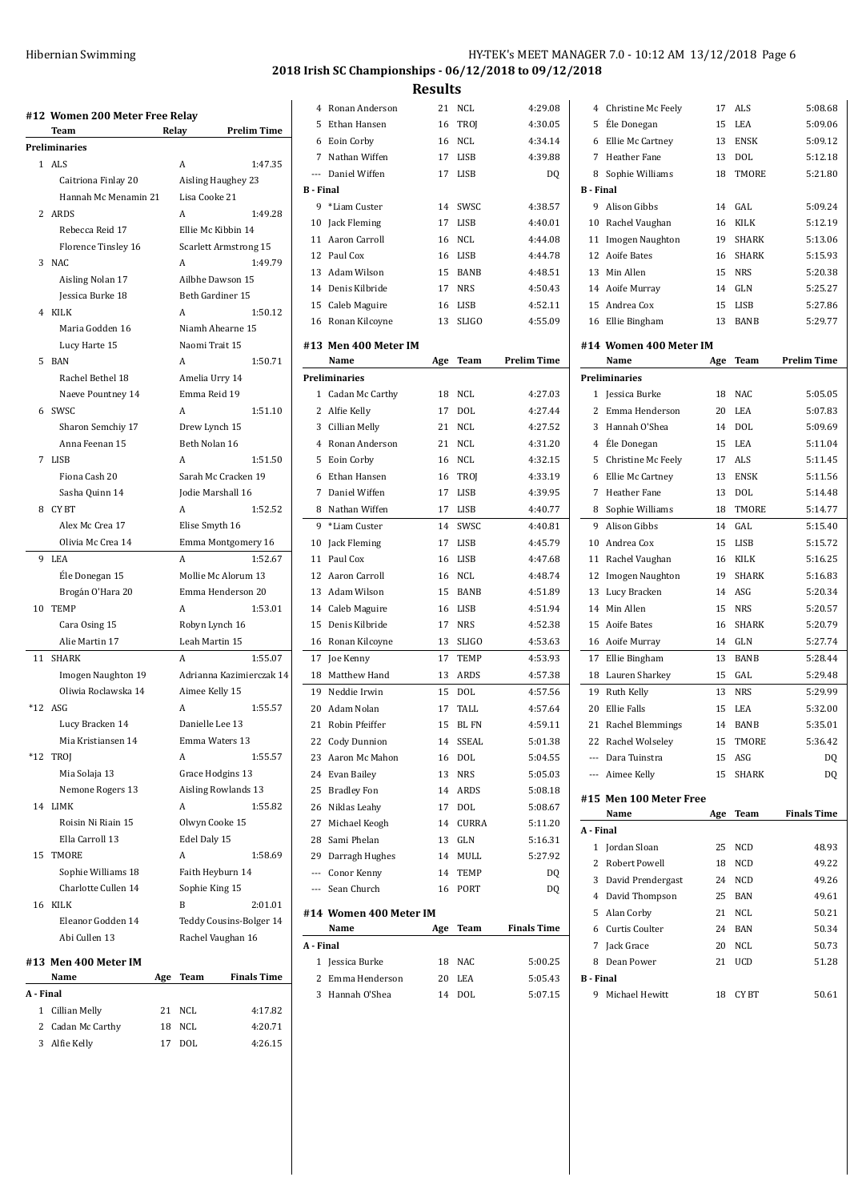## 2018 Irish SC Championships - 06/12/2018 to 09/12/2018

### Results

#### #12 Women 200 Meter Free Relay

| | Team | Relay | Prelim Time |
|---|---|---|---|
| **Preliminaries** | | | |
| 1 | ALS | A | 1:47.35 |
| | Caitriona Finlay 20 | Aisling Haughey 23 | |
| | Hannah Mc Menamin 21 | Lisa Cooke 21 | |
| 2 | ARDS | A | 1:49.28 |
| | Rebecca Reid 17 | Ellie Mc Kibbin 14 | |
| | Florence Tinsley 16 | Scarlett Armstrong 15 | |
| 3 | NAC | A | 1:49.79 |
| | Aisling Nolan 17 | Ailbhe Dawson 15 | |
| | Jessica Burke 18 | Beth Gardiner 15 | |
| 4 | KILK | A | 1:50.12 |
| | Maria Godden 16 | Niamh Ahearne 15 | |
| | Lucy Harte 15 | Naomi Trait 15 | |
| 5 | BAN | A | 1:50.71 |
| | Rachel Bethel 18 | Amelia Urry 14 | |
| | Naeve Pountney 14 | Emma Reid 19 | |
| 6 | SWSC | A | 1:51.10 |
| | Sharon Semchiy 17 | Drew Lynch 15 | |
| | Anna Feenan 15 | Beth Nolan 16 | |
| 7 | LISB | A | 1:51.50 |
| | Fiona Cash 20 | Sarah Mc Cracken 19 | |
| | Sasha Quinn 14 | Jodie Marshall 16 | |
| 8 | CY BT | A | 1:52.52 |
| | Alex Mc Crea 17 | Elise Smyth 16 | |
| | Olivia Mc Crea 14 | Emma Montgomery 16 | |
| 9 | LEA | A | 1:52.67 |
| | Éle Donegan 15 | Mollie Mc Alorum 13 | |
| | Brogán O'Hara 20 | Emma Henderson 20 | |
| 10 | TEMP | A | 1:53.01 |
| | Cara Osing 15 | Robyn Lynch 16 | |
| | Alie Martin 17 | Leah Martin 15 | |
| 11 | SHARK | A | 1:55.07 |
| | Imogen Naughton 19 | Adrianna Kazimierczak 14 | |
| | Oliwia Roclawska 14 | Aimee Kelly 15 | |
| *12 | ASG | A | 1:55.57 |
| | Lucy Bracken 14 | Danielle Lee 13 | |
| | Mia Kristiansen 14 | Emma Waters 13 | |
| *12 | TROJ | A | 1:55.57 |
| | Mia Solaja 13 | Grace Hodgins 13 | |
| | Nemone Rogers 13 | Aisling Rowlands 13 | |
| 14 | LIMK | A | 1:55.82 |
| | Roisin Ni Riain 15 | Olwyn Cooke 15 | |
| | Ella Carroll 13 | Edel Daly 15 | |
| 15 | TMORE | A | 1:58.69 |
| | Sophie Williams 18 | Faith Heyburn 14 | |
| | Charlotte Cullen 14 | Sophie King 15 | |
| 16 | KILK | B | 2:01.01 |
| | Eleanor Godden 14 | Teddy Cousins-Bolger 14 | |
| | Abi Cullen 13 | Rachel Vaughan 16 | |

#### #13 Men 400 Meter IM

| | Name | Age | Team | Finals Time |
|---|---|---|---|---|
| **A - Final** | | | | |
| 1 | Cillian Melly | 21 | NCL | 4:17.82 |
| 2 | Cadan Mc Carthy | 18 | NCL | 4:20.71 |
| 3 | Alfie Kelly | 17 | DOL | 4:26.15 |
| 4 | Ronan Anderson | 21 | NCL | 4:29.08 |
| 5 | Ethan Hansen | 16 | TROJ | 4:30.05 |
| 6 | Eoin Corby | 16 | NCL | 4:34.14 |
| 7 | Nathan Wiffen | 17 | LISB | 4:39.88 |
| --- | Daniel Wiffen | 17 | LISB | DQ |
| **B - Final** | | | | |
| 9 | *Liam Custer | 14 | SWSC | 4:38.57 |
| 10 | Jack Fleming | 17 | LISB | 4:40.01 |
| 11 | Aaron Carroll | 16 | NCL | 4:44.08 |
| 12 | Paul Cox | 16 | LISB | 4:44.78 |
| 13 | Adam Wilson | 15 | BANB | 4:48.51 |
| 14 | Denis Kilbride | 17 | NRS | 4:50.43 |
| 15 | Caleb Maguire | 16 | LISB | 4:52.11 |
| 16 | Ronan Kilcoyne | 13 | SLIGO | 4:55.09 |

#### #13 Men 400 Meter IM

| | Name | Age | Team | Prelim Time |
|---|---|---|---|---|
| **Preliminaries** | | | | |
| 1 | Cadan Mc Carthy | 18 | NCL | 4:27.03 |
| 2 | Alfie Kelly | 17 | DOL | 4:27.44 |
| 3 | Cillian Melly | 21 | NCL | 4:27.52 |
| 4 | Ronan Anderson | 21 | NCL | 4:31.20 |
| 5 | Eoin Corby | 16 | NCL | 4:32.15 |
| 6 | Ethan Hansen | 16 | TROJ | 4:33.19 |
| 7 | Daniel Wiffen | 17 | LISB | 4:39.95 |
| 8 | Nathan Wiffen | 17 | LISB | 4:40.77 |
| 9 | *Liam Custer | 14 | SWSC | 4:40.81 |
| 10 | Jack Fleming | 17 | LISB | 4:45.79 |
| 11 | Paul Cox | 16 | LISB | 4:47.68 |
| 12 | Aaron Carroll | 16 | NCL | 4:48.74 |
| 13 | Adam Wilson | 15 | BANB | 4:51.89 |
| 14 | Caleb Maguire | 16 | LISB | 4:51.94 |
| 15 | Denis Kilbride | 17 | NRS | 4:52.38 |
| 16 | Ronan Kilcoyne | 13 | SLIGO | 4:53.63 |
| 17 | Joe Kenny | 17 | TEMP | 4:53.93 |
| 18 | Matthew Hand | 13 | ARDS | 4:57.38 |
| 19 | Neddie Irwin | 15 | DOL | 4:57.56 |
| 20 | Adam Nolan | 17 | TALL | 4:57.64 |
| 21 | Robin Pfeiffer | 15 | BL FN | 4:59.11 |
| 22 | Cody Dunnion | 14 | SSEAL | 5:01.38 |
| 23 | Aaron Mc Mahon | 16 | DOL | 5:04.55 |
| 24 | Evan Bailey | 13 | NRS | 5:05.03 |
| 25 | Bradley Fon | 14 | ARDS | 5:08.18 |
| 26 | Niklas Leahy | 17 | DOL | 5:08.67 |
| 27 | Michael Keogh | 14 | CURRA | 5:11.20 |
| 28 | Sami Phelan | 13 | GLN | 5:16.31 |
| 29 | Darragh Hughes | 14 | MULL | 5:27.92 |
| --- | Conor Kenny | 14 | TEMP | DQ |
| --- | Sean Church | 16 | PORT | DQ |

#### #14 Women 400 Meter IM

| | Name | Age | Team | Finals Time |
|---|---|---|---|---|
| **A - Final** | | | | |
| 1 | Jessica Burke | 18 | NAC | 5:00.25 |
| 2 | Emma Henderson | 20 | LEA | 5:05.43 |
| 3 | Hannah O'Shea | 14 | DOL | 5:07.15 |
| 4 | Christine Mc Feely | 17 | ALS | 5:08.68 |
| 5 | Éle Donegan | 15 | LEA | 5:09.06 |
| 6 | Ellie Mc Cartney | 13 | ENSK | 5:09.12 |
| 7 | Heather Fane | 13 | DOL | 5:12.18 |
| 8 | Sophie Williams | 18 | TMORE | 5:21.80 |
| **B - Final** | | | | |
| 9 | Alison Gibbs | 14 | GAL | 5:09.24 |
| 10 | Rachel Vaughan | 16 | KILK | 5:12.19 |
| 11 | Imogen Naughton | 19 | SHARK | 5:13.06 |
| 12 | Aoife Bates | 16 | SHARK | 5:15.93 |
| 13 | Min Allen | 15 | NRS | 5:20.38 |
| 14 | Aoife Murray | 14 | GLN | 5:25.27 |
| 15 | Andrea Cox | 15 | LISB | 5:27.86 |
| 16 | Ellie Bingham | 13 | BANB | 5:29.77 |

#### #14 Women 400 Meter IM

| | Name | Age | Team | Prelim Time |
|---|---|---|---|---|
| **Preliminaries** | | | | |
| 1 | Jessica Burke | 18 | NAC | 5:05.05 |
| 2 | Emma Henderson | 20 | LEA | 5:07.83 |
| 3 | Hannah O'Shea | 14 | DOL | 5:09.69 |
| 4 | Éle Donegan | 15 | LEA | 5:11.04 |
| 5 | Christine Mc Feely | 17 | ALS | 5:11.45 |
| 6 | Ellie Mc Cartney | 13 | ENSK | 5:11.56 |
| 7 | Heather Fane | 13 | DOL | 5:14.48 |
| 8 | Sophie Williams | 18 | TMORE | 5:14.77 |
| 9 | Alison Gibbs | 14 | GAL | 5:15.40 |
| 10 | Andrea Cox | 15 | LISB | 5:15.72 |
| 11 | Rachel Vaughan | 16 | KILK | 5:16.25 |
| 12 | Imogen Naughton | 19 | SHARK | 5:16.83 |
| 13 | Lucy Bracken | 14 | ASG | 5:20.34 |
| 14 | Min Allen | 15 | NRS | 5:20.57 |
| 15 | Aoife Bates | 16 | SHARK | 5:20.79 |
| 16 | Aoife Murray | 14 | GLN | 5:27.74 |
| 17 | Ellie Bingham | 13 | BANB | 5:28.44 |
| 18 | Lauren Sharkey | 15 | GAL | 5:29.48 |
| 19 | Ruth Kelly | 13 | NRS | 5:29.99 |
| 20 | Ellie Falls | 15 | LEA | 5:32.00 |
| 21 | Rachel Blemmings | 14 | BANB | 5:35.01 |
| 22 | Rachel Wolseley | 15 | TMORE | 5:36.42 |
| --- | Dara Tuinstra | 15 | ASG | DQ |
| --- | Aimee Kelly | 15 | SHARK | DQ |

#### #15 Men 100 Meter Free

| | Name | Age | Team | Finals Time |
|---|---|---|---|---|
| **A - Final** | | | | |
| 1 | Jordan Sloan | 25 | NCD | 48.93 |
| 2 | Robert Powell | 18 | NCD | 49.22 |
| 3 | David Prendergast | 24 | NCD | 49.26 |
| 4 | David Thompson | 25 | BAN | 49.61 |
| 5 | Alan Corby | 21 | NCL | 50.21 |
| 6 | Curtis Coulter | 24 | BAN | 50.34 |
| 7 | Jack Grace | 20 | NCL | 50.73 |
| 8 | Dean Power | 21 | UCD | 51.28 |
| **B - Final** | | | | |
| 9 | Michael Hewitt | 18 | CY BT | 50.61 |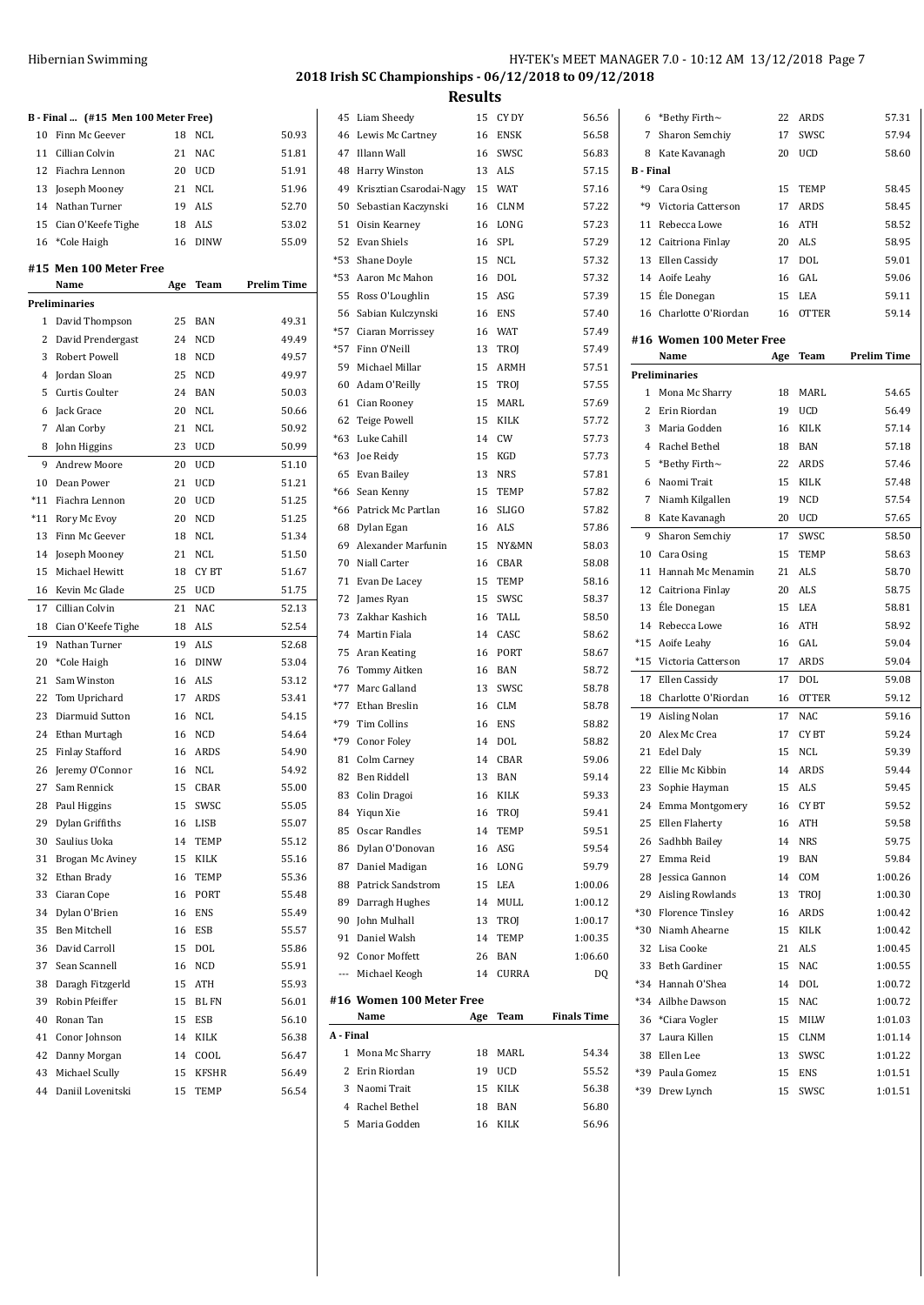## 2018 Irish SC Championships - 06/12/2018 to 09/12/2018

## Results

### B - Final ... (#15 Men 100 Meter Free)

| | Name | Age | Team | Time |
|---|---|---|---|---|
| 10 | Finn Mc Geever | 18 | NCL | 50.93 |
| 11 | Cillian Colvin | 21 | NAC | 51.81 |
| 12 | Fiachra Lennon | 20 | UCD | 51.91 |
| 13 | Joseph Mooney | 21 | NCL | 51.96 |
| 14 | Nathan Turner | 19 | ALS | 52.70 |
| 15 | Cian O'Keefe Tighe | 18 | ALS | 53.02 |
| 16 | *Cole Haigh | 16 | DINW | 55.09 |

### #15 Men 100 Meter Free

| | Name | Age | Team | Prelim Time |
|---|---|---|---|---|
| **Preliminaries** | | | | |
| 1 | David Thompson | 25 | BAN | 49.31 |
| 2 | David Prendergast | 24 | NCD | 49.49 |
| 3 | Robert Powell | 18 | NCD | 49.57 |
| 4 | Jordan Sloan | 25 | NCD | 49.97 |
| 5 | Curtis Coulter | 24 | BAN | 50.03 |
| 6 | Jack Grace | 20 | NCL | 50.66 |
| 7 | Alan Corby | 21 | NCL | 50.92 |
| 8 | John Higgins | 23 | UCD | 50.99 |
| 9 | Andrew Moore | 20 | UCD | 51.10 |
| 10 | Dean Power | 21 | UCD | 51.21 |
| *11 | Fiachra Lennon | 20 | UCD | 51.25 |
| *11 | Rory Mc Evoy | 20 | NCD | 51.25 |
| 13 | Finn Mc Geever | 18 | NCL | 51.34 |
| 14 | Joseph Mooney | 21 | NCL | 51.50 |
| 15 | Michael Hewitt | 18 | CY BT | 51.67 |
| 16 | Kevin Mc Glade | 25 | UCD | 51.75 |
| 17 | Cillian Colvin | 21 | NAC | 52.13 |
| 18 | Cian O'Keefe Tighe | 18 | ALS | 52.54 |
| 19 | Nathan Turner | 19 | ALS | 52.68 |
| 20 | *Cole Haigh | 16 | DINW | 53.04 |
| 21 | Sam Winston | 16 | ALS | 53.12 |
| 22 | Tom Uprichard | 17 | ARDS | 53.41 |
| 23 | Diarmuid Sutton | 16 | NCL | 54.15 |
| 24 | Ethan Murtagh | 16 | NCD | 54.64 |
| 25 | Finlay Stafford | 16 | ARDS | 54.90 |
| 26 | Jeremy O'Connor | 16 | NCL | 54.92 |
| 27 | Sam Rennick | 15 | CBAR | 55.00 |
| 28 | Paul Higgins | 15 | SWSC | 55.05 |
| 29 | Dylan Griffiths | 16 | LISB | 55.07 |
| 30 | Saulius Uoka | 14 | TEMP | 55.12 |
| 31 | Brogan Mc Aviney | 15 | KILK | 55.16 |
| 32 | Ethan Brady | 16 | TEMP | 55.36 |
| 33 | Ciaran Cope | 16 | PORT | 55.48 |
| 34 | Dylan O'Brien | 16 | ENS | 55.49 |
| 35 | Ben Mitchell | 16 | ESB | 55.57 |
| 36 | David Carroll | 15 | DOL | 55.86 |
| 37 | Sean Scannell | 16 | NCD | 55.91 |
| 38 | Daragh Fitzgerld | 15 | ATH | 55.93 |
| 39 | Robin Pfeiffer | 15 | BL FN | 56.01 |
| 40 | Ronan Tan | 15 | ESB | 56.10 |
| 41 | Conor Johnson | 14 | KILK | 56.38 |
| 42 | Danny Morgan | 14 | COOL | 56.47 |
| 43 | Michael Scully | 15 | KFSHR | 56.49 |
| 44 | Daniil Lovenitski | 15 | TEMP | 56.54 |
| 45 | Liam Sheedy | 15 | CY DY | 56.56 |
| 46 | Lewis Mc Cartney | 16 | ENSK | 56.58 |
| 47 | Illann Wall | 16 | SWSC | 56.83 |
| 48 | Harry Winston | 13 | ALS | 57.15 |
| 49 | Krisztian Csarodai-Nagy | 15 | WAT | 57.16 |
| 50 | Sebastian Kaczynski | 16 | CLNM | 57.22 |
| 51 | Oisin Kearney | 16 | LONG | 57.23 |
| 52 | Evan Shiels | 16 | SPL | 57.29 |
| *53 | Shane Doyle | 15 | NCL | 57.32 |
| *53 | Aaron Mc Mahon | 16 | DOL | 57.32 |
| 55 | Ross O'Loughlin | 15 | ASG | 57.39 |
| 56 | Sabian Kulczynski | 16 | ENS | 57.40 |
| *57 | Ciaran Morrissey | 16 | WAT | 57.49 |
| *57 | Finn O'Neill | 13 | TROJ | 57.49 |
| 59 | Michael Millar | 15 | ARMH | 57.51 |
| 60 | Adam O'Reilly | 15 | TROJ | 57.55 |
| 61 | Cian Rooney | 15 | MARL | 57.69 |
| 62 | Teige Powell | 15 | KILK | 57.72 |
| *63 | Luke Cahill | 14 | CW | 57.73 |
| *63 | Joe Reidy | 15 | KGD | 57.73 |
| 65 | Evan Bailey | 13 | NRS | 57.81 |
| *66 | Sean Kenny | 15 | TEMP | 57.82 |
| *66 | Patrick Mc Partlan | 16 | SLIGO | 57.82 |
| 68 | Dylan Egan | 16 | ALS | 57.86 |
| 69 | Alexander Marfunin | 15 | NY&MN | 58.03 |
| 70 | Niall Carter | 16 | CBAR | 58.08 |
| 71 | Evan De Lacey | 15 | TEMP | 58.16 |
| 72 | James Ryan | 15 | SWSC | 58.37 |
| 73 | Zakhar Kashich | 16 | TALL | 58.50 |
| 74 | Martin Fiala | 14 | CASC | 58.62 |
| 75 | Aran Keating | 16 | PORT | 58.67 |
| 76 | Tommy Aitken | 16 | BAN | 58.72 |
| *77 | Marc Galland | 13 | SWSC | 58.78 |
| *77 | Ethan Breslin | 16 | CLM | 58.78 |
| *79 | Tim Collins | 16 | ENS | 58.82 |
| *79 | Conor Foley | 14 | DOL | 58.82 |
| 81 | Colm Carney | 14 | CBAR | 59.06 |
| 82 | Ben Riddell | 13 | BAN | 59.14 |
| 83 | Colin Dragoi | 16 | KILK | 59.33 |
| 84 | Yiqun Xie | 16 | TROJ | 59.41 |
| 85 | Oscar Randles | 14 | TEMP | 59.51 |
| 86 | Dylan O'Donovan | 16 | ASG | 59.54 |
| 87 | Daniel Madigan | 16 | LONG | 59.79 |
| 88 | Patrick Sandstrom | 15 | LEA | 1:00.06 |
| 89 | Darragh Hughes | 14 | MULL | 1:00.12 |
| 90 | John Mulhall | 13 | TROJ | 1:00.17 |
| 91 | Daniel Walsh | 14 | TEMP | 1:00.35 |
| 92 | Conor Moffett | 26 | BAN | 1:06.60 |
| --- | Michael Keogh | 14 | CURRA | DQ |

### #16 Women 100 Meter Free

| | Name | Age | Team | Finals Time |
|---|---|---|---|---|
| **A - Final** | | | | |
| 1 | Mona Mc Sharry | 18 | MARL | 54.34 |
| 2 | Erin Riordan | 19 | UCD | 55.52 |
| 3 | Naomi Trait | 15 | KILK | 56.38 |
| 4 | Rachel Bethel | 18 | BAN | 56.80 |
| 5 | Maria Godden | 16 | KILK | 56.96 |
| 6 | *Bethy Firth~ | 22 | ARDS | 57.31 |
| 7 | Sharon Semchiy | 17 | SWSC | 57.94 |
| 8 | Kate Kavanagh | 20 | UCD | 58.60 |
| **B - Final** | | | | |
| *9 | Cara Osing | 15 | TEMP | 58.45 |
| *9 | Victoria Catterson | 17 | ARDS | 58.45 |
| 11 | Rebecca Lowe | 16 | ATH | 58.52 |
| 12 | Caitriona Finlay | 20 | ALS | 58.95 |
| 13 | Ellen Cassidy | 17 | DOL | 59.01 |
| 14 | Aoife Leahy | 16 | GAL | 59.06 |
| 15 | Éle Donegan | 15 | LEA | 59.11 |
| 16 | Charlotte O'Riordan | 16 | OTTER | 59.14 |

### #16 Women 100 Meter Free

| | Name | Age | Team | Prelim Time |
|---|---|---|---|---|
| **Preliminaries** | | | | |
| 1 | Mona Mc Sharry | 18 | MARL | 54.65 |
| 2 | Erin Riordan | 19 | UCD | 56.49 |
| 3 | Maria Godden | 16 | KILK | 57.14 |
| 4 | Rachel Bethel | 18 | BAN | 57.18 |
| 5 | *Bethy Firth~ | 22 | ARDS | 57.46 |
| 6 | Naomi Trait | 15 | KILK | 57.48 |
| 7 | Niamh Kilgallen | 19 | NCD | 57.54 |
| 8 | Kate Kavanagh | 20 | UCD | 57.65 |
| 9 | Sharon Semchiy | 17 | SWSC | 58.50 |
| 10 | Cara Osing | 15 | TEMP | 58.63 |
| 11 | Hannah Mc Menamin | 21 | ALS | 58.70 |
| 12 | Caitriona Finlay | 20 | ALS | 58.75 |
| 13 | Éle Donegan | 15 | LEA | 58.81 |
| 14 | Rebecca Lowe | 16 | ATH | 58.92 |
| *15 | Aoife Leahy | 16 | GAL | 59.04 |
| *15 | Victoria Catterson | 17 | ARDS | 59.04 |
| 17 | Ellen Cassidy | 17 | DOL | 59.08 |
| 18 | Charlotte O'Riordan | 16 | OTTER | 59.12 |
| 19 | Aisling Nolan | 17 | NAC | 59.16 |
| 20 | Alex Mc Crea | 17 | CY BT | 59.24 |
| 21 | Edel Daly | 15 | NCL | 59.39 |
| 22 | Ellie Mc Kibbin | 14 | ARDS | 59.44 |
| 23 | Sophie Hayman | 15 | ALS | 59.45 |
| 24 | Emma Montgomery | 16 | CY BT | 59.52 |
| 25 | Ellen Flaherty | 16 | ATH | 59.58 |
| 26 | Sadhbh Bailey | 14 | NRS | 59.75 |
| 27 | Emma Reid | 19 | BAN | 59.84 |
| 28 | Jessica Gannon | 14 | COM | 1:00.26 |
| 29 | Aisling Rowlands | 13 | TROJ | 1:00.30 |
| *30 | Florence Tinsley | 16 | ARDS | 1:00.42 |
| *30 | Niamh Ahearne | 15 | KILK | 1:00.42 |
| 32 | Lisa Cooke | 21 | ALS | 1:00.45 |
| 33 | Beth Gardiner | 15 | NAC | 1:00.55 |
| *34 | Hannah O'Shea | 14 | DOL | 1:00.72 |
| *34 | Ailbhe Dawson | 15 | NAC | 1:00.72 |
| 36 | *Ciara Vogler | 15 | MILW | 1:01.03 |
| 37 | Laura Killen | 15 | CLNM | 1:01.14 |
| 38 | Ellen Lee | 13 | SWSC | 1:01.22 |
| *39 | Paula Gomez | 15 | ENS | 1:01.51 |
| *39 | Drew Lynch | 15 | SWSC | 1:01.51 |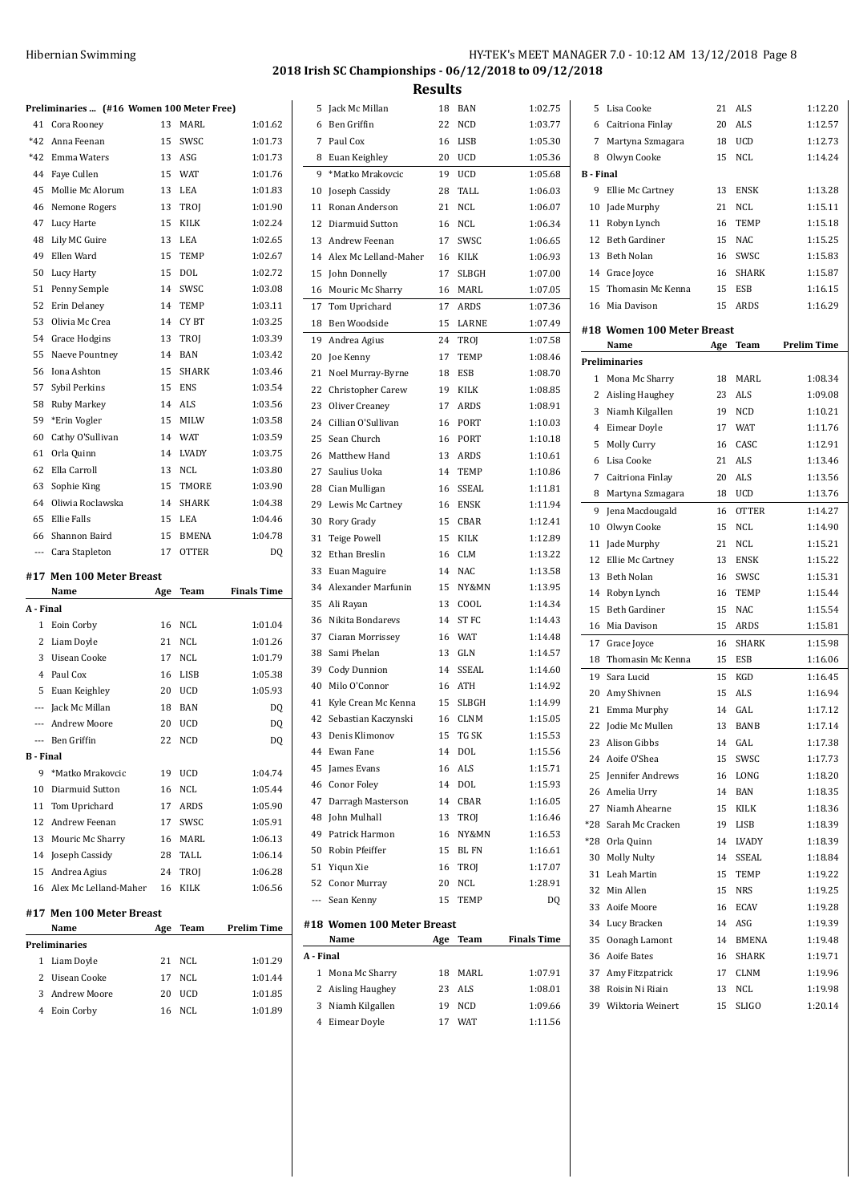## 2018 Irish SC Championships - 06/12/2018 to 09/12/2018

## Results

### Preliminaries ... (#16 Women 100 Meter Free)

| | Name | Age | Team | Time |
|---|---|---|---|---|
| 41 | Cora Rooney | 13 | MARL | 1:01.62 |
| *42 | Anna Feenan | 15 | SWSC | 1:01.73 |
| *42 | Emma Waters | 13 | ASG | 1:01.73 |
| 44 | Faye Cullen | 15 | WAT | 1:01.76 |
| 45 | Mollie Mc Alorum | 13 | LEA | 1:01.83 |
| 46 | Nemone Rogers | 13 | TROJ | 1:01.90 |
| 47 | Lucy Harte | 15 | KILK | 1:02.24 |
| 48 | Lily MC Guire | 13 | LEA | 1:02.65 |
| 49 | Ellen Ward | 15 | TEMP | 1:02.67 |
| 50 | Lucy Harty | 15 | DOL | 1:02.72 |
| 51 | Penny Semple | 14 | SWSC | 1:03.08 |
| 52 | Erin Delaney | 14 | TEMP | 1:03.11 |
| 53 | Olivia Mc Crea | 14 | CY BT | 1:03.25 |
| 54 | Grace Hodgins | 13 | TROJ | 1:03.39 |
| 55 | Naeve Pountney | 14 | BAN | 1:03.42 |
| 56 | Iona Ashton | 15 | SHARK | 1:03.46 |
| 57 | Sybil Perkins | 15 | ENS | 1:03.54 |
| 58 | Ruby Markey | 14 | ALS | 1:03.56 |
| 59 | *Erin Vogler | 15 | MILW | 1:03.58 |
| 60 | Cathy O'Sullivan | 14 | WAT | 1:03.59 |
| 61 | Orla Quinn | 14 | LVADY | 1:03.75 |
| 62 | Ella Carroll | 13 | NCL | 1:03.80 |
| 63 | Sophie King | 15 | TMORE | 1:03.90 |
| 64 | Oliwia Roclawska | 14 | SHARK | 1:04.38 |
| 65 | Ellie Falls | 15 | LEA | 1:04.46 |
| 66 | Shannon Baird | 15 | BMENA | 1:04.78 |
| --- | Cara Stapleton | 17 | OTTER | DQ |

### #17 Men 100 Meter Breast

| | Name | Age | Team | Finals Time |
|---|---|---|---|---|
| **A - Final** | | | | |
| 1 | Eoin Corby | 16 | NCL | 1:01.04 |
| 2 | Liam Doyle | 21 | NCL | 1:01.26 |
| 3 | Uisean Cooke | 17 | NCL | 1:01.79 |
| 4 | Paul Cox | 16 | LISB | 1:05.38 |
| 5 | Euan Keighley | 20 | UCD | 1:05.93 |
| --- | Jack Mc Millan | 18 | BAN | DQ |
| --- | Andrew Moore | 20 | UCD | DQ |
| --- | Ben Griffin | 22 | NCD | DQ |
| **B - Final** | | | | |
| 9 | *Matko Mrakovcic | 19 | UCD | 1:04.74 |
| 10 | Diarmuid Sutton | 16 | NCL | 1:05.44 |
| 11 | Tom Uprichard | 17 | ARDS | 1:05.90 |
| 12 | Andrew Feenan | 17 | SWSC | 1:05.91 |
| 13 | Mouric Mc Sharry | 16 | MARL | 1:06.13 |
| 14 | Joseph Cassidy | 28 | TALL | 1:06.14 |
| 15 | Andrea Agius | 24 | TROJ | 1:06.28 |
| 16 | Alex Mc Lelland-Maher | 16 | KILK | 1:06.56 |

### #17 Men 100 Meter Breast

| | Name | Age | Team | Prelim Time |
|---|---|---|---|---|
| **Preliminaries** | | | | |
| 1 | Liam Doyle | 21 | NCL | 1:01.29 |
| 2 | Uisean Cooke | 17 | NCL | 1:01.44 |
| 3 | Andrew Moore | 20 | UCD | 1:01.85 |
| 4 | Eoin Corby | 16 | NCL | 1:01.89 |
| 5 | Jack Mc Millan | 18 | BAN | 1:02.75 |
| 6 | Ben Griffin | 22 | NCD | 1:03.77 |
| 7 | Paul Cox | 16 | LISB | 1:05.30 |
| 8 | Euan Keighley | 20 | UCD | 1:05.36 |
| 9 | *Matko Mrakovcic | 19 | UCD | 1:05.68 |
| 10 | Joseph Cassidy | 28 | TALL | 1:06.03 |
| 11 | Ronan Anderson | 21 | NCL | 1:06.07 |
| 12 | Diarmuid Sutton | 16 | NCL | 1:06.34 |
| 13 | Andrew Feenan | 17 | SWSC | 1:06.65 |
| 14 | Alex Mc Lelland-Maher | 16 | KILK | 1:06.93 |
| 15 | John Donnelly | 17 | SLBGH | 1:07.00 |
| 16 | Mouric Mc Sharry | 16 | MARL | 1:07.05 |
| 17 | Tom Uprichard | 17 | ARDS | 1:07.36 |
| 18 | Ben Woodside | 15 | LARNE | 1:07.49 |
| 19 | Andrea Agius | 24 | TROJ | 1:07.58 |
| 20 | Joe Kenny | 17 | TEMP | 1:08.46 |
| 21 | Noel Murray-Byrne | 18 | ESB | 1:08.70 |
| 22 | Christopher Carew | 19 | KILK | 1:08.85 |
| 23 | Oliver Creaney | 17 | ARDS | 1:08.91 |
| 24 | Cillian O'Sullivan | 16 | PORT | 1:10.03 |
| 25 | Sean Church | 16 | PORT | 1:10.18 |
| 26 | Matthew Hand | 13 | ARDS | 1:10.61 |
| 27 | Saulius Uoka | 14 | TEMP | 1:10.86 |
| 28 | Cian Mulligan | 16 | SSEAL | 1:11.81 |
| 29 | Lewis Mc Cartney | 16 | ENSK | 1:11.94 |
| 30 | Rory Grady | 15 | CBAR | 1:12.41 |
| 31 | Teige Powell | 15 | KILK | 1:12.89 |
| 32 | Ethan Breslin | 16 | CLM | 1:13.22 |
| 33 | Euan Maguire | 14 | NAC | 1:13.58 |
| 34 | Alexander Marfunin | 15 | NY&MN | 1:13.95 |
| 35 | Ali Rayan | 13 | COOL | 1:14.34 |
| 36 | Nikita Bondarevs | 14 | ST FC | 1:14.43 |
| 37 | Ciaran Morrissey | 16 | WAT | 1:14.48 |
| 38 | Sami Phelan | 13 | GLN | 1:14.57 |
| 39 | Cody Dunnion | 14 | SSEAL | 1:14.60 |
| 40 | Milo O'Connor | 16 | ATH | 1:14.92 |
| 41 | Kyle Crean Mc Kenna | 15 | SLBGH | 1:14.99 |
| 42 | Sebastian Kaczynski | 16 | CLNM | 1:15.05 |
| 43 | Denis Klimonov | 15 | TG SK | 1:15.53 |
| 44 | Ewan Fane | 14 | DOL | 1:15.56 |
| 45 | James Evans | 16 | ALS | 1:15.71 |
| 46 | Conor Foley | 14 | DOL | 1:15.93 |
| 47 | Darragh Masterson | 14 | CBAR | 1:16.05 |
| 48 | John Mulhall | 13 | TROJ | 1:16.46 |
| 49 | Patrick Harmon | 16 | NY&MN | 1:16.53 |
| 50 | Robin Pfeiffer | 15 | BL FN | 1:16.61 |
| 51 | Yiqun Xie | 16 | TROJ | 1:17.07 |
| 52 | Conor Murray | 20 | NCL | 1:28.91 |
| --- | Sean Kenny | 15 | TEMP | DQ |

### #18 Women 100 Meter Breast

| | Name | Age | Team | Finals Time |
|---|---|---|---|---|
| **A - Final** | | | | |
| 1 | Mona Mc Sharry | 18 | MARL | 1:07.91 |
| 2 | Aisling Haughey | 23 | ALS | 1:08.01 |
| 3 | Niamh Kilgallen | 19 | NCD | 1:09.66 |
| 4 | Eimear Doyle | 17 | WAT | 1:11.56 |
| 5 | Lisa Cooke | 21 | ALS | 1:12.20 |
| 6 | Caitriona Finlay | 20 | ALS | 1:12.57 |
| 7 | Martyna Szmagara | 18 | UCD | 1:12.73 |
| 8 | Olwyn Cooke | 15 | NCL | 1:14.24 |
| **B - Final** | | | | |
| 9 | Ellie Mc Cartney | 13 | ENSK | 1:13.28 |
| 10 | Jade Murphy | 21 | NCL | 1:15.11 |
| 11 | Robyn Lynch | 16 | TEMP | 1:15.18 |
| 12 | Beth Gardiner | 15 | NAC | 1:15.25 |
| 13 | Beth Nolan | 16 | SWSC | 1:15.83 |
| 14 | Grace Joyce | 16 | SHARK | 1:15.87 |
| 15 | Thomasin Mc Kenna | 15 | ESB | 1:16.15 |
| 16 | Mia Davison | 15 | ARDS | 1:16.29 |

### #18 Women 100 Meter Breast

| | Name | Age | Team | Prelim Time |
|---|---|---|---|---|
| **Preliminaries** | | | | |
| 1 | Mona Mc Sharry | 18 | MARL | 1:08.34 |
| 2 | Aisling Haughey | 23 | ALS | 1:09.08 |
| 3 | Niamh Kilgallen | 19 | NCD | 1:10.21 |
| 4 | Eimear Doyle | 17 | WAT | 1:11.76 |
| 5 | Molly Curry | 16 | CASC | 1:12.91 |
| 6 | Lisa Cooke | 21 | ALS | 1:13.46 |
| 7 | Caitriona Finlay | 20 | ALS | 1:13.56 |
| 8 | Martyna Szmagara | 18 | UCD | 1:13.76 |
| 9 | Jena Macdougald | 16 | OTTER | 1:14.27 |
| 10 | Olwyn Cooke | 15 | NCL | 1:14.90 |
| 11 | Jade Murphy | 21 | NCL | 1:15.21 |
| 12 | Ellie Mc Cartney | 13 | ENSK | 1:15.22 |
| 13 | Beth Nolan | 16 | SWSC | 1:15.31 |
| 14 | Robyn Lynch | 16 | TEMP | 1:15.44 |
| 15 | Beth Gardiner | 15 | NAC | 1:15.54 |
| 16 | Mia Davison | 15 | ARDS | 1:15.81 |
| 17 | Grace Joyce | 16 | SHARK | 1:15.98 |
| 18 | Thomasin Mc Kenna | 15 | ESB | 1:16.06 |
| 19 | Sara Lucid | 15 | KGD | 1:16.45 |
| 20 | Amy Shivnen | 15 | ALS | 1:16.94 |
| 21 | Emma Murphy | 14 | GAL | 1:17.12 |
| 22 | Jodie Mc Mullen | 13 | BANB | 1:17.14 |
| 23 | Alison Gibbs | 14 | GAL | 1:17.38 |
| 24 | Aoife O'Shea | 15 | SWSC | 1:17.73 |
| 25 | Jennifer Andrews | 16 | LONG | 1:18.20 |
| 26 | Amelia Urry | 14 | BAN | 1:18.35 |
| 27 | Niamh Ahearne | 15 | KILK | 1:18.36 |
| *28 | Sarah Mc Cracken | 19 | LISB | 1:18.39 |
| *28 | Orla Quinn | 14 | LVADY | 1:18.39 |
| 30 | Molly Nulty | 14 | SSEAL | 1:18.84 |
| 31 | Leah Martin | 15 | TEMP | 1:19.22 |
| 32 | Min Allen | 15 | NRS | 1:19.25 |
| 33 | Aoife Moore | 16 | ECAV | 1:19.28 |
| 34 | Lucy Bracken | 14 | ASG | 1:19.39 |
| 35 | Oonagh Lamont | 14 | BMENA | 1:19.48 |
| 36 | Aoife Bates | 16 | SHARK | 1:19.71 |
| 37 | Amy Fitzpatrick | 17 | CLNM | 1:19.96 |
| 38 | Roisin Ni Riain | 13 | NCL | 1:19.98 |
| 39 | Wiktoria Weinert | 15 | SLIGO | 1:20.14 |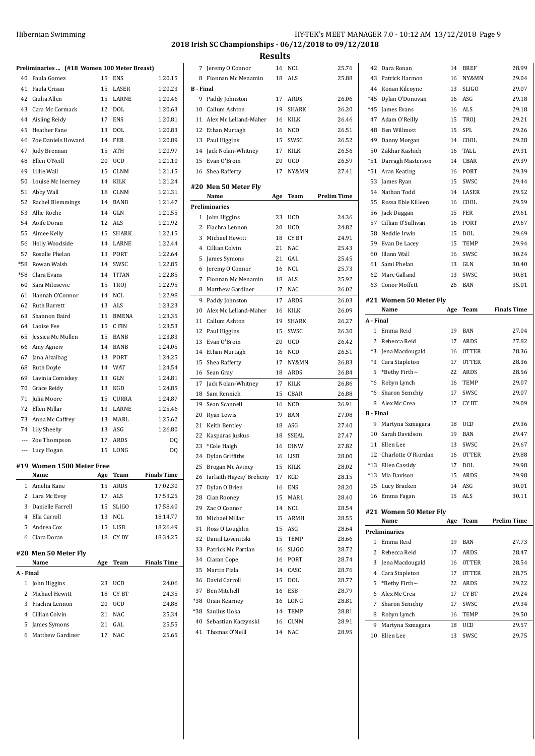# 2018 Irish SC Championships - 06/12/2018 to 09/12/2018

## Results

### Preliminaries ... (#18 Women 100 Meter Breast)

| Place | Name | Age | Team | Time |
|---|---|---|---|---|
| 40 | Paula Gomez | 15 | ENS | 1:20.15 |
| 41 | Paula Crisan | 15 | LASER | 1:20.23 |
| 42 | Giulia Allen | 15 | LARNE | 1:20.46 |
| 43 | Cara Mc Cormack | 12 | DOL | 1:20.63 |
| 44 | Aisling Reidy | 17 | ENS | 1:20.81 |
| 45 | Heather Fane | 13 | DOL | 1:20.83 |
| 46 | Zoe Daniels Howard | 14 | FER | 1:20.89 |
| 47 | Judy Brennan | 15 | ATH | 1:20.97 |
| 48 | Ellen O'Neill | 20 | UCD | 1:21.10 |
| 49 | Lillie Wall | 15 | CLNM | 1:21.15 |
| 50 | Louise Mc Inerney | 14 | KILK | 1:21.24 |
| 51 | Abby Wall | 18 | CLNM | 1:21.31 |
| 52 | Rachel Blemmings | 14 | BANB | 1:21.47 |
| 53 | Allie Roche | 14 | GLN | 1:21.55 |
| 54 | Aoife Doran | 12 | ALS | 1:21.92 |
| 55 | Aimee Kelly | 15 | SHARK | 1:22.15 |
| 56 | Holly Woodside | 14 | LARNE | 1:22.44 |
| 57 | Rosalie Phelan | 13 | PORT | 1:22.64 |
| *58 | Rowan Walsh | 14 | SWSC | 1:22.85 |
| *58 | Clara Evans | 14 | TITAN | 1:22.85 |
| 60 | Sara Milosevic | 15 | TROJ | 1:22.95 |
| 61 | Hannah O'Connor | 14 | NCL | 1:22.98 |
| 62 | Ruth Barrett | 13 | ALS | 1:23.23 |
| 63 | Shannon Baird | 15 | BMENA | 1:23.35 |
| 64 | Laoise Fee | 15 | C FIN | 1:23.53 |
| 65 | Jessica Mc Mullen | 15 | BANB | 1:23.83 |
| 66 | Amy Agnew | 14 | BANB | 1:24.05 |
| 67 | Jana Alzaibag | 13 | PORT | 1:24.25 |
| 68 | Ruth Doyle | 14 | WAT | 1:24.54 |
| 69 | Lavinia Comiskey | 13 | GLN | 1:24.81 |
| 70 | Grace Reidy | 13 | KGD | 1:24.85 |
| 71 | Julia Moore | 15 | CURRA | 1:24.87 |
| 72 | Ellen Millar | 13 | LARNE | 1:25.46 |
| 73 | Anna Mc Caffrey | 13 | MARL | 1:25.62 |
| 74 | Lily Sheehy | 13 | ASG | 1:26.80 |
| --- | Zoe Thompson | 17 | ARDS | DQ |
| --- | Lucy Hogan | 15 | LONG | DQ |

### #19 Women 1500 Meter Free

| Place | Name | Age | Team | Finals Time |
|---|---|---|---|---|
| 1 | Amelia Kane | 15 | ARDS | 17:02.30 |
| 2 | Lara Mc Evoy | 17 | ALS | 17:53.25 |
| 3 | Danielle Farrell | 15 | SLIGO | 17:58.40 |
| 4 | Ella Carroll | 13 | NCL | 18:14.77 |
| 5 | Andrea Cox | 15 | LISB | 18:26.49 |
| 6 | Ciara Doran | 18 | CY DY | 18:34.25 |

### #20 Men 50 Meter Fly

| Place | Name | Age | Team | Finals Time |
|---|---|---|---|---|
| **A - Final** | | | | |
| 1 | John Higgins | 23 | UCD | 24.06 |
| 2 | Michael Hewitt | 18 | CY BT | 24.35 |
| 3 | Fiachra Lennon | 20 | UCD | 24.88 |
| 4 | Cillian Colvin | 21 | NAC | 25.34 |
| 5 | James Symons | 21 | GAL | 25.55 |
| 6 | Matthew Gardiner | 17 | NAC | 25.65 |
| 7 | Jeremy O'Connor | 16 | NCL | 25.76 |
| 8 | Fionnan Mc Menamin | 18 | ALS | 25.88 |
| **B - Final** | | | | |
| 9 | Paddy Johnston | 17 | ARDS | 26.06 |
| 10 | Callum Ashton | 19 | SHARK | 26.20 |
| 11 | Alex Mc Lelland-Maher | 16 | KILK | 26.46 |
| 12 | Ethan Murtagh | 16 | NCD | 26.51 |
| 13 | Paul Higgins | 15 | SWSC | 26.52 |
| 14 | Jack Nolan-Whitney | 17 | KILK | 26.56 |
| 15 | Evan O'Broin | 20 | UCD | 26.59 |
| 16 | Shea Rafferty | 17 | NY&MN | 27.41 |

### #20 Men 50 Meter Fly

| Place | Name | Age | Team | Prelim Time |
|---|---|---|---|---|
| **Preliminaries** | | | | |
| 1 | John Higgins | 23 | UCD | 24.36 |
| 2 | Fiachra Lennon | 20 | UCD | 24.82 |
| 3 | Michael Hewitt | 18 | CY BT | 24.91 |
| 4 | Cillian Colvin | 21 | NAC | 25.43 |
| 5 | James Symons | 21 | GAL | 25.45 |
| 6 | Jeremy O'Connor | 16 | NCL | 25.73 |
| 7 | Fionnan Mc Menamin | 18 | ALS | 25.92 |
| 8 | Matthew Gardiner | 17 | NAC | 26.02 |
| 9 | Paddy Johnston | 17 | ARDS | 26.03 |
| 10 | Alex Mc Lelland-Maher | 16 | KILK | 26.09 |
| 11 | Callum Ashton | 19 | SHARK | 26.27 |
| 12 | Paul Higgins | 15 | SWSC | 26.30 |
| 13 | Evan O'Broin | 20 | UCD | 26.42 |
| 14 | Ethan Murtagh | 16 | NCD | 26.51 |
| 15 | Shea Rafferty | 17 | NY&MN | 26.83 |
| 16 | Sean Gray | 18 | ARDS | 26.84 |
| 17 | Jack Nolan-Whitney | 17 | KILK | 26.86 |
| 18 | Sam Rennick | 15 | CBAR | 26.88 |
| 19 | Sean Scannell | 16 | NCD | 26.91 |
| 20 | Ryan Lewis | 19 | BAN | 27.08 |
| 21 | Keith Bentley | 18 | ASG | 27.40 |
| 22 | Kasparas Juskus | 18 | SSEAL | 27.47 |
| 23 | *Cole Haigh | 16 | DINW | 27.82 |
| 24 | Dylan Griffiths | 16 | LISB | 28.00 |
| 25 | Brogan Mc Aviney | 15 | KILK | 28.02 |
| 26 | Iarlaith Hayes/ Breheny | 17 | KGD | 28.15 |
| 27 | Dylan O'Brien | 16 | ENS | 28.20 |
| 28 | Cian Rooney | 15 | MARL | 28.40 |
| 29 | Zac O'Connor | 14 | NCL | 28.54 |
| 30 | Michael Millar | 15 | ARMH | 28.55 |
| 31 | Ross O'Loughlin | 15 | ASG | 28.64 |
| 32 | Daniil Lovenitski | 15 | TEMP | 28.66 |
| 33 | Patrick Mc Partlan | 16 | SLIGO | 28.72 |
| 34 | Ciaran Cope | 16 | PORT | 28.74 |
| 35 | Martin Fiala | 14 | CASC | 28.76 |
| 36 | David Carroll | 15 | DOL | 28.77 |
| 37 | Ben Mitchell | 16 | ESB | 28.79 |
| *38 | Oisin Kearney | 16 | LONG | 28.81 |
| *38 | Saulius Uoka | 14 | TEMP | 28.81 |
| 40 | Sebastian Kaczynski | 16 | CLNM | 28.91 |
| 41 | Thomas O'Neill | 14 | NAC | 28.95 |
| 42 | Dara Ronan | 14 | BREF | 28.99 |
| 43 | Patrick Harmon | 16 | NY&MN | 29.04 |
| 44 | Ronan Kilcoyne | 13 | SLIGO | 29.07 |
| *45 | Dylan O'Donovan | 16 | ASG | 29.18 |
| *45 | James Evans | 16 | ALS | 29.18 |
| 47 | Adam O'Reilly | 15 | TROJ | 29.21 |
| 48 | Ben Willmott | 15 | SPL | 29.26 |
| 49 | Danny Morgan | 14 | COOL | 29.28 |
| 50 | Zakhar Kashich | 16 | TALL | 29.31 |
| *51 | Darragh Masterson | 14 | CBAR | 29.39 |
| *51 | Aran Keating | 16 | PORT | 29.39 |
| 53 | James Ryan | 15 | SWSC | 29.44 |
| 54 | Nathan Todd | 14 | LASER | 29.52 |
| 55 | Rossa Eble Killeen | 16 | COOL | 29.59 |
| 56 | Jack Duggan | 15 | FER | 29.61 |
| 57 | Cillian O'Sullivan | 16 | PORT | 29.67 |
| 58 | Neddie Irwin | 15 | DOL | 29.69 |
| 59 | Evan De Lacey | 15 | TEMP | 29.94 |
| 60 | Illann Wall | 16 | SWSC | 30.24 |
| 61 | Sami Phelan | 13 | GLN | 30.40 |
| 62 | Marc Galland | 13 | SWSC | 30.81 |
| 63 | Conor Moffett | 26 | BAN | 35.01 |

### #21 Women 50 Meter Fly

| Place | Name | Age | Team | Finals Time |
|---|---|---|---|---|
| **A - Final** | | | | |
| 1 | Emma Reid | 19 | BAN | 27.04 |
| 2 | Rebecca Reid | 17 | ARDS | 27.82 |
| *3 | Jena Macdougald | 16 | OTTER | 28.36 |
| *3 | Cara Stapleton | 17 | OTTER | 28.36 |
| 5 | *Bethy Firth~ | 22 | ARDS | 28.56 |
| *6 | Robyn Lynch | 16 | TEMP | 29.07 |
| *6 | Sharon Semchiy | 17 | SWSC | 29.07 |
| 8 | Alex Mc Crea | 17 | CY BT | 29.09 |
| **B - Final** | | | | |
| 9 | Martyna Szmagara | 18 | UCD | 29.36 |
| 10 | Sarah Davidson | 19 | BAN | 29.47 |
| 11 | Ellen Lee | 13 | SWSC | 29.67 |
| 12 | Charlotte O'Riordan | 16 | OTTER | 29.88 |
| *13 | Ellen Cassidy | 17 | DOL | 29.98 |
| *13 | Mia Davison | 15 | ARDS | 29.98 |
| 15 | Lucy Bracken | 14 | ASG | 30.01 |
| 16 | Emma Fagan | 15 | ALS | 30.11 |

### #21 Women 50 Meter Fly

| Place | Name | Age | Team | Prelim Time |
|---|---|---|---|---|
| **Preliminaries** | | | | |
| 1 | Emma Reid | 19 | BAN | 27.73 |
| 2 | Rebecca Reid | 17 | ARDS | 28.47 |
| 3 | Jena Macdougald | 16 | OTTER | 28.54 |
| 4 | Cara Stapleton | 17 | OTTER | 28.75 |
| 5 | *Bethy Firth~ | 22 | ARDS | 29.22 |
| 6 | Alex Mc Crea | 17 | CY BT | 29.24 |
| 7 | Sharon Semchiy | 17 | SWSC | 29.34 |
| 8 | Robyn Lynch | 16 | TEMP | 29.50 |
| 9 | Martyna Szmagara | 18 | UCD | 29.57 |
| 10 | Ellen Lee | 13 | SWSC | 29.75 |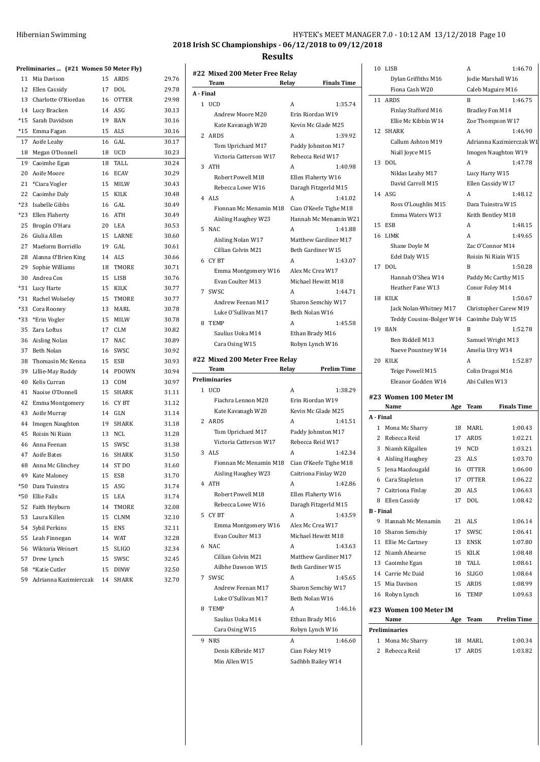## 2018 Irish SC Championships - 06/12/2018 to 09/12/2018

## Results

### Preliminaries ... (#21 Women 50 Meter Fly)

| | Name | Age | Team | Time |
|---|---|---|---|---|
| 11 | Mia Davison | 15 | ARDS | 29.76 |
| 12 | Ellen Cassidy | 17 | DOL | 29.78 |
| 13 | Charlotte O'Riordan | 16 | OTTER | 29.98 |
| 14 | Lucy Bracken | 14 | ASG | 30.13 |
| *15 | Sarah Davidson | 19 | BAN | 30.16 |
| *15 | Emma Fagan | 15 | ALS | 30.16 |
| 17 | Aoife Leahy | 16 | GAL | 30.17 |
| 18 | Megan O'Donnell | 18 | UCD | 30.23 |
| 19 | Caoimhe Egan | 18 | TALL | 30.24 |
| 20 | Aoife Moore | 16 | ECAV | 30.29 |
| 21 | *Ciara Vogler | 15 | MILW | 30.43 |
| 22 | Caoimhe Daly | 15 | KILK | 30.48 |
| *23 | Isabelle Gibbs | 16 | GAL | 30.49 |
| *23 | Ellen Flaherty | 16 | ATH | 30.49 |
| 25 | Brogán O'Hara | 20 | LEA | 30.53 |
| 26 | Giulia Allen | 15 | LARNE | 30.60 |
| 27 | Maeform Borriello | 19 | GAL | 30.61 |
| 28 | Alanna O'Brien King | 14 | ALS | 30.66 |
| 29 | Sophie Williams | 18 | TMORE | 30.71 |
| 30 | Andrea Cox | 15 | LISB | 30.76 |
| *31 | Lucy Harte | 15 | KILK | 30.77 |
| *31 | Rachel Wolseley | 15 | TMORE | 30.77 |
| *33 | Cora Rooney | 13 | MARL | 30.78 |
| *33 | *Erin Vogler | 15 | MILW | 30.78 |
| 35 | Zara Loftus | 17 | CLM | 30.82 |
| 36 | Aisling Nolan | 17 | NAC | 30.89 |
| 37 | Beth Nolan | 16 | SWSC | 30.92 |
| 38 | Thomasin Mc Kenna | 15 | ESB | 30.93 |
| 39 | Lillie-May Ruddy | 14 | PDOWN | 30.94 |
| 40 | Kelis Curran | 13 | COM | 30.97 |
| 41 | Naoise O'Donnell | 15 | SHARK | 31.11 |
| 42 | Emma Montgomery | 16 | CY BT | 31.12 |
| 43 | Aoife Murray | 14 | GLN | 31.14 |
| 44 | Imogen Naughton | 19 | SHARK | 31.18 |
| 45 | Roisin Ni Riain | 13 | NCL | 31.28 |
| 46 | Anna Feenan | 15 | SWSC | 31.38 |
| 47 | Aoife Bates | 16 | SHARK | 31.50 |
| 48 | Anna Mc Glinchey | 14 | ST DO | 31.60 |
| 49 | Kate Maloney | 15 | ESB | 31.70 |
| *50 | Dara Tuinstra | 15 | ASG | 31.74 |
| *50 | Ellie Falls | 15 | LEA | 31.74 |
| 52 | Faith Heyburn | 14 | TMORE | 32.08 |
| 53 | Laura Killen | 15 | CLNM | 32.10 |
| 54 | Sybil Perkins | 15 | ENS | 32.11 |
| 55 | Leah Finnegan | 14 | WAT | 32.28 |
| 56 | Wiktoria Weinert | 15 | SLIGO | 32.34 |
| 57 | Drew Lynch | 15 | SWSC | 32.45 |
| 58 | *Katie Cutler | 15 | DINW | 32.50 |
| 59 | Adrianna Kazimierczak | 14 | SHARK | 32.70 |

### #22 Mixed 200 Meter Free Relay

| | Team | Relay | Finals Time |
|---|---|---|---|
| **A - Final** | | | |
| 1 | UCD | A | 1:35.74 |
| | Andrew Moore M20 | Erin Riordan W19 | |
| | Kate Kavanagh W20 | Kevin Mc Glade M25 | |
| 2 | ARDS | A | 1:39.92 |
| | Tom Uprichard M17 | Paddy Johnston M17 | |
| | Victoria Catterson W17 | Rebecca Reid W17 | |
| 3 | ATH | A | 1:40.98 |
| | Robert Powell M18 | Ellen Flaherty W16 | |
| | Rebecca Lowe W16 | Daragh Fitzgerld M15 | |
| 4 | ALS | A | 1:41.02 |
| | Fionnan Mc Menamin M18 | Cian O'Keefe Tighe M18 | |
| | Aisling Haughey W23 | Hannah Mc Menamin W21 | |
| 5 | NAC | A | 1:41.88 |
| | Aisling Nolan W17 | Matthew Gardiner M17 | |
| | Cillian Colvin M21 | Beth Gardiner W15 | |
| 6 | CY BT | A | 1:43.07 |
| | Emma Montgomery W16 | Alex Mc Crea W17 | |
| | Evan Coulter M13 | Michael Hewitt M18 | |
| 7 | SWSC | A | 1:44.71 |
| | Andrew Feenan M17 | Sharon Semchiy W17 | |
| | Luke O'Sullivan M17 | Beth Nolan W16 | |
| 8 | TEMP | A | 1:45.58 |
| | Saulius Uoka M14 | Ethan Brady M16 | |
| | Cara Osing W15 | Robyn Lynch W16 | |

### #22 Mixed 200 Meter Free Relay

| | Team | Relay | Prelim Time |
|---|---|---|---|
| **Preliminaries** | | | |
| 1 | UCD | A | 1:38.29 |
| | Fiachra Lennon M20 | Erin Riordan W19 | |
| | Kate Kavanagh W20 | Kevin Mc Glade M25 | |
| 2 | ARDS | A | 1:41.51 |
| | Tom Uprichard M17 | Paddy Johnston M17 | |
| | Victoria Catterson W17 | Rebecca Reid W17 | |
| 3 | ALS | A | 1:42.34 |
| | Fionnan Mc Menamin M18 | Cian O'Keefe Tighe M18 | |
| | Aisling Haughey W23 | Caitriona Finlay W20 | |
| 4 | ATH | A | 1:42.86 |
| | Robert Powell M18 | Ellen Flaherty W16 | |
| | Rebecca Lowe W16 | Daragh Fitzgerld M15 | |
| 5 | CY BT | A | 1:43.59 |
| | Emma Montgomery W16 | Alex Mc Crea W17 | |
| | Evan Coulter M13 | Michael Hewitt M18 | |
| 6 | NAC | A | 1:43.63 |
| | Cillian Colvin M21 | Matthew Gardiner M17 | |
| | Ailbhe Dawson W15 | Beth Gardiner W15 | |
| 7 | SWSC | A | 1:45.65 |
| | Andrew Feenan M17 | Sharon Semchiy W17 | |
| | Luke O'Sullivan M17 | Beth Nolan W16 | |
| 8 | TEMP | A | 1:46.16 |
| | Saulius Uoka M14 | Ethan Brady M16 | |
| | Cara Osing W15 | Robyn Lynch W16 | |
| 9 | NRS | A | 1:46.60 |
| | Denis Kilbride M17 | Cian Foley M19 | |
| | Min Allen W15 | Sadhbh Bailey W14 | |
| 10 | LISB | A | 1:46.70 |
| | Dylan Griffiths M16 | Jodie Marshall W16 | |
| | Fiona Cash W20 | Caleb Maguire M16 | |
| 11 | ARDS | B | 1:46.75 |
| | Finlay Stafford M16 | Bradley Fon M14 | |
| | Ellie Mc Kibbin W14 | Zoe Thompson W17 | |
| 12 | SHARK | A | 1:46.90 |
| | Callum Ashton M19 | Adrianna Kazimierczak W1 | |
| | Niall Joyce M15 | Imogen Naughton W19 | |
| 13 | DOL | A | 1:47.78 |
| | Niklas Leahy M17 | Lucy Harty W15 | |
| | David Carroll M15 | Ellen Cassidy W17 | |
| 14 | ASG | A | 1:48.12 |
| | Ross O'Loughlin M15 | Dara Tuinstra W15 | |
| | Emma Waters W13 | Keith Bentley M18 | |
| 15 | ESB | A | 1:48.15 |
| 16 | LIMK | A | 1:49.65 |
| | Shane Doyle M | Zac O'Connor M14 | |
| | Edel Daly W15 | Roisin Ni Riain W15 | |
| 17 | DOL | B | 1:50.28 |
| | Hannah O'Shea W14 | Paddy Mc Carthy M15 | |
| | Heather Fane W13 | Conor Foley M14 | |
| 18 | KILK | B | 1:50.67 |
| | Jack Nolan-Whitney M17 | Christopher Carew M19 | |
| | Teddy Cousins-Bolger W14 | Caoimhe Daly W15 | |
| 19 | BAN | B | 1:52.78 |
| | Ben Riddell M13 | Samuel Wright M13 | |
| | Naeve Pountney W14 | Amelia Urry W14 | |
| 20 | KILK | A | 1:52.87 |
| | Teige Powell M15 | Colin Dragoi M16 | |
| | Eleanor Godden W14 | Abi Cullen W13 | |

### #23 Women 100 Meter IM

| | Name | Age | Team | Finals Time |
|---|---|---|---|---|
| **A - Final** | | | | |
| 1 | Mona Mc Sharry | 18 | MARL | 1:00.43 |
| 2 | Rebecca Reid | 17 | ARDS | 1:02.21 |
| 3 | Niamh Kilgallen | 19 | NCD | 1:03.21 |
| 4 | Aisling Haughey | 23 | ALS | 1:03.70 |
| 5 | Jena Macdougald | 16 | OTTER | 1:06.00 |
| 6 | Cara Stapleton | 17 | OTTER | 1:06.22 |
| 7 | Caitriona Finlay | 20 | ALS | 1:06.63 |
| 8 | Ellen Cassidy | 17 | DOL | 1:08.42 |
| **B - Final** | | | | |
| 9 | Hannah Mc Menamin | 21 | ALS | 1:06.14 |
| 10 | Sharon Semchiy | 17 | SWSC | 1:06.41 |
| 11 | Ellie Mc Cartney | 13 | ENSK | 1:07.80 |
| 12 | Niamh Ahearne | 15 | KILK | 1:08.48 |
| 13 | Caoimhe Egan | 18 | TALL | 1:08.61 |
| 14 | Carrie Mc Daid | 16 | SLIGO | 1:08.64 |
| 15 | Mia Davison | 15 | ARDS | 1:08.99 |
| 16 | Robyn Lynch | 16 | TEMP | 1:09.63 |

### #23 Women 100 Meter IM

| | Name | Age | Team | Prelim Time |
|---|---|---|---|---|
| **Preliminaries** | | | | |
| 1 | Mona Mc Sharry | 18 | MARL | 1:00.34 |
| 2 | Rebecca Reid | 17 | ARDS | 1:03.82 |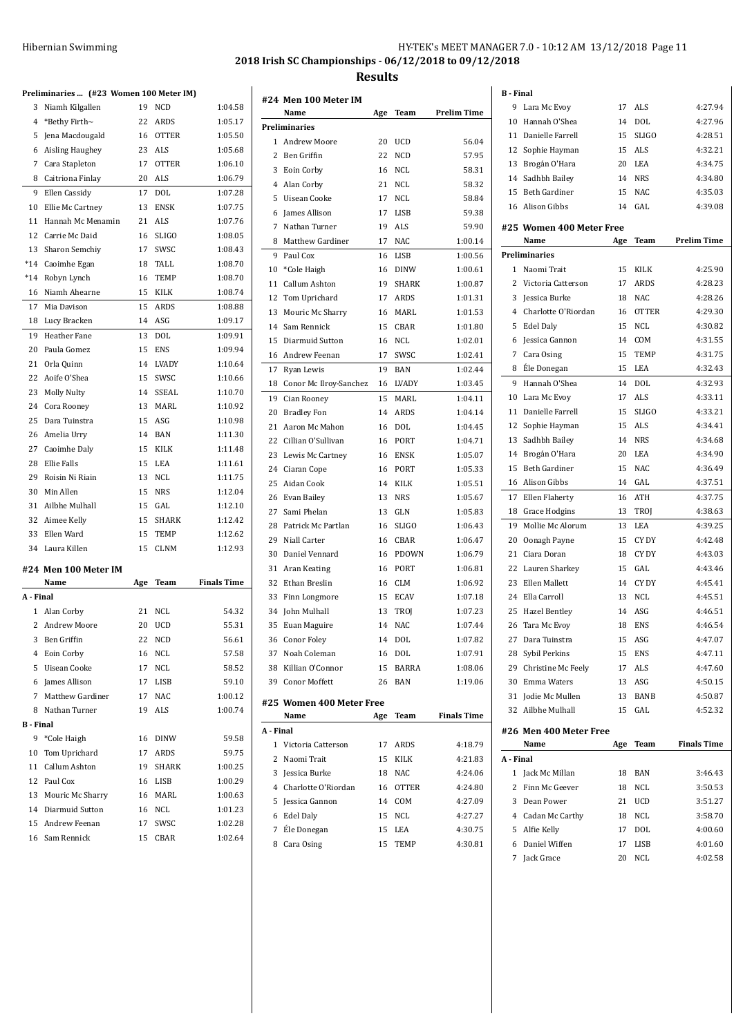## 2018 Irish SC Championships - 06/12/2018 to 09/12/2018

### Results

#### Preliminaries ... (#23 Women 100 Meter IM)

| | Name | Age | Team | Time |
|---|---|---|---|---|
| 3 | Niamh Kilgallen | 19 | NCD | 1:04.58 |
| 4 | *Bethy Firth~ | 22 | ARDS | 1:05.17 |
| 5 | Jena Macdougald | 16 | OTTER | 1:05.50 |
| 6 | Aisling Haughey | 23 | ALS | 1:05.68 |
| 7 | Cara Stapleton | 17 | OTTER | 1:06.10 |
| 8 | Caitriona Finlay | 20 | ALS | 1:06.79 |
| 9 | Ellen Cassidy | 17 | DOL | 1:07.28 |
| 10 | Ellie Mc Cartney | 13 | ENSK | 1:07.75 |
| 11 | Hannah Mc Menamin | 21 | ALS | 1:07.76 |
| 12 | Carrie Mc Daid | 16 | SLIGO | 1:08.05 |
| 13 | Sharon Semchiy | 17 | SWSC | 1:08.43 |
| *14 | Caoimhe Egan | 18 | TALL | 1:08.70 |
| *14 | Robyn Lynch | 16 | TEMP | 1:08.70 |
| 16 | Niamh Ahearne | 15 | KILK | 1:08.74 |
| 17 | Mia Davison | 15 | ARDS | 1:08.88 |
| 18 | Lucy Bracken | 14 | ASG | 1:09.17 |
| 19 | Heather Fane | 13 | DOL | 1:09.91 |
| 20 | Paula Gomez | 15 | ENS | 1:09.94 |
| 21 | Orla Quinn | 14 | LVADY | 1:10.64 |
| 22 | Aoife O'Shea | 15 | SWSC | 1:10.66 |
| 23 | Molly Nulty | 14 | SSEAL | 1:10.70 |
| 24 | Cora Rooney | 13 | MARL | 1:10.92 |
| 25 | Dara Tuinstra | 15 | ASG | 1:10.98 |
| 26 | Amelia Urry | 14 | BAN | 1:11.30 |
| 27 | Caoimhe Daly | 15 | KILK | 1:11.48 |
| 28 | Ellie Falls | 15 | LEA | 1:11.61 |
| 29 | Roisin Ni Riain | 13 | NCL | 1:11.75 |
| 30 | Min Allen | 15 | NRS | 1:12.04 |
| 31 | Ailbhe Mulhall | 15 | GAL | 1:12.10 |
| 32 | Aimee Kelly | 15 | SHARK | 1:12.42 |
| 33 | Ellen Ward | 15 | TEMP | 1:12.62 |
| 34 | Laura Killen | 15 | CLNM | 1:12.93 |

#### #24 Men 100 Meter IM

| | Name | Age | Team | Finals Time |
|---|---|---|---|---|
| **A - Final** | | | | |
| 1 | Alan Corby | 21 | NCL | 54.32 |
| 2 | Andrew Moore | 20 | UCD | 55.31 |
| 3 | Ben Griffin | 22 | NCD | 56.61 |
| 4 | Eoin Corby | 16 | NCL | 57.58 |
| 5 | Uisean Cooke | 17 | NCL | 58.52 |
| 6 | James Allison | 17 | LISB | 59.10 |
| 7 | Matthew Gardiner | 17 | NAC | 1:00.12 |
| 8 | Nathan Turner | 19 | ALS | 1:00.74 |
| **B - Final** | | | | |
| 9 | *Cole Haigh | 16 | DINW | 59.58 |
| 10 | Tom Uprichard | 17 | ARDS | 59.75 |
| 11 | Callum Ashton | 19 | SHARK | 1:00.25 |
| 12 | Paul Cox | 16 | LISB | 1:00.29 |
| 13 | Mouric Mc Sharry | 16 | MARL | 1:00.63 |
| 14 | Diarmuid Sutton | 16 | NCL | 1:01.23 |
| 15 | Andrew Feenan | 17 | SWSC | 1:02.28 |
| 16 | Sam Rennick | 15 | CBAR | 1:02.64 |

#### #24 Men 100 Meter IM

| | Name | Age | Team | Prelim Time |
|---|---|---|---|---|
| **Preliminaries** | | | | |
| 1 | Andrew Moore | 20 | UCD | 56.04 |
| 2 | Ben Griffin | 22 | NCD | 57.95 |
| 3 | Eoin Corby | 16 | NCL | 58.31 |
| 4 | Alan Corby | 21 | NCL | 58.32 |
| 5 | Uisean Cooke | 17 | NCL | 58.84 |
| 6 | James Allison | 17 | LISB | 59.38 |
| 7 | Nathan Turner | 19 | ALS | 59.90 |
| 8 | Matthew Gardiner | 17 | NAC | 1:00.14 |
| 9 | Paul Cox | 16 | LISB | 1:00.56 |
| 10 | *Cole Haigh | 16 | DINW | 1:00.61 |
| 11 | Callum Ashton | 19 | SHARK | 1:00.87 |
| 12 | Tom Uprichard | 17 | ARDS | 1:01.31 |
| 13 | Mouric Mc Sharry | 16 | MARL | 1:01.53 |
| 14 | Sam Rennick | 15 | CBAR | 1:01.80 |
| 15 | Diarmuid Sutton | 16 | NCL | 1:02.01 |
| 16 | Andrew Feenan | 17 | SWSC | 1:02.41 |
| 17 | Ryan Lewis | 19 | BAN | 1:02.44 |
| 18 | Conor Mc Ilroy-Sanchez | 16 | LVADY | 1:03.45 |
| 19 | Cian Rooney | 15 | MARL | 1:04.11 |
| 20 | Bradley Fon | 14 | ARDS | 1:04.14 |
| 21 | Aaron Mc Mahon | 16 | DOL | 1:04.45 |
| 22 | Cillian O'Sullivan | 16 | PORT | 1:04.71 |
| 23 | Lewis Mc Cartney | 16 | ENSK | 1:05.07 |
| 24 | Ciaran Cope | 16 | PORT | 1:05.33 |
| 25 | Aidan Cook | 14 | KILK | 1:05.51 |
| 26 | Evan Bailey | 13 | NRS | 1:05.67 |
| 27 | Sami Phelan | 13 | GLN | 1:05.83 |
| 28 | Patrick Mc Partlan | 16 | SLIGO | 1:06.43 |
| 29 | Niall Carter | 16 | CBAR | 1:06.47 |
| 30 | Daniel Vennard | 16 | PDOWN | 1:06.79 |
| 31 | Aran Keating | 16 | PORT | 1:06.81 |
| 32 | Ethan Breslin | 16 | CLM | 1:06.92 |
| 33 | Finn Longmore | 15 | ECAV | 1:07.18 |
| 34 | John Mulhall | 13 | TROJ | 1:07.23 |
| 35 | Euan Maguire | 14 | NAC | 1:07.44 |
| 36 | Conor Foley | 14 | DOL | 1:07.82 |
| 37 | Noah Coleman | 16 | DOL | 1:07.91 |
| 38 | Killian O'Connor | 15 | BARRA | 1:08.06 |
| 39 | Conor Moffett | 26 | BAN | 1:19.06 |

#### #25 Women 400 Meter Free

| | Name | Age | Team | Finals Time |
|---|---|---|---|---|
| **A - Final** | | | | |
| 1 | Victoria Catterson | 17 | ARDS | 4:18.79 |
| 2 | Naomi Trait | 15 | KILK | 4:21.83 |
| 3 | Jessica Burke | 18 | NAC | 4:24.06 |
| 4 | Charlotte O'Riordan | 16 | OTTER | 4:24.80 |
| 5 | Jessica Gannon | 14 | COM | 4:27.09 |
| 6 | Edel Daly | 15 | NCL | 4:27.27 |
| 7 | Éle Donegan | 15 | LEA | 4:30.75 |
| 8 | Cara Osing | 15 | TEMP | 4:30.81 |
| **B - Final** | | | | |
| 9 | Lara Mc Evoy | 17 | ALS | 4:27.94 |
| 10 | Hannah O'Shea | 14 | DOL | 4:27.96 |
| 11 | Danielle Farrell | 15 | SLIGO | 4:28.51 |
| 12 | Sophie Hayman | 15 | ALS | 4:32.21 |
| 13 | Brogán O'Hara | 20 | LEA | 4:34.75 |
| 14 | Sadhbh Bailey | 14 | NRS | 4:34.80 |
| 15 | Beth Gardiner | 15 | NAC | 4:35.03 |
| 16 | Alison Gibbs | 14 | GAL | 4:39.08 |

#### #25 Women 400 Meter Free

| | Name | Age | Team | Prelim Time |
|---|---|---|---|---|
| **Preliminaries** | | | | |
| 1 | Naomi Trait | 15 | KILK | 4:25.90 |
| 2 | Victoria Catterson | 17 | ARDS | 4:28.23 |
| 3 | Jessica Burke | 18 | NAC | 4:28.26 |
| 4 | Charlotte O'Riordan | 16 | OTTER | 4:29.30 |
| 5 | Edel Daly | 15 | NCL | 4:30.82 |
| 6 | Jessica Gannon | 14 | COM | 4:31.55 |
| 7 | Cara Osing | 15 | TEMP | 4:31.75 |
| 8 | Éle Donegan | 15 | LEA | 4:32.43 |
| 9 | Hannah O'Shea | 14 | DOL | 4:32.93 |
| 10 | Lara Mc Evoy | 17 | ALS | 4:33.11 |
| 11 | Danielle Farrell | 15 | SLIGO | 4:33.21 |
| 12 | Sophie Hayman | 15 | ALS | 4:34.41 |
| 13 | Sadhbh Bailey | 14 | NRS | 4:34.68 |
| 14 | Brogán O'Hara | 20 | LEA | 4:34.90 |
| 15 | Beth Gardiner | 15 | NAC | 4:36.49 |
| 16 | Alison Gibbs | 14 | GAL | 4:37.51 |
| 17 | Ellen Flaherty | 16 | ATH | 4:37.75 |
| 18 | Grace Hodgins | 13 | TROJ | 4:38.63 |
| 19 | Mollie Mc Alorum | 13 | LEA | 4:39.25 |
| 20 | Oonagh Payne | 15 | CY DY | 4:42.48 |
| 21 | Ciara Doran | 18 | CY DY | 4:43.03 |
| 22 | Lauren Sharkey | 15 | GAL | 4:43.46 |
| 23 | Ellen Mallett | 14 | CY DY | 4:45.41 |
| 24 | Ella Carroll | 13 | NCL | 4:45.51 |
| 25 | Hazel Bentley | 14 | ASG | 4:46.51 |
| 26 | Tara Mc Evoy | 18 | ENS | 4:46.54 |
| 27 | Dara Tuinstra | 15 | ASG | 4:47.07 |
| 28 | Sybil Perkins | 15 | ENS | 4:47.11 |
| 29 | Christine Mc Feely | 17 | ALS | 4:47.60 |
| 30 | Emma Waters | 13 | ASG | 4:50.15 |
| 31 | Jodie Mc Mullen | 13 | BANB | 4:50.87 |
| 32 | Ailbhe Mulhall | 15 | GAL | 4:52.32 |

#### #26 Men 400 Meter Free

| | Name | Age | Team | Finals Time |
|---|---|---|---|---|
| **A - Final** | | | | |
| 1 | Jack Mc Millan | 18 | BAN | 3:46.43 |
| 2 | Finn Mc Geever | 18 | NCL | 3:50.53 |
| 3 | Dean Power | 21 | UCD | 3:51.27 |
| 4 | Cadan Mc Carthy | 18 | NCL | 3:58.70 |
| 5 | Alfie Kelly | 17 | DOL | 4:00.60 |
| 6 | Daniel Wiffen | 17 | LISB | 4:01.60 |
| 7 | Jack Grace | 20 | NCL | 4:02.58 |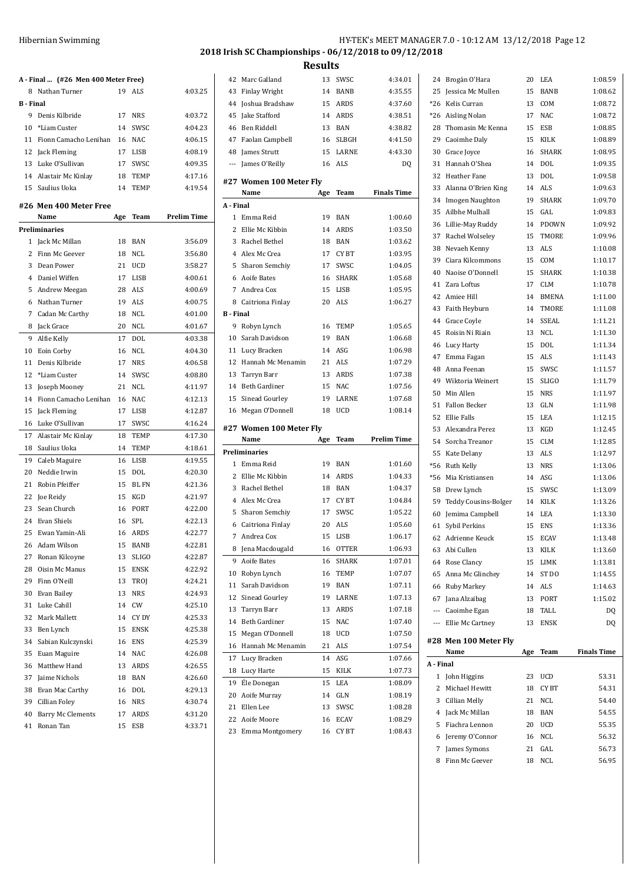# 2018 Irish SC Championships - 06/12/2018 to 09/12/2018

## Results

### A - Final ... (#26 Men 400 Meter Free)

| | Name | Age | Team | Finals Time |
|---|---|---|---|---|
| 8 | Nathan Turner | 19 | ALS | 4:03.25 |
| **B - Final** | | | | |
| 9 | Denis Kilbride | 17 | NRS | 4:03.72 |
| 10 | *Liam Custer | 14 | SWSC | 4:04.23 |
| 11 | Fionn Camacho Lenihan | 16 | NAC | 4:06.15 |
| 12 | Jack Fleming | 17 | LISB | 4:08.19 |
| 13 | Luke O'Sullivan | 17 | SWSC | 4:09.35 |
| 14 | Alastair Mc Kinlay | 18 | TEMP | 4:17.16 |
| 15 | Saulius Uoka | 14 | TEMP | 4:19.54 |

### #26 Men 400 Meter Free

| | Name | Age | Team | Prelim Time |
|---|---|---|---|---|
| **Preliminaries** | | | | |
| 1 | Jack Mc Millan | 18 | BAN | 3:56.09 |
| 2 | Finn Mc Geever | 18 | NCL | 3:56.80 |
| 3 | Dean Power | 21 | UCD | 3:58.27 |
| 4 | Daniel Wiffen | 17 | LISB | 4:00.61 |
| 5 | Andrew Meegan | 28 | ALS | 4:00.69 |
| 6 | Nathan Turner | 19 | ALS | 4:00.75 |
| 7 | Cadan Mc Carthy | 18 | NCL | 4:01.00 |
| 8 | Jack Grace | 20 | NCL | 4:01.67 |
| 9 | Alfie Kelly | 17 | DOL | 4:03.38 |
| 10 | Eoin Corby | 16 | NCL | 4:04.30 |
| 11 | Denis Kilbride | 17 | NRS | 4:06.58 |
| 12 | *Liam Custer | 14 | SWSC | 4:08.80 |
| 13 | Joseph Mooney | 21 | NCL | 4:11.97 |
| 14 | Fionn Camacho Lenihan | 16 | NAC | 4:12.13 |
| 15 | Jack Fleming | 17 | LISB | 4:12.87 |
| 16 | Luke O'Sullivan | 17 | SWSC | 4:16.24 |
| 17 | Alastair Mc Kinlay | 18 | TEMP | 4:17.30 |
| 18 | Saulius Uoka | 14 | TEMP | 4:18.61 |
| 19 | Caleb Maguire | 16 | LISB | 4:19.55 |
| 20 | Neddie Irwin | 15 | DOL | 4:20.30 |
| 21 | Robin Pfeiffer | 15 | BL FN | 4:21.36 |
| 22 | Joe Reidy | 15 | KGD | 4:21.97 |
| 23 | Sean Church | 16 | PORT | 4:22.00 |
| 24 | Evan Shiels | 16 | SPL | 4:22.13 |
| 25 | Ewan Yamin-Ali | 16 | ARDS | 4:22.77 |
| 26 | Adam Wilson | 15 | BANB | 4:22.81 |
| 27 | Ronan Kilcoyne | 13 | SLIGO | 4:22.87 |
| 28 | Oisin Mc Manus | 15 | ENSK | 4:22.92 |
| 29 | Finn O'Neill | 13 | TROJ | 4:24.21 |
| 30 | Evan Bailey | 13 | NRS | 4:24.93 |
| 31 | Luke Cahill | 14 | CW | 4:25.10 |
| 32 | Mark Mallett | 14 | CY DY | 4:25.33 |
| 33 | Ben Lynch | 15 | ENSK | 4:25.38 |
| 34 | Sabian Kulczynski | 16 | ENS | 4:25.39 |
| 35 | Euan Maguire | 14 | NAC | 4:26.08 |
| 36 | Matthew Hand | 13 | ARDS | 4:26.55 |
| 37 | Jaime Nichols | 18 | BAN | 4:26.60 |
| 38 | Evan Mac Carthy | 16 | DOL | 4:29.13 |
| 39 | Cillian Foley | 16 | NRS | 4:30.74 |
| 40 | Barry Mc Clements | 17 | ARDS | 4:31.20 |
| 41 | Ronan Tan | 15 | ESB | 4:33.71 |
| 42 | Marc Galland | 13 | SWSC | 4:34.01 |
| 43 | Finlay Wright | 14 | BANB | 4:35.55 |
| 44 | Joshua Bradshaw | 15 | ARDS | 4:37.60 |
| 45 | Jake Stafford | 14 | ARDS | 4:38.51 |
| 46 | Ben Riddell | 13 | BAN | 4:38.82 |
| 47 | Faolan Campbell | 16 | SLBGH | 4:41.50 |
| 48 | James Strutt | 15 | LARNE | 4:43.30 |
| --- | James O'Reilly | 16 | ALS | DQ |

### #27 Women 100 Meter Fly

| | Name | Age | Team | Finals Time |
|---|---|---|---|---|
| **A - Final** | | | | |
| 1 | Emma Reid | 19 | BAN | 1:00.60 |
| 2 | Ellie Mc Kibbin | 14 | ARDS | 1:03.50 |
| 3 | Rachel Bethel | 18 | BAN | 1:03.62 |
| 4 | Alex Mc Crea | 17 | CY BT | 1:03.95 |
| 5 | Sharon Semchiy | 17 | SWSC | 1:04.05 |
| 6 | Aoife Bates | 16 | SHARK | 1:05.68 |
| 7 | Andrea Cox | 15 | LISB | 1:05.95 |
| 8 | Caitriona Finlay | 20 | ALS | 1:06.27 |
| **B - Final** | | | | |
| 9 | Robyn Lynch | 16 | TEMP | 1:05.65 |
| 10 | Sarah Davidson | 19 | BAN | 1:06.68 |
| 11 | Lucy Bracken | 14 | ASG | 1:06.98 |
| 12 | Hannah Mc Menamin | 21 | ALS | 1:07.29 |
| 13 | Tarryn Barr | 13 | ARDS | 1:07.38 |
| 14 | Beth Gardiner | 15 | NAC | 1:07.56 |
| 15 | Sinead Gourley | 19 | LARNE | 1:07.68 |
| 16 | Megan O'Donnell | 18 | UCD | 1:08.14 |

### #27 Women 100 Meter Fly

| | Name | Age | Team | Prelim Time |
|---|---|---|---|---|
| **Preliminaries** | | | | |
| 1 | Emma Reid | 19 | BAN | 1:01.60 |
| 2 | Ellie Mc Kibbin | 14 | ARDS | 1:04.33 |
| 3 | Rachel Bethel | 18 | BAN | 1:04.37 |
| 4 | Alex Mc Crea | 17 | CY BT | 1:04.84 |
| 5 | Sharon Semchiy | 17 | SWSC | 1:05.22 |
| 6 | Caitriona Finlay | 20 | ALS | 1:05.60 |
| 7 | Andrea Cox | 15 | LISB | 1:06.17 |
| 8 | Jena Macdougald | 16 | OTTER | 1:06.93 |
| 9 | Aoife Bates | 16 | SHARK | 1:07.01 |
| 10 | Robyn Lynch | 16 | TEMP | 1:07.07 |
| 11 | Sarah Davidson | 19 | BAN | 1:07.11 |
| 12 | Sinead Gourley | 19 | LARNE | 1:07.13 |
| 13 | Tarryn Barr | 13 | ARDS | 1:07.18 |
| 14 | Beth Gardiner | 15 | NAC | 1:07.40 |
| 15 | Megan O'Donnell | 18 | UCD | 1:07.50 |
| 16 | Hannah Mc Menamin | 21 | ALS | 1:07.54 |
| 17 | Lucy Bracken | 14 | ASG | 1:07.66 |
| 18 | Lucy Harte | 15 | KILK | 1:07.73 |
| 19 | Éle Donegan | 15 | LEA | 1:08.09 |
| 20 | Aoife Murray | 14 | GLN | 1:08.19 |
| 21 | Ellen Lee | 13 | SWSC | 1:08.28 |
| 22 | Aoife Moore | 16 | ECAV | 1:08.29 |
| 23 | Emma Montgomery | 16 | CY BT | 1:08.43 |
| 24 | Brogán O'Hara | 20 | LEA | 1:08.59 |
| 25 | Jessica Mc Mullen | 15 | BANB | 1:08.62 |
| *26 | Kelis Curran | 13 | COM | 1:08.72 |
| *26 | Aisling Nolan | 17 | NAC | 1:08.72 |
| 28 | Thomasin Mc Kenna | 15 | ESB | 1:08.85 |
| 29 | Caoimhe Daly | 15 | KILK | 1:08.89 |
| 30 | Grace Joyce | 16 | SHARK | 1:08.95 |
| 31 | Hannah O'Shea | 14 | DOL | 1:09.35 |
| 32 | Heather Fane | 13 | DOL | 1:09.58 |
| 33 | Alanna O'Brien King | 14 | ALS | 1:09.63 |
| 34 | Imogen Naughton | 19 | SHARK | 1:09.70 |
| 35 | Ailbhe Mulhall | 15 | GAL | 1:09.83 |
| 36 | Lillie-May Ruddy | 14 | PDOWN | 1:09.92 |
| 37 | Rachel Wolseley | 15 | TMORE | 1:09.96 |
| 38 | Nevaeh Kenny | 13 | ALS | 1:10.08 |
| 39 | Ciara Kilcommons | 15 | COM | 1:10.17 |
| 40 | Naoise O'Donnell | 15 | SHARK | 1:10.38 |
| 41 | Zara Loftus | 17 | CLM | 1:10.78 |
| 42 | Amiee Hill | 14 | BMENA | 1:11.00 |
| 43 | Faith Heyburn | 14 | TMORE | 1:11.08 |
| 44 | Grace Coyle | 14 | SSEAL | 1:11.21 |
| 45 | Roisin Ni Riain | 13 | NCL | 1:11.30 |
| 46 | Lucy Harty | 15 | DOL | 1:11.34 |
| 47 | Emma Fagan | 15 | ALS | 1:11.43 |
| 48 | Anna Feenan | 15 | SWSC | 1:11.57 |
| 49 | Wiktoria Weinert | 15 | SLIGO | 1:11.79 |
| 50 | Min Allen | 15 | NRS | 1:11.97 |
| 51 | Fallon Becker | 13 | GLN | 1:11.98 |
| 52 | Ellie Falls | 15 | LEA | 1:12.15 |
| 53 | Alexandra Perez | 13 | KGD | 1:12.45 |
| 54 | Sorcha Treanor | 15 | CLM | 1:12.85 |
| 55 | Kate Delany | 13 | ALS | 1:12.97 |
| *56 | Ruth Kelly | 13 | NRS | 1:13.06 |
| *56 | Mia Kristiansen | 14 | ASG | 1:13.06 |
| 58 | Drew Lynch | 15 | SWSC | 1:13.09 |
| 59 | Teddy Cousins-Bolger | 14 | KILK | 1:13.26 |
| 60 | Jemima Campbell | 14 | LEA | 1:13.30 |
| 61 | Sybil Perkins | 15 | ENS | 1:13.36 |
| 62 | Adrienne Keuck | 15 | ECAV | 1:13.48 |
| 63 | Abi Cullen | 13 | KILK | 1:13.60 |
| 64 | Rose Clancy | 15 | LIMK | 1:13.81 |
| 65 | Anna Mc Glinchey | 14 | ST DO | 1:14.55 |
| 66 | Ruby Markey | 14 | ALS | 1:14.63 |
| 67 | Jana Alzaibag | 13 | PORT | 1:15.02 |
| --- | Caoimhe Egan | 18 | TALL | DQ |
| --- | Ellie Mc Cartney | 13 | ENSK | DQ |

### #28 Men 100 Meter Fly

| | Name | Age | Team | Finals Time |
|---|---|---|---|---|
| **A - Final** | | | | |
| 1 | John Higgins | 23 | UCD | 53.31 |
| 2 | Michael Hewitt | 18 | CY BT | 54.31 |
| 3 | Cillian Melly | 21 | NCL | 54.40 |
| 4 | Jack Mc Millan | 18 | BAN | 54.55 |
| 5 | Fiachra Lennon | 20 | UCD | 55.35 |
| 6 | Jeremy O'Connor | 16 | NCL | 56.32 |
| 7 | James Symons | 21 | GAL | 56.73 |
| 8 | Finn Mc Geever | 18 | NCL | 56.95 |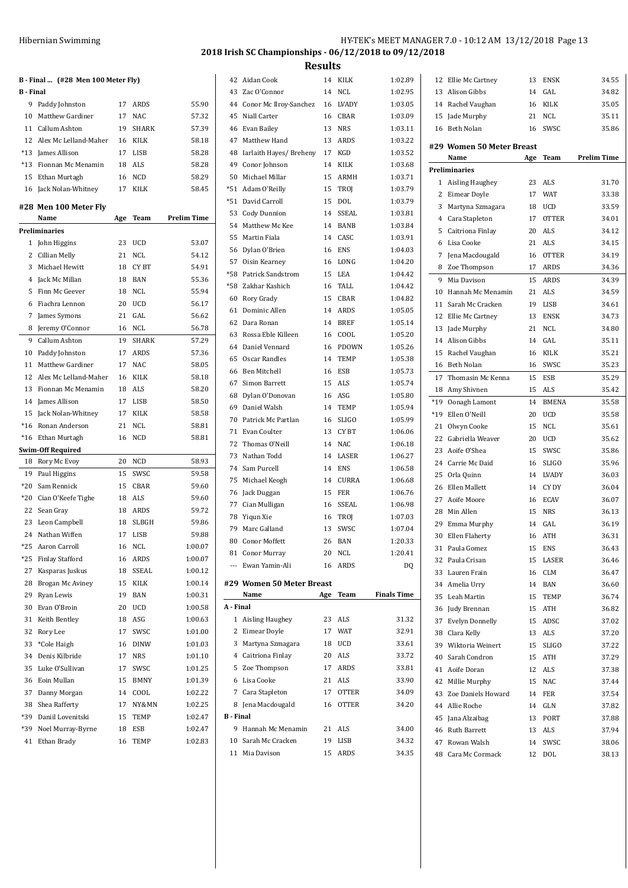## 2018 Irish SC Championships - 06/12/2018 to 09/12/2018

## Results

### B - Final ... (#28 Men 100 Meter Fly)

**B - Final**

| | Name | Age | Team | Time |
|---|---|---|---|---|
| 9 | Paddy Johnston | 17 | ARDS | 55.90 |
| 10 | Matthew Gardiner | 17 | NAC | 57.32 |
| 11 | Callum Ashton | 19 | SHARK | 57.39 |
| 12 | Alex Mc Lelland-Maher | 16 | KILK | 58.18 |
| *13 | James Allison | 17 | LISB | 58.28 |
| *13 | Fionnan Mc Menamin | 18 | ALS | 58.28 |
| 15 | Ethan Murtagh | 16 | NCD | 58.29 |
| 16 | Jack Nolan-Whitney | 17 | KILK | 58.45 |

### #28 Men 100 Meter Fly

| | Name | Age | Team | Prelim Time |
|---|---|---|---|---|
| **Preliminaries** | | | | |
| 1 | John Higgins | 23 | UCD | 53.07 |
| 2 | Cillian Melly | 21 | NCL | 54.12 |
| 3 | Michael Hewitt | 18 | CY BT | 54.91 |
| 4 | Jack Mc Millan | 18 | BAN | 55.36 |
| 5 | Finn Mc Geever | 18 | NCL | 55.94 |
| 6 | Fiachra Lennon | 20 | UCD | 56.17 |
| 7 | James Symons | 21 | GAL | 56.62 |
| 8 | Jeremy O'Connor | 16 | NCL | 56.78 |
| 9 | Callum Ashton | 19 | SHARK | 57.29 |
| 10 | Paddy Johnston | 17 | ARDS | 57.36 |
| 11 | Matthew Gardiner | 17 | NAC | 58.05 |
| 12 | Alex Mc Lelland-Maher | 16 | KILK | 58.18 |
| 13 | Fionnan Mc Menamin | 18 | ALS | 58.20 |
| 14 | James Allison | 17 | LISB | 58.50 |
| 15 | Jack Nolan-Whitney | 17 | KILK | 58.58 |
| *16 | Ronan Anderson | 21 | NCL | 58.81 |
| *16 | Ethan Murtagh | 16 | NCD | 58.81 |
| **Swim-Off Required** | | | | |
| 18 | Rory Mc Evoy | 20 | NCD | 58.93 |
| 19 | Paul Higgins | 15 | SWSC | 59.58 |
| *20 | Sam Rennick | 15 | CBAR | 59.60 |
| *20 | Cian O'Keefe Tighe | 18 | ALS | 59.60 |
| 22 | Sean Gray | 18 | ARDS | 59.72 |
| 23 | Leon Campbell | 18 | SLBGH | 59.86 |
| 24 | Nathan Wiffen | 17 | LISB | 59.88 |
| *25 | Aaron Carroll | 16 | NCL | 1:00.07 |
| *25 | Finlay Stafford | 16 | ARDS | 1:00.07 |
| 27 | Kasparas Juskus | 18 | SSEAL | 1:00.12 |
| 28 | Brogan Mc Aviney | 15 | KILK | 1:00.14 |
| 29 | Ryan Lewis | 19 | BAN | 1:00.31 |
| 30 | Evan O'Broin | 20 | UCD | 1:00.58 |
| 31 | Keith Bentley | 18 | ASG | 1:00.63 |
| 32 | Rory Lee | 17 | SWSC | 1:01.00 |
| 33 | *Cole Haigh | 16 | DINW | 1:01.03 |
| 34 | Denis Kilbride | 17 | NRS | 1:01.10 |
| 35 | Luke O'Sullivan | 17 | SWSC | 1:01.25 |
| 36 | Eoin Mullan | 15 | BMNY | 1:01.39 |
| 37 | Danny Morgan | 14 | COOL | 1:02.22 |
| 38 | Shea Rafferty | 17 | NY&MN | 1:02.25 |
| *39 | Daniil Lovenitski | 15 | TEMP | 1:02.47 |
| *39 | Noel Murray-Byrne | 18 | ESB | 1:02.47 |
| 41 | Ethan Brady | 16 | TEMP | 1:02.83 |
| 42 | Aidan Cook | 14 | KILK | 1:02.89 |
| 43 | Zac O'Connor | 14 | NCL | 1:02.95 |
| 44 | Conor Mc Ilroy-Sanchez | 16 | LVADY | 1:03.05 |
| 45 | Niall Carter | 16 | CBAR | 1:03.09 |
| 46 | Evan Bailey | 13 | NRS | 1:03.11 |
| 47 | Matthew Hand | 13 | ARDS | 1:03.22 |
| 48 | Iarlaith Hayes/ Breheny | 17 | KGD | 1:03.52 |
| 49 | Conor Johnson | 14 | KILK | 1:03.68 |
| 50 | Michael Millar | 15 | ARMH | 1:03.71 |
| *51 | Adam O'Reilly | 15 | TROJ | 1:03.79 |
| *51 | David Carroll | 15 | DOL | 1:03.79 |
| 53 | Cody Dunnion | 14 | SSEAL | 1:03.81 |
| 54 | Matthew Mc Kee | 14 | BANB | 1:03.84 |
| 55 | Martin Fiala | 14 | CASC | 1:03.91 |
| 56 | Dylan O'Brien | 16 | ENS | 1:04.03 |
| 57 | Oisin Kearney | 16 | LONG | 1:04.20 |
| *58 | Patrick Sandstrom | 15 | LEA | 1:04.42 |
| *58 | Zakhar Kashich | 16 | TALL | 1:04.42 |
| 60 | Rory Grady | 15 | CBAR | 1:04.82 |
| 61 | Dominic Allen | 14 | ARDS | 1:05.05 |
| 62 | Dara Ronan | 14 | BREF | 1:05.14 |
| 63 | Rossa Eble Killeen | 16 | COOL | 1:05.20 |
| 64 | Daniel Vennard | 16 | PDOWN | 1:05.26 |
| 65 | Oscar Randles | 14 | TEMP | 1:05.38 |
| 66 | Ben Mitchell | 16 | ESB | 1:05.73 |
| 67 | Simon Barrett | 15 | ALS | 1:05.74 |
| 68 | Dylan O'Donovan | 16 | ASG | 1:05.80 |
| 69 | Daniel Walsh | 14 | TEMP | 1:05.94 |
| 70 | Patrick Mc Partlan | 16 | SLIGO | 1:05.99 |
| 71 | Evan Coulter | 13 | CY BT | 1:06.06 |
| 72 | Thomas O'Neill | 14 | NAC | 1:06.18 |
| 73 | Nathan Todd | 14 | LASER | 1:06.27 |
| 74 | Sam Purcell | 14 | ENS | 1:06.58 |
| 75 | Michael Keogh | 14 | CURRA | 1:06.68 |
| 76 | Jack Duggan | 15 | FER | 1:06.76 |
| 77 | Cian Mulligan | 16 | SSEAL | 1:06.98 |
| 78 | Yiqun Xie | 16 | TROJ | 1:07.03 |
| 79 | Marc Galland | 13 | SWSC | 1:07.04 |
| 80 | Conor Moffett | 26 | BAN | 1:20.33 |
| 81 | Conor Murray | 20 | NCL | 1:20.41 |
| --- | Ewan Yamin-Ali | 16 | ARDS | DQ |

### #29 Women 50 Meter Breast

| | Name | Age | Team | Finals Time |
|---|---|---|---|---|
| **A - Final** | | | | |
| 1 | Aisling Haughey | 23 | ALS | 31.32 |
| 2 | Eimear Doyle | 17 | WAT | 32.91 |
| 3 | Martyna Szmagara | 18 | UCD | 33.61 |
| 4 | Caitriona Finlay | 20 | ALS | 33.72 |
| 5 | Zoe Thompson | 17 | ARDS | 33.81 |
| 6 | Lisa Cooke | 21 | ALS | 33.90 |
| 7 | Cara Stapleton | 17 | OTTER | 34.09 |
| 8 | Jena Macdougald | 16 | OTTER | 34.20 |
| **B - Final** | | | | |
| 9 | Hannah Mc Menamin | 21 | ALS | 34.00 |
| 10 | Sarah Mc Cracken | 19 | LISB | 34.32 |
| 11 | Mia Davison | 15 | ARDS | 34.35 |
| 12 | Ellie Mc Cartney | 13 | ENSK | 34.55 |
| 13 | Alison Gibbs | 14 | GAL | 34.82 |
| 14 | Rachel Vaughan | 16 | KILK | 35.05 |
| 15 | Jade Murphy | 21 | NCL | 35.11 |
| 16 | Beth Nolan | 16 | SWSC | 35.86 |

### #29 Women 50 Meter Breast

| | Name | Age | Team | Prelim Time |
|---|---|---|---|---|
| **Preliminaries** | | | | |
| 1 | Aisling Haughey | 23 | ALS | 31.70 |
| 2 | Eimear Doyle | 17 | WAT | 33.38 |
| 3 | Martyna Szmagara | 18 | UCD | 33.59 |
| 4 | Cara Stapleton | 17 | OTTER | 34.01 |
| 5 | Caitriona Finlay | 20 | ALS | 34.12 |
| 6 | Lisa Cooke | 21 | ALS | 34.15 |
| 7 | Jena Macdougald | 16 | OTTER | 34.19 |
| 8 | Zoe Thompson | 17 | ARDS | 34.36 |
| 9 | Mia Davison | 15 | ARDS | 34.39 |
| 10 | Hannah Mc Menamin | 21 | ALS | 34.59 |
| 11 | Sarah Mc Cracken | 19 | LISB | 34.61 |
| 12 | Ellie Mc Cartney | 13 | ENSK | 34.73 |
| 13 | Jade Murphy | 21 | NCL | 34.80 |
| 14 | Alison Gibbs | 14 | GAL | 35.11 |
| 15 | Rachel Vaughan | 16 | KILK | 35.21 |
| 16 | Beth Nolan | 16 | SWSC | 35.23 |
| 17 | Thomasin Mc Kenna | 15 | ESB | 35.29 |
| 18 | Amy Shivnen | 15 | ALS | 35.42 |
| *19 | Oonagh Lamont | 14 | BMENA | 35.58 |
| *19 | Ellen O'Neill | 20 | UCD | 35.58 |
| 21 | Olwyn Cooke | 15 | NCL | 35.61 |
| 22 | Gabriella Weaver | 20 | UCD | 35.62 |
| 23 | Aoife O'Shea | 15 | SWSC | 35.86 |
| 24 | Carrie Mc Daid | 16 | SLIGO | 35.96 |
| 25 | Orla Quinn | 14 | LVADY | 36.03 |
| 26 | Ellen Mallett | 14 | CY DY | 36.04 |
| 27 | Aoife Moore | 16 | ECAV | 36.07 |
| 28 | Min Allen | 15 | NRS | 36.13 |
| 29 | Emma Murphy | 14 | GAL | 36.19 |
| 30 | Ellen Flaherty | 16 | ATH | 36.31 |
| 31 | Paula Gomez | 15 | ENS | 36.43 |
| 32 | Paula Crisan | 15 | LASER | 36.46 |
| 33 | Lauren Frain | 16 | CLM | 36.47 |
| 34 | Amelia Urry | 14 | BAN | 36.60 |
| 35 | Leah Martin | 15 | TEMP | 36.74 |
| 36 | Judy Brennan | 15 | ATH | 36.82 |
| 37 | Evelyn Donnelly | 15 | ADSC | 37.02 |
| 38 | Clara Kelly | 13 | ALS | 37.20 |
| 39 | Wiktoria Weinert | 15 | SLIGO | 37.22 |
| 40 | Sarah Condron | 15 | ATH | 37.29 |
| 41 | Aoife Doran | 12 | ALS | 37.38 |
| 42 | Millie Murphy | 15 | NAC | 37.44 |
| 43 | Zoe Daniels Howard | 14 | FER | 37.54 |
| 44 | Allie Roche | 14 | GLN | 37.82 |
| 45 | Jana Alzaibag | 13 | PORT | 37.88 |
| 46 | Ruth Barrett | 13 | ALS | 37.94 |
| 47 | Rowan Walsh | 14 | SWSC | 38.06 |
| 48 | Cara Mc Cormack | 12 | DOL | 38.13 |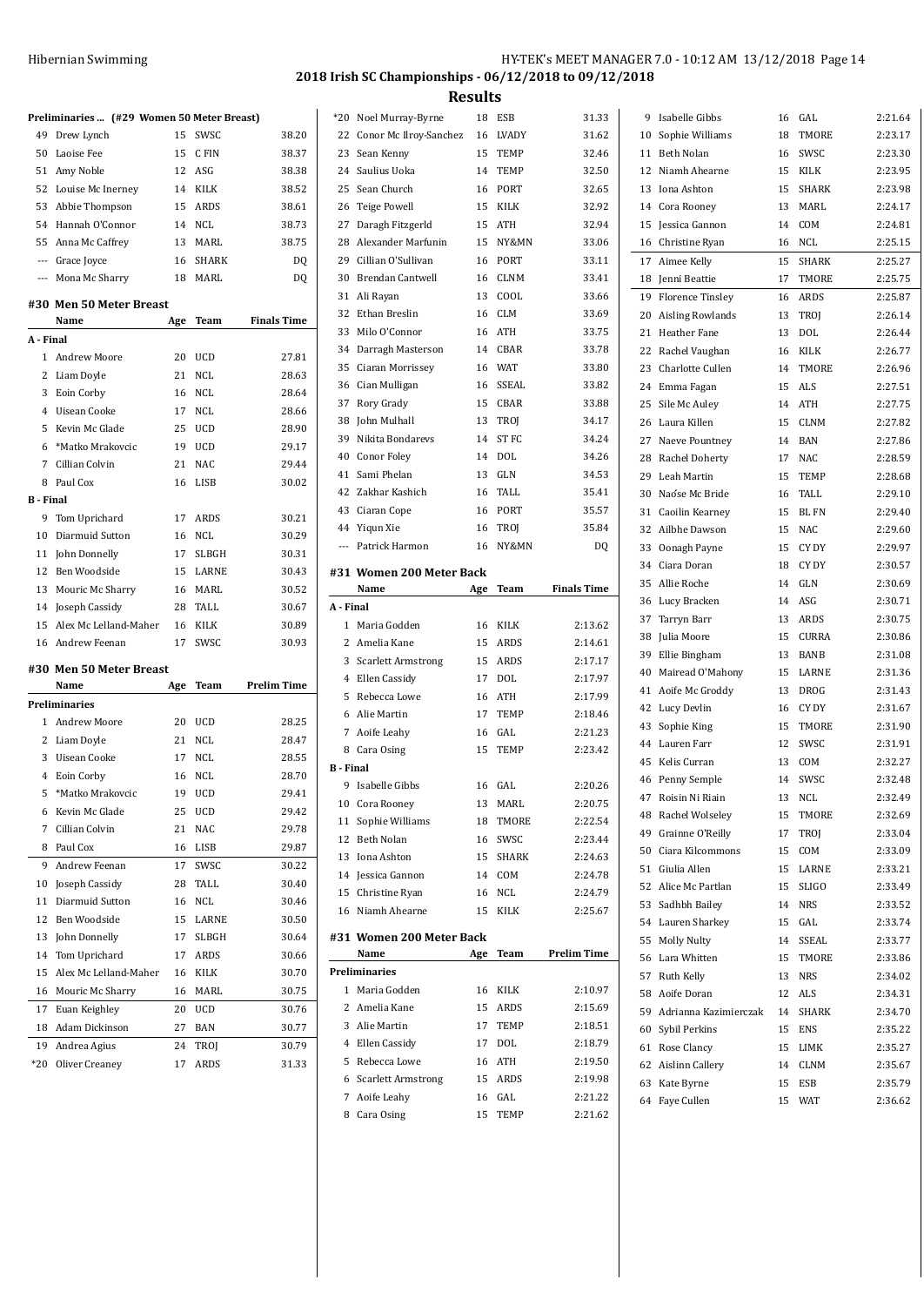## 2018 Irish SC Championships - 06/12/2018 to 09/12/2018

## Results

**Preliminaries ... (#29 Women 50 Meter Breast)**

| | Name | Age | Team | Time |
|---|---|---|---|---|
| 49 | Drew Lynch | 15 | SWSC | 38.20 |
| 50 | Laoise Fee | 15 | C FIN | 38.37 |
| 51 | Amy Noble | 12 | ASG | 38.38 |
| 52 | Louise Mc Inerney | 14 | KILK | 38.52 |
| 53 | Abbie Thompson | 15 | ARDS | 38.61 |
| 54 | Hannah O'Connor | 14 | NCL | 38.73 |
| 55 | Anna Mc Caffrey | 13 | MARL | 38.75 |
| --- | Grace Joyce | 16 | SHARK | DQ |
| --- | Mona Mc Sharry | 18 | MARL | DQ |

### #30 Men 50 Meter Breast

| | Name | Age | Team | Finals Time |
|---|---|---|---|---|
| **A - Final** | | | | |
| 1 | Andrew Moore | 20 | UCD | 27.81 |
| 2 | Liam Doyle | 21 | NCL | 28.63 |
| 3 | Eoin Corby | 16 | NCL | 28.64 |
| 4 | Uisean Cooke | 17 | NCL | 28.66 |
| 5 | Kevin Mc Glade | 25 | UCD | 28.90 |
| 6 | *Matko Mrakovcic | 19 | UCD | 29.17 |
| 7 | Cillian Colvin | 21 | NAC | 29.44 |
| 8 | Paul Cox | 16 | LISB | 30.02 |
| **B - Final** | | | | |
| 9 | Tom Uprichard | 17 | ARDS | 30.21 |
| 10 | Diarmuid Sutton | 16 | NCL | 30.29 |
| 11 | John Donnelly | 17 | SLBGH | 30.31 |
| 12 | Ben Woodside | 15 | LARNE | 30.43 |
| 13 | Mouric Mc Sharry | 16 | MARL | 30.52 |
| 14 | Joseph Cassidy | 28 | TALL | 30.67 |
| 15 | Alex Mc Lelland-Maher | 16 | KILK | 30.89 |
| 16 | Andrew Feenan | 17 | SWSC | 30.93 |

### #30 Men 50 Meter Breast

| | Name | Age | Team | Prelim Time |
|---|---|---|---|---|
| **Preliminaries** | | | | |
| 1 | Andrew Moore | 20 | UCD | 28.25 |
| 2 | Liam Doyle | 21 | NCL | 28.47 |
| 3 | Uisean Cooke | 17 | NCL | 28.55 |
| 4 | Eoin Corby | 16 | NCL | 28.70 |
| 5 | *Matko Mrakovcic | 19 | UCD | 29.41 |
| 6 | Kevin Mc Glade | 25 | UCD | 29.42 |
| 7 | Cillian Colvin | 21 | NAC | 29.78 |
| 8 | Paul Cox | 16 | LISB | 29.87 |
| 9 | Andrew Feenan | 17 | SWSC | 30.22 |
| 10 | Joseph Cassidy | 28 | TALL | 30.40 |
| 11 | Diarmuid Sutton | 16 | NCL | 30.46 |
| 12 | Ben Woodside | 15 | LARNE | 30.50 |
| 13 | John Donnelly | 17 | SLBGH | 30.64 |
| 14 | Tom Uprichard | 17 | ARDS | 30.66 |
| 15 | Alex Mc Lelland-Maher | 16 | KILK | 30.70 |
| 16 | Mouric Mc Sharry | 16 | MARL | 30.75 |
| 17 | Euan Keighley | 20 | UCD | 30.76 |
| 18 | Adam Dickinson | 27 | BAN | 30.77 |
| 19 | Andrea Agius | 24 | TROJ | 30.79 |
| *20 | Oliver Creaney | 17 | ARDS | 31.33 |
| *20 | Noel Murray-Byrne | 18 | ESB | 31.33 |
| 22 | Conor Mc Ilroy-Sanchez | 16 | LVADY | 31.62 |
| 23 | Sean Kenny | 15 | TEMP | 32.46 |
| 24 | Saulius Uoka | 14 | TEMP | 32.50 |
| 25 | Sean Church | 16 | PORT | 32.65 |
| 26 | Teige Powell | 15 | KILK | 32.92 |
| 27 | Daragh Fitzgerld | 15 | ATH | 32.94 |
| 28 | Alexander Marfunin | 15 | NY&MN | 33.06 |
| 29 | Cillian O'Sullivan | 16 | PORT | 33.11 |
| 30 | Brendan Cantwell | 16 | CLNM | 33.41 |
| 31 | Ali Rayan | 13 | COOL | 33.66 |
| 32 | Ethan Breslin | 16 | CLM | 33.69 |
| 33 | Milo O'Connor | 16 | ATH | 33.75 |
| 34 | Darragh Masterson | 14 | CBAR | 33.78 |
| 35 | Ciaran Morrissey | 16 | WAT | 33.80 |
| 36 | Cian Mulligan | 16 | SSEAL | 33.82 |
| 37 | Rory Grady | 15 | CBAR | 33.88 |
| 38 | John Mulhall | 13 | TROJ | 34.17 |
| 39 | Nikita Bondarevs | 14 | ST FC | 34.24 |
| 40 | Conor Foley | 14 | DOL | 34.26 |
| 41 | Sami Phelan | 13 | GLN | 34.53 |
| 42 | Zakhar Kashich | 16 | TALL | 35.41 |
| 43 | Ciaran Cope | 16 | PORT | 35.57 |
| 44 | Yiqun Xie | 16 | TROJ | 35.84 |
| --- | Patrick Harmon | 16 | NY&MN | DQ |

### #31 Women 200 Meter Back

| | Name | Age | Team | Finals Time |
|---|---|---|---|---|
| **A - Final** | | | | |
| 1 | Maria Godden | 16 | KILK | 2:13.62 |
| 2 | Amelia Kane | 15 | ARDS | 2:14.61 |
| 3 | Scarlett Armstrong | 15 | ARDS | 2:17.17 |
| 4 | Ellen Cassidy | 17 | DOL | 2:17.97 |
| 5 | Rebecca Lowe | 16 | ATH | 2:17.99 |
| 6 | Alie Martin | 17 | TEMP | 2:18.46 |
| 7 | Aoife Leahy | 16 | GAL | 2:21.23 |
| 8 | Cara Osing | 15 | TEMP | 2:23.42 |
| **B - Final** | | | | |
| 9 | Isabelle Gibbs | 16 | GAL | 2:20.26 |
| 10 | Cora Rooney | 13 | MARL | 2:20.75 |
| 11 | Sophie Williams | 18 | TMORE | 2:22.54 |
| 12 | Beth Nolan | 16 | SWSC | 2:23.44 |
| 13 | Iona Ashton | 15 | SHARK | 2:24.63 |
| 14 | Jessica Gannon | 14 | COM | 2:24.78 |
| 15 | Christine Ryan | 16 | NCL | 2:24.79 |
| 16 | Niamh Ahearne | 15 | KILK | 2:25.67 |

### #31 Women 200 Meter Back

| | Name | Age | Team | Prelim Time |
|---|---|---|---|---|
| **Preliminaries** | | | | |
| 1 | Maria Godden | 16 | KILK | 2:10.97 |
| 2 | Amelia Kane | 15 | ARDS | 2:15.69 |
| 3 | Alie Martin | 17 | TEMP | 2:18.51 |
| 4 | Ellen Cassidy | 17 | DOL | 2:18.79 |
| 5 | Rebecca Lowe | 16 | ATH | 2:19.50 |
| 6 | Scarlett Armstrong | 15 | ARDS | 2:19.98 |
| 7 | Aoife Leahy | 16 | GAL | 2:21.22 |
| 8 | Cara Osing | 15 | TEMP | 2:21.62 |
| 9 | Isabelle Gibbs | 16 | GAL | 2:21.64 |
| 10 | Sophie Williams | 18 | TMORE | 2:23.17 |
| 11 | Beth Nolan | 16 | SWSC | 2:23.30 |
| 12 | Niamh Ahearne | 15 | KILK | 2:23.95 |
| 13 | Iona Ashton | 15 | SHARK | 2:23.98 |
| 14 | Cora Rooney | 13 | MARL | 2:24.17 |
| 15 | Jessica Gannon | 14 | COM | 2:24.81 |
| 16 | Christine Ryan | 16 | NCL | 2:25.15 |
| 17 | Aimee Kelly | 15 | SHARK | 2:25.27 |
| 18 | Jenni Beattie | 17 | TMORE | 2:25.75 |
| 19 | Florence Tinsley | 16 | ARDS | 2:25.87 |
| 20 | Aisling Rowlands | 13 | TROJ | 2:26.14 |
| 21 | Heather Fane | 13 | DOL | 2:26.44 |
| 22 | Rachel Vaughan | 16 | KILK | 2:26.77 |
| 23 | Charlotte Cullen | 14 | TMORE | 2:26.96 |
| 24 | Emma Fagan | 15 | ALS | 2:27.51 |
| 25 | Sile Mc Auley | 14 | ATH | 2:27.75 |
| 26 | Laura Killen | 15 | CLNM | 2:27.82 |
| 27 | Naeve Pountney | 14 | BAN | 2:27.86 |
| 28 | Rachel Doherty | 17 | NAC | 2:28.59 |
| 29 | Leah Martin | 15 | TEMP | 2:28.68 |
| 30 | Naóse Mc Bride | 16 | TALL | 2:29.10 |
| 31 | Caoilin Kearney | 15 | BL FN | 2:29.40 |
| 32 | Ailbhe Dawson | 15 | NAC | 2:29.60 |
| 33 | Oonagh Payne | 15 | CY DY | 2:29.97 |
| 34 | Ciara Doran | 18 | CY DY | 2:30.57 |
| 35 | Allie Roche | 14 | GLN | 2:30.69 |
| 36 | Lucy Bracken | 14 | ASG | 2:30.71 |
| 37 | Tarryn Barr | 13 | ARDS | 2:30.75 |
| 38 | Julia Moore | 15 | CURRA | 2:30.86 |
| 39 | Ellie Bingham | 13 | BANB | 2:31.08 |
| 40 | Mairead O'Mahony | 15 | LARNE | 2:31.36 |
| 41 | Aoife Mc Groddy | 13 | DROG | 2:31.43 |
| 42 | Lucy Devlin | 16 | CY DY | 2:31.67 |
| 43 | Sophie King | 15 | TMORE | 2:31.90 |
| 44 | Lauren Farr | 12 | SWSC | 2:31.91 |
| 45 | Kelis Curran | 13 | COM | 2:32.27 |
| 46 | Penny Semple | 14 | SWSC | 2:32.48 |
| 47 | Roisin Ni Riain | 13 | NCL | 2:32.49 |
| 48 | Rachel Wolseley | 15 | TMORE | 2:32.69 |
| 49 | Grainne O'Reilly | 17 | TROJ | 2:33.04 |
| 50 | Ciara Kilcommons | 15 | COM | 2:33.09 |
| 51 | Giulia Allen | 15 | LARNE | 2:33.21 |
| 52 | Alice Mc Partlan | 15 | SLIGO | 2:33.49 |
| 53 | Sadhbh Bailey | 14 | NRS | 2:33.52 |
| 54 | Lauren Sharkey | 15 | GAL | 2:33.74 |
| 55 | Molly Nulty | 14 | SSEAL | 2:33.77 |
| 56 | Lara Whitten | 15 | TMORE | 2:33.86 |
| 57 | Ruth Kelly | 13 | NRS | 2:34.02 |
| 58 | Aoife Doran | 12 | ALS | 2:34.31 |
| 59 | Adrianna Kazimierczak | 14 | SHARK | 2:34.70 |
| 60 | Sybil Perkins | 15 | ENS | 2:35.22 |
| 61 | Rose Clancy | 15 | LIMK | 2:35.27 |
| 62 | Aislinn Callery | 14 | CLNM | 2:35.67 |
| 63 | Kate Byrne | 15 | ESB | 2:35.79 |
| 64 | Faye Cullen | 15 | WAT | 2:36.62 |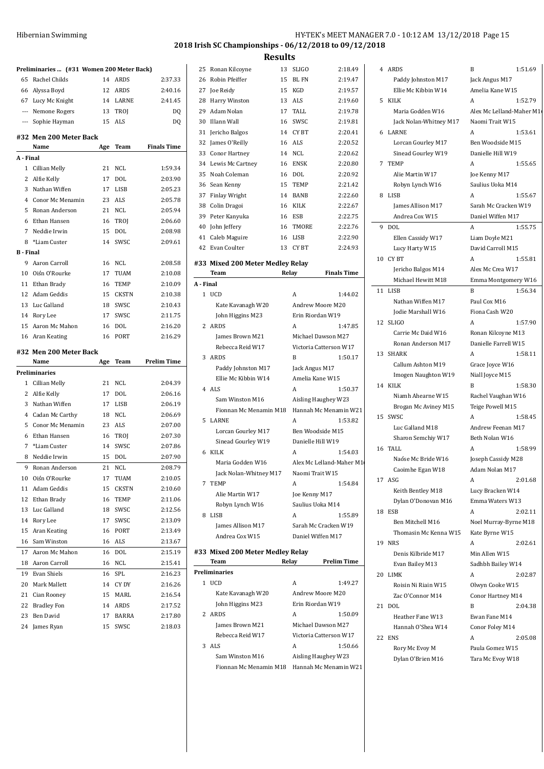## 2018 Irish SC Championships - 06/12/2018 to 09/12/2018

### Results

**Preliminaries ... (#31 Women 200 Meter Back)**

| | Name | Age | Team | |
|---|---|---|---|---|
| 65 | Rachel Childs | 14 | ARDS | 2:37.33 |
| 66 | Alyssa Boyd | 12 | ARDS | 2:40.16 |
| 67 | Lucy Mc Knight | 14 | LARNE | 2:41.45 |
| --- | Nemone Rogers | 13 | TROJ | DQ |
| --- | Sophie Hayman | 15 | ALS | DQ |

### #32 Men 200 Meter Back

| | Name | Age | Team | Finals Time |
|---|---|---|---|---|
| **A - Final** | | | | |
| 1 | Cillian Melly | 21 | NCL | 1:59.34 |
| 2 | Alfie Kelly | 17 | DOL | 2:03.90 |
| 3 | Nathan Wiffen | 17 | LISB | 2:05.23 |
| 4 | Conor Mc Menamin | 23 | ALS | 2:05.78 |
| 5 | Ronan Anderson | 21 | NCL | 2:05.94 |
| 6 | Ethan Hansen | 16 | TROJ | 2:06.60 |
| 7 | Neddie Irwin | 15 | DOL | 2:08.98 |
| 8 | *Liam Custer | 14 | SWSC | 2:09.61 |
| **B - Final** | | | | |
| 9 | Aaron Carroll | 16 | NCL | 2:08.58 |
| 10 | Oiśn O'Rourke | 17 | TUAM | 2:10.08 |
| 11 | Ethan Brady | 16 | TEMP | 2:10.09 |
| 12 | Adam Geddis | 15 | CKSTN | 2:10.38 |
| 13 | Luc Galland | 18 | SWSC | 2:10.43 |
| 14 | Rory Lee | 17 | SWSC | 2:11.75 |
| 15 | Aaron Mc Mahon | 16 | DOL | 2:16.20 |
| 16 | Aran Keating | 16 | PORT | 2:16.29 |

### #32 Men 200 Meter Back

| | Name | Age | Team | Prelim Time |
|---|---|---|---|---|
| **Preliminaries** | | | | |
| 1 | Cillian Melly | 21 | NCL | 2:04.39 |
| 2 | Alfie Kelly | 17 | DOL | 2:06.16 |
| 3 | Nathan Wiffen | 17 | LISB | 2:06.19 |
| 4 | Cadan Mc Carthy | 18 | NCL | 2:06.69 |
| 5 | Conor Mc Menamin | 23 | ALS | 2:07.00 |
| 6 | Ethan Hansen | 16 | TROJ | 2:07.30 |
| 7 | *Liam Custer | 14 | SWSC | 2:07.86 |
| 8 | Neddie Irwin | 15 | DOL | 2:07.90 |
| 9 | Ronan Anderson | 21 | NCL | 2:08.79 |
| 10 | Oiśn O'Rourke | 17 | TUAM | 2:10.05 |
| 11 | Adam Geddis | 15 | CKSTN | 2:10.60 |
| 12 | Ethan Brady | 16 | TEMP | 2:11.06 |
| 13 | Luc Galland | 18 | SWSC | 2:12.56 |
| 14 | Rory Lee | 17 | SWSC | 2:13.09 |
| 15 | Aran Keating | 16 | PORT | 2:13.49 |
| 16 | Sam Winston | 16 | ALS | 2:13.67 |
| 17 | Aaron Mc Mahon | 16 | DOL | 2:15.19 |
| 18 | Aaron Carroll | 16 | NCL | 2:15.41 |
| 19 | Evan Shiels | 16 | SPL | 2:16.23 |
| 20 | Mark Mallett | 14 | CY DY | 2:16.26 |
| 21 | Cian Rooney | 15 | MARL | 2:16.54 |
| 22 | Bradley Fon | 14 | ARDS | 2:17.52 |
| 23 | Ben David | 17 | BARRA | 2:17.80 |
| 24 | James Ryan | 15 | SWSC | 2:18.03 |
| 25 | Ronan Kilcoyne | 13 | SLIGO | 2:18.49 |
| 26 | Robin Pfeiffer | 15 | BL FN | 2:19.47 |
| 27 | Joe Reidy | 15 | KGD | 2:19.57 |
| 28 | Harry Winston | 13 | ALS | 2:19.60 |
| 29 | Adam Nolan | 17 | TALL | 2:19.78 |
| 30 | Illann Wall | 16 | SWSC | 2:19.81 |
| 31 | Jericho Balgos | 14 | CY BT | 2:20.41 |
| 32 | James O'Reilly | 16 | ALS | 2:20.52 |
| 33 | Conor Hartney | 14 | NCL | 2:20.62 |
| 34 | Lewis Mc Cartney | 16 | ENSK | 2:20.80 |
| 35 | Noah Coleman | 16 | DOL | 2:20.92 |
| 36 | Sean Kenny | 15 | TEMP | 2:21.42 |
| 37 | Finlay Wright | 14 | BANB | 2:22.60 |
| 38 | Colin Dragoi | 16 | KILK | 2:22.67 |
| 39 | Peter Kanyuka | 16 | ESB | 2:22.75 |
| 40 | John Jeffery | 16 | TMORE | 2:22.76 |
| 41 | Caleb Maguire | 16 | LISB | 2:22.90 |
| 42 | Evan Coulter | 13 | CY BT | 2:24.93 |

### #33 Mixed 200 Meter Medley Relay

| | Team | Relay | Finals Time |
|---|---|---|---|
| **A - Final** | | | |
| 1 | UCD | A | 1:44.02 |
| | Kate Kavanagh W20 | Andrew Moore M20 | |
| | John Higgins M23 | Erin Riordan W19 | |
| 2 | ARDS | A | 1:47.85 |
| | James Brown M21 | Michael Dawson M27 | |
| | Rebecca Reid W17 | Victoria Catterson W17 | |
| 3 | ARDS | B | 1:50.17 |
| | Paddy Johnston M17 | Jack Angus M17 | |
| | Ellie Mc Kibbin W14 | Amelia Kane W15 | |
| 4 | ALS | A | 1:50.37 |
| | Sam Winston M16 | Aisling Haughey W23 | |
| | Fionnan Mc Menamin M18 | Hannah Mc Menamin W21 | |
| 5 | LARNE | A | 1:53.82 |
| | Lorcan Gourley M17 | Ben Woodside M15 | |
| | Sinead Gourley W19 | Danielle Hill W19 | |
| 6 | KILK | A | 1:54.03 |
| | Maria Godden W16 | Alex Mc Lelland-Maher M1 | |
| | Jack Nolan-Whitney M17 | Naomi Trait W15 | |
| 7 | TEMP | A | 1:54.84 |
| | Alie Martin W17 | Joe Kenny M17 | |
| | Robyn Lynch W16 | Saulius Uoka M14 | |
| 8 | LISB | A | 1:55.89 |
| | James Allison M17 | Sarah Mc Cracken W19 | |
| | Andrea Cox W15 | Daniel Wiffen M17 | |

### #33 Mixed 200 Meter Medley Relay

| | Team | Relay | Prelim Time |
|---|---|---|---|
| **Preliminaries** | | | |
| 1 | UCD | A | 1:49.27 |
| | Kate Kavanagh W20 | Andrew Moore M20 | |
| | John Higgins M23 | Erin Riordan W19 | |
| 2 | ARDS | A | 1:50.09 |
| | James Brown M21 | Michael Dawson M27 | |
| | Rebecca Reid W17 | Victoria Catterson W17 | |
| 3 | ALS | A | 1:50.66 |
| | Sam Winston M16 | Aisling Haughey W23 | |
| | Fionnan Mc Menamin M18 | Hannah Mc Menamin W21 | |
| 4 | ARDS | B | 1:51.69 |
| | Paddy Johnston M17 | Jack Angus M17 | |
| | Ellie Mc Kibbin W14 | Amelia Kane W15 | |
| 5 | KILK | A | 1:52.79 |
| | Maria Godden W16 | Alex Mc Lelland-Maher M1 | |
| | Jack Nolan-Whitney M17 | Naomi Trait W15 | |
| 6 | LARNE | A | 1:53.61 |
| | Lorcan Gourley M17 | Ben Woodside M15 | |
| | Sinead Gourley W19 | Danielle Hill W19 | |
| 7 | TEMP | A | 1:55.65 |
| | Alie Martin W17 | Joe Kenny M17 | |
| | Robyn Lynch W16 | Saulius Uoka M14 | |
| 8 | LISB | A | 1:55.67 |
| | James Allison M17 | Sarah Mc Cracken W19 | |
| | Andrea Cox W15 | Daniel Wiffen M17 | |
| 9 | DOL | A | 1:55.75 |
| | Ellen Cassidy W17 | Liam Doyle M21 | |
| | Lucy Harty W15 | David Carroll M15 | |
| 10 | CY BT | A | 1:55.81 |
| | Jericho Balgos M14 | Alex Mc Crea W17 | |
| | Michael Hewitt M18 | Emma Montgomery W16 | |
| 11 | LISB | B | 1:56.34 |
| | Nathan Wiffen M17 | Paul Cox M16 | |
| | Jodie Marshall W16 | Fiona Cash W20 | |
| 12 | SLIGO | A | 1:57.90 |
| | Carrie Mc Daid W16 | Ronan Kilcoyne M13 | |
| | Ronan Anderson M17 | Danielle Farrell W15 | |
| 13 | SHARK | A | 1:58.11 |
| | Callum Ashton M19 | Grace Joyce W16 | |
| | Imogen Naughton W19 | Niall Joyce M15 | |
| 14 | KILK | B | 1:58.30 |
| | Niamh Ahearne W15 | Rachel Vaughan W16 | |
| | Brogan Mc Aviney M15 | Teige Powell M15 | |
| 15 | SWSC | A | 1:58.45 |
| | Luc Galland M18 | Andrew Feenan M17 | |
| | Sharon Semchiy W17 | Beth Nolan W16 | |
| 16 | TALL | A | 1:58.99 |
| | Naóse Mc Bride W16 | Joseph Cassidy M28 | |
| | Caoimhe Egan W18 | Adam Nolan M17 | |
| 17 | ASG | A | 2:01.68 |
| | Keith Bentley M18 | Lucy Bracken W14 | |
| | Dylan O'Donovan M16 | Emma Waters W13 | |
| 18 | ESB | A | 2:02.11 |
| | Ben Mitchell M16 | Noel Murray-Byrne M18 | |
| | Thomasin Mc Kenna W15 | Kate Byrne W15 | |
| 19 | NRS | A | 2:02.61 |
| | Denis Kilbride M17 | Min Allen W15 | |
| | Evan Bailey M13 | Sadhbh Bailey W14 | |
| 20 | LIMK | A | 2:02.87 |
| | Roisin Ni Riain W15 | Olwyn Cooke W15 | |
| | Zac O'Connor M14 | Conor Hartney M14 | |
| 21 | DOL | B | 2:04.38 |
| | Heather Fane W13 | Ewan Fane M14 | |
| | Hannah O'Shea W14 | Conor Foley M14 | |
| 22 | ENS | A | 2:05.08 |
| | Rory Mc Evoy M | Paula Gomez W15 | |
| | Dylan O'Brien M16 | Tara Mc Evoy W18 | |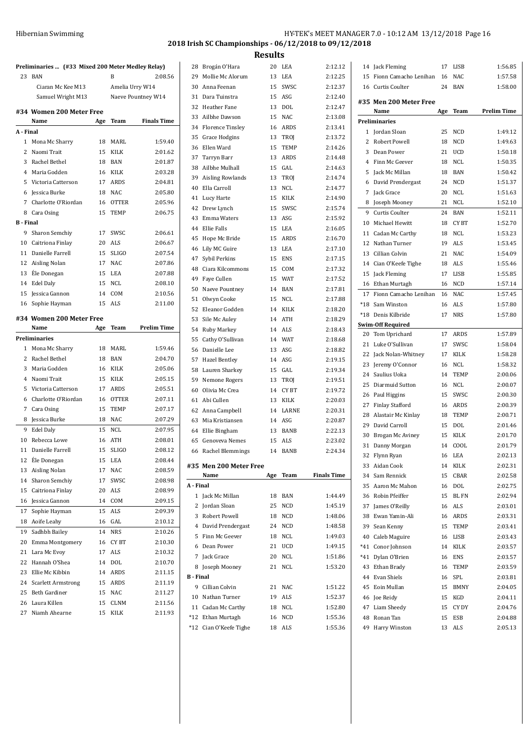## 2018 Irish SC Championships - 06/12/2018 to 09/12/2018

### Results

**Preliminaries ... (#33 Mixed 200 Meter Medley Relay)**

| | Team | Relay | Prelim Time |
|---|---|---|---|
| 23 | BAN | B | 2:08.56 |
| | Ciaran Mc Kee M13 | Amelia Urry W14 | |
| | Samuel Wright M13 | Naeve Pountney W14 | |

### #34 Women 200 Meter Free

| | Name | Age | Team | Finals Time |
|---|---|---|---|---|
| **A - Final** | | | | |
| 1 | Mona Mc Sharry | 18 | MARL | 1:59.40 |
| 2 | Naomi Trait | 15 | KILK | 2:01.62 |
| 3 | Rachel Bethel | 18 | BAN | 2:01.87 |
| 4 | Maria Godden | 16 | KILK | 2:03.28 |
| 5 | Victoria Catterson | 17 | ARDS | 2:04.81 |
| 6 | Jessica Burke | 18 | NAC | 2:05.80 |
| 7 | Charlotte O'Riordan | 16 | OTTER | 2:05.96 |
| 8 | Cara Osing | 15 | TEMP | 2:06.75 |
| **B - Final** | | | | |
| 9 | Sharon Semchiy | 17 | SWSC | 2:06.61 |
| 10 | Caitriona Finlay | 20 | ALS | 2:06.67 |
| 11 | Danielle Farrell | 15 | SLIGO | 2:07.54 |
| 12 | Aisling Nolan | 17 | NAC | 2:07.86 |
| 13 | Éle Donegan | 15 | LEA | 2:07.88 |
| 14 | Edel Daly | 15 | NCL | 2:08.10 |
| 15 | Jessica Gannon | 14 | COM | 2:10.56 |
| 16 | Sophie Hayman | 15 | ALS | 2:11.00 |

### #34 Women 200 Meter Free

| | Name | Age | Team | Prelim Time |
|---|---|---|---|---|
| **Preliminaries** | | | | |
| 1 | Mona Mc Sharry | 18 | MARL | 1:59.46 |
| 2 | Rachel Bethel | 18 | BAN | 2:04.70 |
| 3 | Maria Godden | 16 | KILK | 2:05.06 |
| 4 | Naomi Trait | 15 | KILK | 2:05.15 |
| 5 | Victoria Catterson | 17 | ARDS | 2:05.51 |
| 6 | Charlotte O'Riordan | 16 | OTTER | 2:07.11 |
| 7 | Cara Osing | 15 | TEMP | 2:07.17 |
| 8 | Jessica Burke | 18 | NAC | 2:07.29 |
| 9 | Edel Daly | 15 | NCL | 2:07.95 |
| 10 | Rebecca Lowe | 16 | ATH | 2:08.01 |
| 11 | Danielle Farrell | 15 | SLIGO | 2:08.12 |
| 12 | Éle Donegan | 15 | LEA | 2:08.44 |
| 13 | Aisling Nolan | 17 | NAC | 2:08.59 |
| 14 | Sharon Semchiy | 17 | SWSC | 2:08.98 |
| 15 | Caitriona Finlay | 20 | ALS | 2:08.99 |
| 16 | Jessica Gannon | 14 | COM | 2:09.15 |
| 17 | Sophie Hayman | 15 | ALS | 2:09.39 |
| 18 | Aoife Leahy | 16 | GAL | 2:10.12 |
| 19 | Sadhbh Bailey | 14 | NRS | 2:10.26 |
| 20 | Emma Montgomery | 16 | CY BT | 2:10.30 |
| 21 | Lara Mc Evoy | 17 | ALS | 2:10.32 |
| 22 | Hannah O'Shea | 14 | DOL | 2:10.70 |
| 23 | Ellie Mc Kibbin | 14 | ARDS | 2:11.15 |
| 24 | Scarlett Armstrong | 15 | ARDS | 2:11.19 |
| 25 | Beth Gardiner | 15 | NAC | 2:11.27 |
| 26 | Laura Killen | 15 | CLNM | 2:11.56 |
| 27 | Niamh Ahearne | 15 | KILK | 2:11.93 |
| 28 | Brogán O'Hara | 20 | LEA | 2:12.12 |
| 29 | Mollie Mc Alorum | 13 | LEA | 2:12.25 |
| 30 | Anna Feenan | 15 | SWSC | 2:12.37 |
| 31 | Dara Tuinstra | 15 | ASG | 2:12.40 |
| 32 | Heather Fane | 13 | DOL | 2:12.47 |
| 33 | Ailbhe Dawson | 15 | NAC | 2:13.08 |
| 34 | Florence Tinsley | 16 | ARDS | 2:13.41 |
| 35 | Grace Hodgins | 13 | TROJ | 2:13.72 |
| 36 | Ellen Ward | 15 | TEMP | 2:14.26 |
| 37 | Tarryn Barr | 13 | ARDS | 2:14.48 |
| 38 | Ailbhe Mulhall | 15 | GAL | 2:14.63 |
| 39 | Aisling Rowlands | 13 | TROJ | 2:14.74 |
| 40 | Ella Carroll | 13 | NCL | 2:14.77 |
| 41 | Lucy Harte | 15 | KILK | 2:14.90 |
| 42 | Drew Lynch | 15 | SWSC | 2:15.74 |
| 43 | Emma Waters | 13 | ASG | 2:15.92 |
| 44 | Ellie Falls | 15 | LEA | 2:16.05 |
| 45 | Hope Mc Bride | 15 | ARDS | 2:16.70 |
| 46 | Lily MC Guire | 13 | LEA | 2:17.10 |
| 47 | Sybil Perkins | 15 | ENS | 2:17.15 |
| 48 | Ciara Kilcommons | 15 | COM | 2:17.32 |
| 49 | Faye Cullen | 15 | WAT | 2:17.52 |
| 50 | Naeve Pountney | 14 | BAN | 2:17.81 |
| 51 | Olwyn Cooke | 15 | NCL | 2:17.88 |
| 52 | Eleanor Godden | 14 | KILK | 2:18.20 |
| 53 | Sile Mc Auley | 14 | ATH | 2:18.29 |
| 54 | Ruby Markey | 14 | ALS | 2:18.43 |
| 55 | Cathy O'Sullivan | 14 | WAT | 2:18.68 |
| 56 | Danielle Lee | 13 | ASG | 2:18.82 |
| 57 | Hazel Bentley | 14 | ASG | 2:19.15 |
| 58 | Lauren Sharkey | 15 | GAL | 2:19.34 |
| 59 | Nemone Rogers | 13 | TROJ | 2:19.51 |
| 60 | Olivia Mc Crea | 14 | CY BT | 2:19.72 |
| 61 | Abi Cullen | 13 | KILK | 2:20.03 |
| 62 | Anna Campbell | 14 | LARNE | 2:20.31 |
| 63 | Mia Kristiansen | 14 | ASG | 2:20.87 |
| 64 | Ellie Bingham | 13 | BANB | 2:22.13 |
| 65 | Genoveva Nemes | 15 | ALS | 2:23.02 |
| 66 | Rachel Blemmings | 14 | BANB | 2:24.34 |

### #35 Men 200 Meter Free

| | Name | Age | Team | Finals Time |
|---|---|---|---|---|
| **A - Final** | | | | |
| 1 | Jack Mc Millan | 18 | BAN | 1:44.49 |
| 2 | Jordan Sloan | 25 | NCD | 1:45.19 |
| 3 | Robert Powell | 18 | NCD | 1:48.06 |
| 4 | David Prendergast | 24 | NCD | 1:48.58 |
| 5 | Finn Mc Geever | 18 | NCL | 1:49.03 |
| 6 | Dean Power | 21 | UCD | 1:49.15 |
| 7 | Jack Grace | 20 | NCL | 1:51.86 |
| 8 | Joseph Mooney | 21 | NCL | 1:53.20 |
| **B - Final** | | | | |
| 9 | Cillian Colvin | 21 | NAC | 1:51.22 |
| 10 | Nathan Turner | 19 | ALS | 1:52.37 |
| 11 | Cadan Mc Carthy | 18 | NCL | 1:52.80 |
| *12 | Ethan Murtagh | 16 | NCD | 1:55.36 |
| *12 | Cian O'Keefe Tighe | 18 | ALS | 1:55.36 |
| 14 | Jack Fleming | 17 | LISB | 1:56.85 |
| 15 | Fionn Camacho Lenihan | 16 | NAC | 1:57.58 |
| 16 | Curtis Coulter | 24 | BAN | 1:58.00 |

### #35 Men 200 Meter Free

| | Name | Age | Team | Prelim Time |
|---|---|---|---|---|
| **Preliminaries** | | | | |
| 1 | Jordan Sloan | 25 | NCD | 1:49.12 |
| 2 | Robert Powell | 18 | NCD | 1:49.63 |
| 3 | Dean Power | 21 | UCD | 1:50.18 |
| 4 | Finn Mc Geever | 18 | NCL | 1:50.35 |
| 5 | Jack Mc Millan | 18 | BAN | 1:50.42 |
| 6 | David Prendergast | 24 | NCD | 1:51.37 |
| 7 | Jack Grace | 20 | NCL | 1:51.63 |
| 8 | Joseph Mooney | 21 | NCL | 1:52.10 |
| 9 | Curtis Coulter | 24 | BAN | 1:52.11 |
| 10 | Michael Hewitt | 18 | CY BT | 1:52.70 |
| 11 | Cadan Mc Carthy | 18 | NCL | 1:53.23 |
| 12 | Nathan Turner | 19 | ALS | 1:53.45 |
| 13 | Cillian Colvin | 21 | NAC | 1:54.09 |
| 14 | Cian O'Keefe Tighe | 18 | ALS | 1:55.46 |
| 15 | Jack Fleming | 17 | LISB | 1:55.85 |
| 16 | Ethan Murtagh | 16 | NCD | 1:57.14 |
| 17 | Fionn Camacho Lenihan | 16 | NAC | 1:57.45 |
| *18 | Sam Winston | 16 | ALS | 1:57.80 |
| *18 | Denis Kilbride | 17 | NRS | 1:57.80 |
| **Swim-Off Required** | | | | |
| 20 | Tom Uprichard | 17 | ARDS | 1:57.89 |
| 21 | Luke O'Sullivan | 17 | SWSC | 1:58.04 |
| 22 | Jack Nolan-Whitney | 17 | KILK | 1:58.28 |
| 23 | Jeremy O'Connor | 16 | NCL | 1:58.32 |
| 24 | Saulius Uoka | 14 | TEMP | 2:00.06 |
| 25 | Diarmuid Sutton | 16 | NCL | 2:00.07 |
| 26 | Paul Higgins | 15 | SWSC | 2:00.30 |
| 27 | Finlay Stafford | 16 | ARDS | 2:00.39 |
| 28 | Alastair Mc Kinlay | 18 | TEMP | 2:00.71 |
| 29 | David Carroll | 15 | DOL | 2:01.46 |
| 30 | Brogan Mc Aviney | 15 | KILK | 2:01.70 |
| 31 | Danny Morgan | 14 | COOL | 2:01.79 |
| 32 | Flynn Ryan | 16 | LEA | 2:02.13 |
| 33 | Aidan Cook | 14 | KILK | 2:02.31 |
| 34 | Sam Rennick | 15 | CBAR | 2:02.58 |
| 35 | Aaron Mc Mahon | 16 | DOL | 2:02.75 |
| 36 | Robin Pfeiffer | 15 | BL FN | 2:02.94 |
| 37 | James O'Reilly | 16 | ALS | 2:03.01 |
| 38 | Ewan Yamin-Ali | 16 | ARDS | 2:03.31 |
| 39 | Sean Kenny | 15 | TEMP | 2:03.41 |
| 40 | Caleb Maguire | 16 | LISB | 2:03.43 |
| *41 | Conor Johnson | 14 | KILK | 2:03.57 |
| *41 | Dylan O'Brien | 16 | ENS | 2:03.57 |
| 43 | Ethan Brady | 16 | TEMP | 2:03.59 |
| 44 | Evan Shiels | 16 | SPL | 2:03.81 |
| 45 | Eoin Mullan | 15 | BMNY | 2:04.05 |
| 46 | Joe Reidy | 15 | KGD | 2:04.11 |
| 47 | Liam Sheedy | 15 | CY DY | 2:04.76 |
| 48 | Ronan Tan | 15 | ESB | 2:04.88 |
| 49 | Harry Winston | 13 | ALS | 2:05.13 |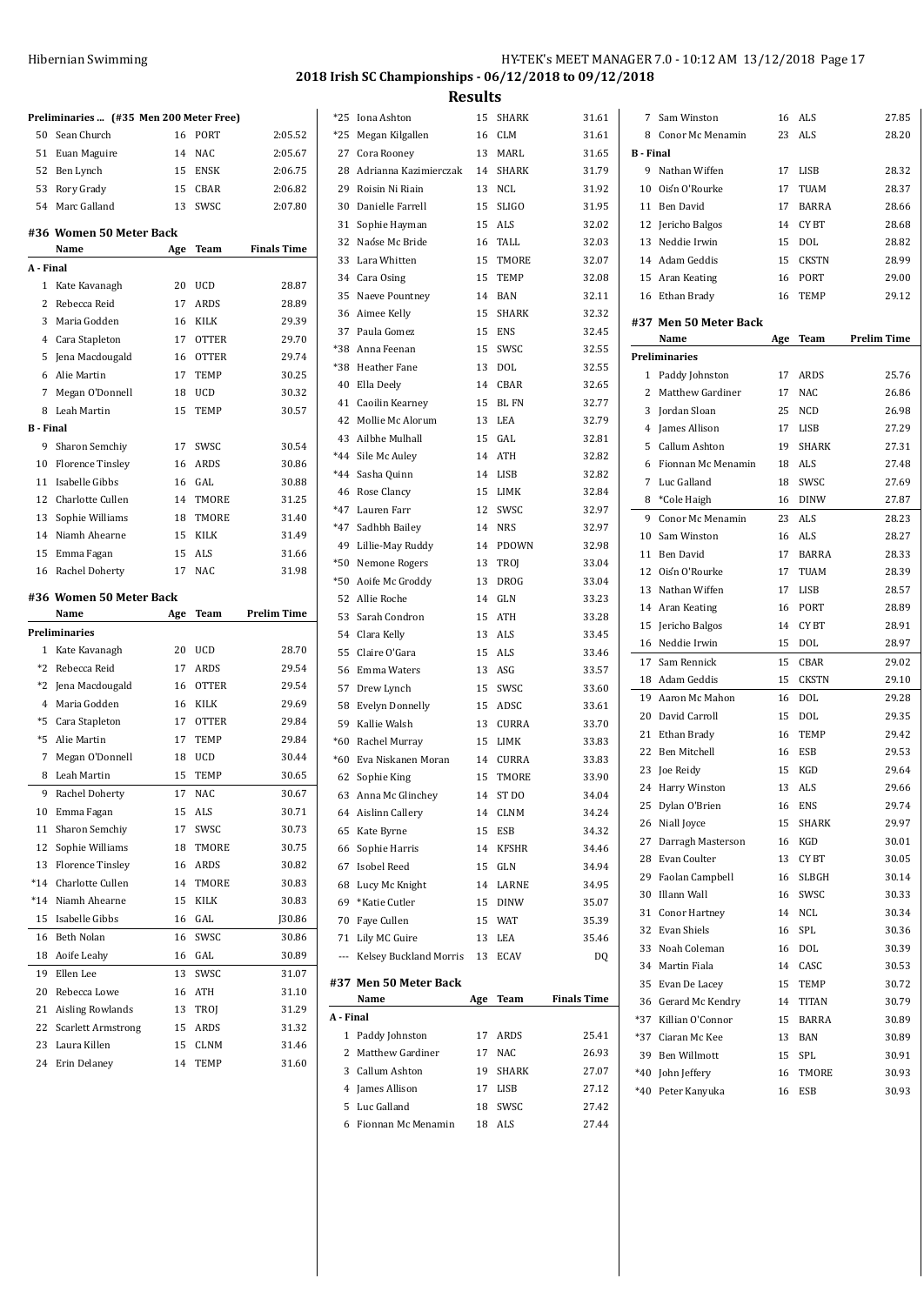## 2018 Irish SC Championships - 06/12/2018 to 09/12/2018

### Results

**Preliminaries ... (#35 Men 200 Meter Free)**

| | Name | Age | Team | |
|---|---|---|---|---|
| 50 | Sean Church | 16 | PORT | 2:05.52 |
| 51 | Euan Maguire | 14 | NAC | 2:05.67 |
| 52 | Ben Lynch | 15 | ENSK | 2:06.75 |
| 53 | Rory Grady | 15 | CBAR | 2:06.82 |
| 54 | Marc Galland | 13 | SWSC | 2:07.80 |

### #36 Women 50 Meter Back

| | Name | Age | Team | Finals Time |
|---|---|---|---|---|
| **A - Final** | | | | |
| 1 | Kate Kavanagh | 20 | UCD | 28.87 |
| 2 | Rebecca Reid | 17 | ARDS | 28.89 |
| 3 | Maria Godden | 16 | KILK | 29.39 |
| 4 | Cara Stapleton | 17 | OTTER | 29.70 |
| 5 | Jena Macdougald | 16 | OTTER | 29.74 |
| 6 | Alie Martin | 17 | TEMP | 30.25 |
| 7 | Megan O'Donnell | 18 | UCD | 30.32 |
| 8 | Leah Martin | 15 | TEMP | 30.57 |
| **B - Final** | | | | |
| 9 | Sharon Semchiy | 17 | SWSC | 30.54 |
| 10 | Florence Tinsley | 16 | ARDS | 30.86 |
| 11 | Isabelle Gibbs | 16 | GAL | 30.88 |
| 12 | Charlotte Cullen | 14 | TMORE | 31.25 |
| 13 | Sophie Williams | 18 | TMORE | 31.40 |
| 14 | Niamh Ahearne | 15 | KILK | 31.49 |
| 15 | Emma Fagan | 15 | ALS | 31.66 |
| 16 | Rachel Doherty | 17 | NAC | 31.98 |

### #36 Women 50 Meter Back

| | Name | Age | Team | Prelim Time |
|---|---|---|---|---|
| **Preliminaries** | | | | |
| 1 | Kate Kavanagh | 20 | UCD | 28.70 |
| *2 | Rebecca Reid | 17 | ARDS | 29.54 |
| *2 | Jena Macdougald | 16 | OTTER | 29.54 |
| 4 | Maria Godden | 16 | KILK | 29.69 |
| *5 | Cara Stapleton | 17 | OTTER | 29.84 |
| *5 | Alie Martin | 17 | TEMP | 29.84 |
| 7 | Megan O'Donnell | 18 | UCD | 30.44 |
| 8 | Leah Martin | 15 | TEMP | 30.65 |
| 9 | Rachel Doherty | 17 | NAC | 30.67 |
| 10 | Emma Fagan | 15 | ALS | 30.71 |
| 11 | Sharon Semchiy | 17 | SWSC | 30.73 |
| 12 | Sophie Williams | 18 | TMORE | 30.75 |
| 13 | Florence Tinsley | 16 | ARDS | 30.82 |
| *14 | Charlotte Cullen | 14 | TMORE | 30.83 |
| *14 | Niamh Ahearne | 15 | KILK | 30.83 |
| 15 | Isabelle Gibbs | 16 | GAL | J30.86 |
| 16 | Beth Nolan | 16 | SWSC | 30.86 |
| 18 | Aoife Leahy | 16 | GAL | 30.89 |
| 19 | Ellen Lee | 13 | SWSC | 31.07 |
| 20 | Rebecca Lowe | 16 | ATH | 31.10 |
| 21 | Aisling Rowlands | 13 | TROJ | 31.29 |
| 22 | Scarlett Armstrong | 15 | ARDS | 31.32 |
| 23 | Laura Killen | 15 | CLNM | 31.46 |
| 24 | Erin Delaney | 14 | TEMP | 31.60 |
| *25 | Iona Ashton | 15 | SHARK | 31.61 |
| *25 | Megan Kilgallen | 16 | CLM | 31.61 |
| 27 | Cora Rooney | 13 | MARL | 31.65 |
| 28 | Adrianna Kazimierczak | 14 | SHARK | 31.79 |
| 29 | Roisin Ni Riain | 13 | NCL | 31.92 |
| 30 | Danielle Farrell | 15 | SLIGO | 31.95 |
| 31 | Sophie Hayman | 15 | ALS | 32.02 |
| 32 | Naóse Mc Bride | 16 | TALL | 32.03 |
| 33 | Lara Whitten | 15 | TMORE | 32.07 |
| 34 | Cara Osing | 15 | TEMP | 32.08 |
| 35 | Naeve Pountney | 14 | BAN | 32.11 |
| 36 | Aimee Kelly | 15 | SHARK | 32.32 |
| 37 | Paula Gomez | 15 | ENS | 32.45 |
| *38 | Anna Feenan | 15 | SWSC | 32.55 |
| *38 | Heather Fane | 13 | DOL | 32.55 |
| 40 | Ella Deely | 14 | CBAR | 32.65 |
| 41 | Caoilin Kearney | 15 | BL FN | 32.77 |
| 42 | Mollie Mc Alorum | 13 | LEA | 32.79 |
| 43 | Ailbhe Mulhall | 15 | GAL | 32.81 |
| *44 | Sile Mc Auley | 14 | ATH | 32.82 |
| *44 | Sasha Quinn | 14 | LISB | 32.82 |
| 46 | Rose Clancy | 15 | LIMK | 32.84 |
| *47 | Lauren Farr | 12 | SWSC | 32.97 |
| *47 | Sadhbh Bailey | 14 | NRS | 32.97 |
| 49 | Lillie-May Ruddy | 14 | PDOWN | 32.98 |
| *50 | Nemone Rogers | 13 | TROJ | 33.04 |
| *50 | Aoife Mc Groddy | 13 | DROG | 33.04 |
| 52 | Allie Roche | 14 | GLN | 33.23 |
| 53 | Sarah Condron | 15 | ATH | 33.28 |
| 54 | Clara Kelly | 13 | ALS | 33.45 |
| 55 | Claire O'Gara | 15 | ALS | 33.46 |
| 56 | Emma Waters | 13 | ASG | 33.57 |
| 57 | Drew Lynch | 15 | SWSC | 33.60 |
| 58 | Evelyn Donnelly | 15 | ADSC | 33.61 |
| 59 | Kallie Walsh | 13 | CURRA | 33.70 |
| *60 | Rachel Murray | 15 | LIMK | 33.83 |
| *60 | Eva Niskanen Moran | 14 | CURRA | 33.83 |
| 62 | Sophie King | 15 | TMORE | 33.90 |
| 63 | Anna Mc Glinchey | 14 | ST DO | 34.04 |
| 64 | Aislinn Callery | 14 | CLNM | 34.24 |
| 65 | Kate Byrne | 15 | ESB | 34.32 |
| 66 | Sophie Harris | 14 | KFSHR | 34.46 |
| 67 | Isobel Reed | 15 | GLN | 34.94 |
| 68 | Lucy Mc Knight | 14 | LARNE | 34.95 |
| 69 | *Katie Cutler | 15 | DINW | 35.07 |
| 70 | Faye Cullen | 15 | WAT | 35.39 |
| 71 | Lily MC Guire | 13 | LEA | 35.46 |
| --- | Kelsey Buckland Morris | 13 | ECAV | DQ |

### #37 Men 50 Meter Back

| | Name | Age | Team | Finals Time |
|---|---|---|---|---|
| **A - Final** | | | | |
| 1 | Paddy Johnston | 17 | ARDS | 25.41 |
| 2 | Matthew Gardiner | 17 | NAC | 26.93 |
| 3 | Callum Ashton | 19 | SHARK | 27.07 |
| 4 | James Allison | 17 | LISB | 27.12 |
| 5 | Luc Galland | 18 | SWSC | 27.42 |
| 6 | Fionnan Mc Menamin | 18 | ALS | 27.44 |
| 7 | Sam Winston | 16 | ALS | 27.85 |
| 8 | Conor Mc Menamin | 23 | ALS | 28.20 |
| **B - Final** | | | | |
| 9 | Nathan Wiffen | 17 | LISB | 28.32 |
| 10 | Oisn O'Rourke | 17 | TUAM | 28.37 |
| 11 | Ben David | 17 | BARRA | 28.66 |
| 12 | Jericho Balgos | 14 | CY BT | 28.68 |
| 13 | Neddie Irwin | 15 | DOL | 28.82 |
| 14 | Adam Geddis | 15 | CKSTN | 28.99 |
| 15 | Aran Keating | 16 | PORT | 29.00 |
| 16 | Ethan Brady | 16 | TEMP | 29.12 |

### #37 Men 50 Meter Back

| | Name | Age | Team | Prelim Time |
|---|---|---|---|---|
| **Preliminaries** | | | | |
| 1 | Paddy Johnston | 17 | ARDS | 25.76 |
| 2 | Matthew Gardiner | 17 | NAC | 26.86 |
| 3 | Jordan Sloan | 25 | NCD | 26.98 |
| 4 | James Allison | 17 | LISB | 27.29 |
| 5 | Callum Ashton | 19 | SHARK | 27.31 |
| 6 | Fionnan Mc Menamin | 18 | ALS | 27.48 |
| 7 | Luc Galland | 18 | SWSC | 27.69 |
| 8 | *Cole Haigh | 16 | DINW | 27.87 |
| 9 | Conor Mc Menamin | 23 | ALS | 28.23 |
| 10 | Sam Winston | 16 | ALS | 28.27 |
| 11 | Ben David | 17 | BARRA | 28.33 |
| 12 | Oisn O'Rourke | 17 | TUAM | 28.39 |
| 13 | Nathan Wiffen | 17 | LISB | 28.57 |
| 14 | Aran Keating | 16 | PORT | 28.89 |
| 15 | Jericho Balgos | 14 | CY BT | 28.91 |
| 16 | Neddie Irwin | 15 | DOL | 28.97 |
| 17 | Sam Rennick | 15 | CBAR | 29.02 |
| 18 | Adam Geddis | 15 | CKSTN | 29.10 |
| 19 | Aaron Mc Mahon | 16 | DOL | 29.28 |
| 20 | David Carroll | 15 | DOL | 29.35 |
| 21 | Ethan Brady | 16 | TEMP | 29.42 |
| 22 | Ben Mitchell | 16 | ESB | 29.53 |
| 23 | Joe Reidy | 15 | KGD | 29.64 |
| 24 | Harry Winston | 13 | ALS | 29.66 |
| 25 | Dylan O'Brien | 16 | ENS | 29.74 |
| 26 | Niall Joyce | 15 | SHARK | 29.97 |
| 27 | Darragh Masterson | 16 | KGD | 30.01 |
| 28 | Evan Coulter | 13 | CY BT | 30.05 |
| 29 | Faolan Campbell | 16 | SLBGH | 30.14 |
| 30 | Illann Wall | 16 | SWSC | 30.33 |
| 31 | Conor Hartney | 14 | NCL | 30.34 |
| 32 | Evan Shiels | 16 | SPL | 30.36 |
| 33 | Noah Coleman | 16 | DOL | 30.39 |
| 34 | Martin Fiala | 14 | CASC | 30.53 |
| 35 | Evan De Lacey | 15 | TEMP | 30.72 |
| 36 | Gerard Mc Kendry | 14 | TITAN | 30.79 |
| *37 | Killian O'Connor | 15 | BARRA | 30.89 |
| *37 | Ciaran Mc Kee | 13 | BAN | 30.89 |
| 39 | Ben Willmott | 15 | SPL | 30.91 |
| *40 | John Jeffery | 16 | TMORE | 30.93 |
| *40 | Peter Kanyuka | 16 | ESB | 30.93 |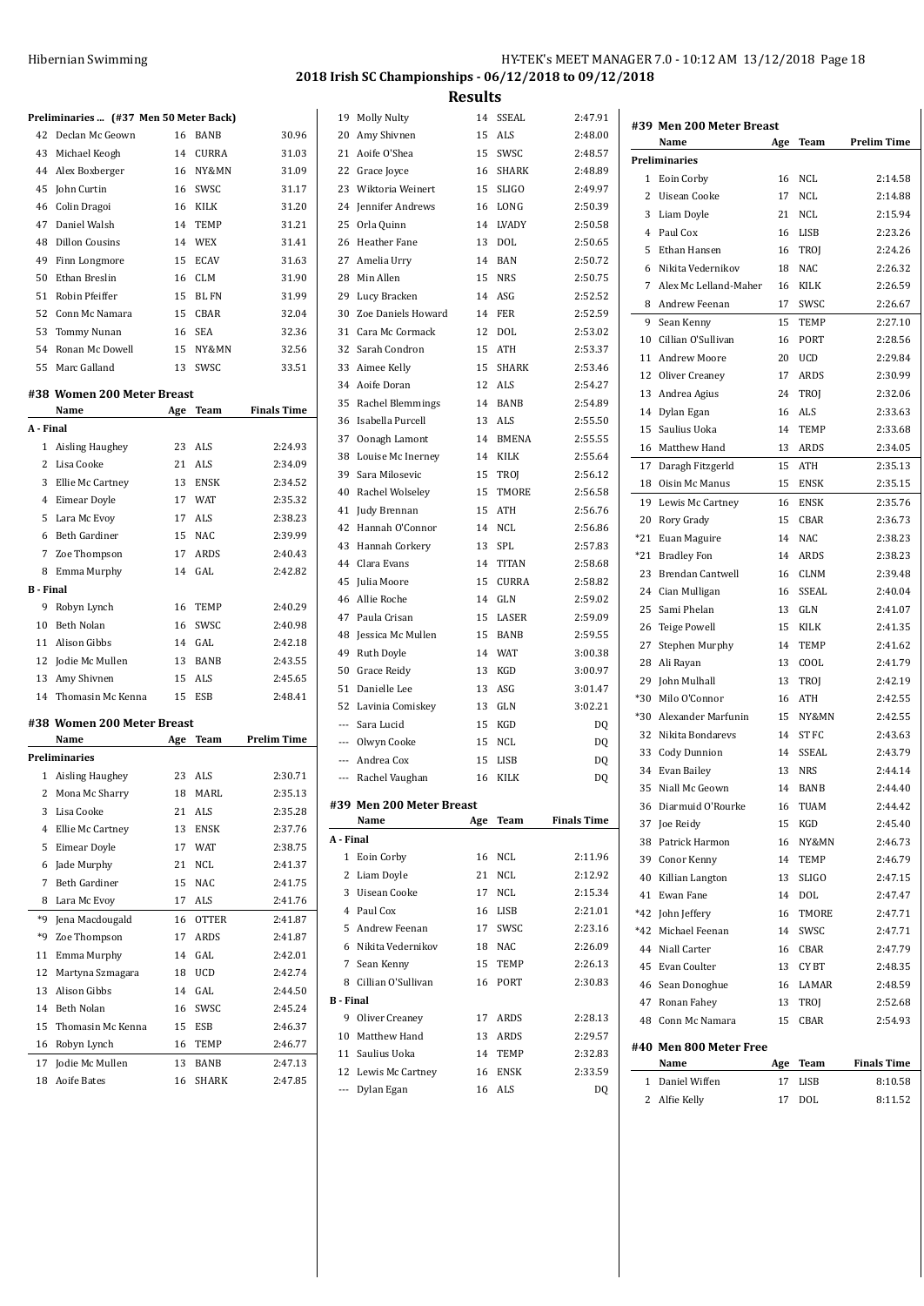## 2018 Irish SC Championships - 06/12/2018 to 09/12/2018

### Results

**Preliminaries ... (#37 Men 50 Meter Back)**

| | Name | Age | Team | |
|---|---|---|---|---|
| 42 | Declan Mc Geown | 16 | BANB | 30.96 |
| 43 | Michael Keogh | 14 | CURRA | 31.03 |
| 44 | Alex Boxberger | 16 | NY&MN | 31.09 |
| 45 | John Curtin | 16 | SWSC | 31.17 |
| 46 | Colin Dragoi | 16 | KILK | 31.20 |
| 47 | Daniel Walsh | 14 | TEMP | 31.21 |
| 48 | Dillon Cousins | 14 | WEX | 31.41 |
| 49 | Finn Longmore | 15 | ECAV | 31.63 |
| 50 | Ethan Breslin | 16 | CLM | 31.90 |
| 51 | Robin Pfeiffer | 15 | BL FN | 31.99 |
| 52 | Conn Mc Namara | 15 | CBAR | 32.04 |
| 53 | Tommy Nunan | 16 | SEA | 32.36 |
| 54 | Ronan Mc Dowell | 15 | NY&MN | 32.56 |
| 55 | Marc Galland | 13 | SWSC | 33.51 |

### #38 Women 200 Meter Breast

| | Name | Age | Team | Finals Time |
|---|---|---|---|---|
| **A - Final** | | | | |
| 1 | Aisling Haughey | 23 | ALS | 2:24.93 |
| 2 | Lisa Cooke | 21 | ALS | 2:34.09 |
| 3 | Ellie Mc Cartney | 13 | ENSK | 2:34.52 |
| 4 | Eimear Doyle | 17 | WAT | 2:35.32 |
| 5 | Lara Mc Evoy | 17 | ALS | 2:38.23 |
| 6 | Beth Gardiner | 15 | NAC | 2:39.99 |
| 7 | Zoe Thompson | 17 | ARDS | 2:40.43 |
| 8 | Emma Murphy | 14 | GAL | 2:42.82 |
| **B - Final** | | | | |
| 9 | Robyn Lynch | 16 | TEMP | 2:40.29 |
| 10 | Beth Nolan | 16 | SWSC | 2:40.98 |
| 11 | Alison Gibbs | 14 | GAL | 2:42.18 |
| 12 | Jodie Mc Mullen | 13 | BANB | 2:43.55 |
| 13 | Amy Shivnen | 15 | ALS | 2:45.65 |
| 14 | Thomasin Mc Kenna | 15 | ESB | 2:48.41 |

### #38 Women 200 Meter Breast

| | Name | Age | Team | Prelim Time |
|---|---|---|---|---|
| **Preliminaries** | | | | |
| 1 | Aisling Haughey | 23 | ALS | 2:30.71 |
| 2 | Mona Mc Sharry | 18 | MARL | 2:35.13 |
| 3 | Lisa Cooke | 21 | ALS | 2:35.28 |
| 4 | Ellie Mc Cartney | 13 | ENSK | 2:37.76 |
| 5 | Eimear Doyle | 17 | WAT | 2:38.75 |
| 6 | Jade Murphy | 21 | NCL | 2:41.37 |
| 7 | Beth Gardiner | 15 | NAC | 2:41.75 |
| 8 | Lara Mc Evoy | 17 | ALS | 2:41.76 |
| *9 | Jena Macdougald | 16 | OTTER | 2:41.87 |
| *9 | Zoe Thompson | 17 | ARDS | 2:41.87 |
| 11 | Emma Murphy | 14 | GAL | 2:42.01 |
| 12 | Martyna Szmagara | 18 | UCD | 2:42.74 |
| 13 | Alison Gibbs | 14 | GAL | 2:44.50 |
| 14 | Beth Nolan | 16 | SWSC | 2:45.24 |
| 15 | Thomasin Mc Kenna | 15 | ESB | 2:46.37 |
| 16 | Robyn Lynch | 16 | TEMP | 2:46.77 |
| 17 | Jodie Mc Mullen | 13 | BANB | 2:47.13 |
| 18 | Aoife Bates | 16 | SHARK | 2:47.85 |
| 19 | Molly Nulty | 14 | SSEAL | 2:47.91 |
| 20 | Amy Shivnen | 15 | ALS | 2:48.00 |
| 21 | Aoife O'Shea | 15 | SWSC | 2:48.57 |
| 22 | Grace Joyce | 16 | SHARK | 2:48.89 |
| 23 | Wiktoria Weinert | 15 | SLIGO | 2:49.97 |
| 24 | Jennifer Andrews | 16 | LONG | 2:50.39 |
| 25 | Orla Quinn | 14 | LVADY | 2:50.58 |
| 26 | Heather Fane | 13 | DOL | 2:50.65 |
| 27 | Amelia Urry | 14 | BAN | 2:50.72 |
| 28 | Min Allen | 15 | NRS | 2:50.75 |
| 29 | Lucy Bracken | 14 | ASG | 2:52.52 |
| 30 | Zoe Daniels Howard | 14 | FER | 2:52.59 |
| 31 | Cara Mc Cormack | 12 | DOL | 2:53.02 |
| 32 | Sarah Condron | 15 | ATH | 2:53.37 |
| 33 | Aimee Kelly | 15 | SHARK | 2:53.46 |
| 34 | Aoife Doran | 12 | ALS | 2:54.27 |
| 35 | Rachel Blemmings | 14 | BANB | 2:54.89 |
| 36 | Isabella Purcell | 13 | ALS | 2:55.50 |
| 37 | Oonagh Lamont | 14 | BMENA | 2:55.55 |
| 38 | Louise Mc Inerney | 14 | KILK | 2:55.64 |
| 39 | Sara Milosevic | 15 | TROJ | 2:56.12 |
| 40 | Rachel Wolseley | 15 | TMORE | 2:56.58 |
| 41 | Judy Brennan | 15 | ATH | 2:56.76 |
| 42 | Hannah O'Connor | 14 | NCL | 2:56.86 |
| 43 | Hannah Corkery | 13 | SPL | 2:57.83 |
| 44 | Clara Evans | 14 | TITAN | 2:58.68 |
| 45 | Julia Moore | 15 | CURRA | 2:58.82 |
| 46 | Allie Roche | 14 | GLN | 2:59.02 |
| 47 | Paula Crisan | 15 | LASER | 2:59.09 |
| 48 | Jessica Mc Mullen | 15 | BANB | 2:59.55 |
| 49 | Ruth Doyle | 14 | WAT | 3:00.38 |
| 50 | Grace Reidy | 13 | KGD | 3:00.97 |
| 51 | Danielle Lee | 13 | ASG | 3:01.47 |
| 52 | Lavinia Comiskey | 13 | GLN | 3:02.21 |
| --- | Sara Lucid | 15 | KGD | DQ |
| --- | Olwyn Cooke | 15 | NCL | DQ |
| --- | Andrea Cox | 15 | LISB | DQ |
| --- | Rachel Vaughan | 16 | KILK | DQ |

### #39 Men 200 Meter Breast

| | Name | Age | Team | Finals Time |
|---|---|---|---|---|
| **A - Final** | | | | |
| 1 | Eoin Corby | 16 | NCL | 2:11.96 |
| 2 | Liam Doyle | 21 | NCL | 2:12.92 |
| 3 | Uisean Cooke | 17 | NCL | 2:15.34 |
| 4 | Paul Cox | 16 | LISB | 2:21.01 |
| 5 | Andrew Feenan | 17 | SWSC | 2:23.16 |
| 6 | Nikita Vedernikov | 18 | NAC | 2:26.09 |
| 7 | Sean Kenny | 15 | TEMP | 2:26.13 |
| 8 | Cillian O'Sullivan | 16 | PORT | 2:30.83 |
| **B - Final** | | | | |
| 9 | Oliver Creaney | 17 | ARDS | 2:28.13 |
| 10 | Matthew Hand | 13 | ARDS | 2:29.57 |
| 11 | Saulius Uoka | 14 | TEMP | 2:32.83 |
| 12 | Lewis Mc Cartney | 16 | ENSK | 2:33.59 |
| --- | Dylan Egan | 16 | ALS | DQ |

### #39 Men 200 Meter Breast

| | Name | Age | Team | Prelim Time |
|---|---|---|---|---|
| **Preliminaries** | | | | |
| 1 | Eoin Corby | 16 | NCL | 2:14.58 |
| 2 | Uisean Cooke | 17 | NCL | 2:14.88 |
| 3 | Liam Doyle | 21 | NCL | 2:15.94 |
| 4 | Paul Cox | 16 | LISB | 2:23.26 |
| 5 | Ethan Hansen | 16 | TROJ | 2:24.26 |
| 6 | Nikita Vedernikov | 18 | NAC | 2:26.32 |
| 7 | Alex Mc Lelland-Maher | 16 | KILK | 2:26.59 |
| 8 | Andrew Feenan | 17 | SWSC | 2:26.67 |
| 9 | Sean Kenny | 15 | TEMP | 2:27.10 |
| 10 | Cillian O'Sullivan | 16 | PORT | 2:28.56 |
| 11 | Andrew Moore | 20 | UCD | 2:29.84 |
| 12 | Oliver Creaney | 17 | ARDS | 2:30.99 |
| 13 | Andrea Agius | 24 | TROJ | 2:32.06 |
| 14 | Dylan Egan | 16 | ALS | 2:33.63 |
| 15 | Saulius Uoka | 14 | TEMP | 2:33.68 |
| 16 | Matthew Hand | 13 | ARDS | 2:34.05 |
| 17 | Daragh Fitzgerld | 15 | ATH | 2:35.13 |
| 18 | Oisin Mc Manus | 15 | ENSK | 2:35.15 |
| 19 | Lewis Mc Cartney | 16 | ENSK | 2:35.76 |
| 20 | Rory Grady | 15 | CBAR | 2:36.73 |
| *21 | Euan Maguire | 14 | NAC | 2:38.23 |
| *21 | Bradley Fon | 14 | ARDS | 2:38.23 |
| 23 | Brendan Cantwell | 16 | CLNM | 2:39.48 |
| 24 | Cian Mulligan | 16 | SSEAL | 2:40.04 |
| 25 | Sami Phelan | 13 | GLN | 2:41.07 |
| 26 | Teige Powell | 15 | KILK | 2:41.35 |
| 27 | Stephen Murphy | 14 | TEMP | 2:41.62 |
| 28 | Ali Rayan | 13 | COOL | 2:41.79 |
| 29 | John Mulhall | 13 | TROJ | 2:42.19 |
| *30 | Milo O'Connor | 16 | ATH | 2:42.55 |
| *30 | Alexander Marfunin | 15 | NY&MN | 2:42.55 |
| 32 | Nikita Bondarevs | 14 | ST FC | 2:43.63 |
| 33 | Cody Dunnion | 14 | SSEAL | 2:43.79 |
| 34 | Evan Bailey | 13 | NRS | 2:44.14 |
| 35 | Niall Mc Geown | 14 | BANB | 2:44.40 |
| 36 | Diarmuid O'Rourke | 16 | TUAM | 2:44.42 |
| 37 | Joe Reidy | 15 | KGD | 2:45.40 |
| 38 | Patrick Harmon | 16 | NY&MN | 2:46.73 |
| 39 | Conor Kenny | 14 | TEMP | 2:46.79 |
| 40 | Killian Langton | 13 | SLIGO | 2:47.15 |
| 41 | Ewan Fane | 14 | DOL | 2:47.47 |
| *42 | John Jeffery | 16 | TMORE | 2:47.71 |
| *42 | Michael Feenan | 14 | SWSC | 2:47.71 |
| 44 | Niall Carter | 16 | CBAR | 2:47.79 |
| 45 | Evan Coulter | 13 | CY BT | 2:48.35 |
| 46 | Sean Donoghue | 16 | LAMAR | 2:48.59 |
| 47 | Ronan Fahey | 13 | TROJ | 2:52.68 |
| 48 | Conn Mc Namara | 15 | CBAR | 2:54.93 |

### #40 Men 800 Meter Free

| | Name | Age | Team | Finals Time |
|---|---|---|---|---|
| 1 | Daniel Wiffen | 17 | LISB | 8:10.58 |
| 2 | Alfie Kelly | 17 | DOL | 8:11.52 |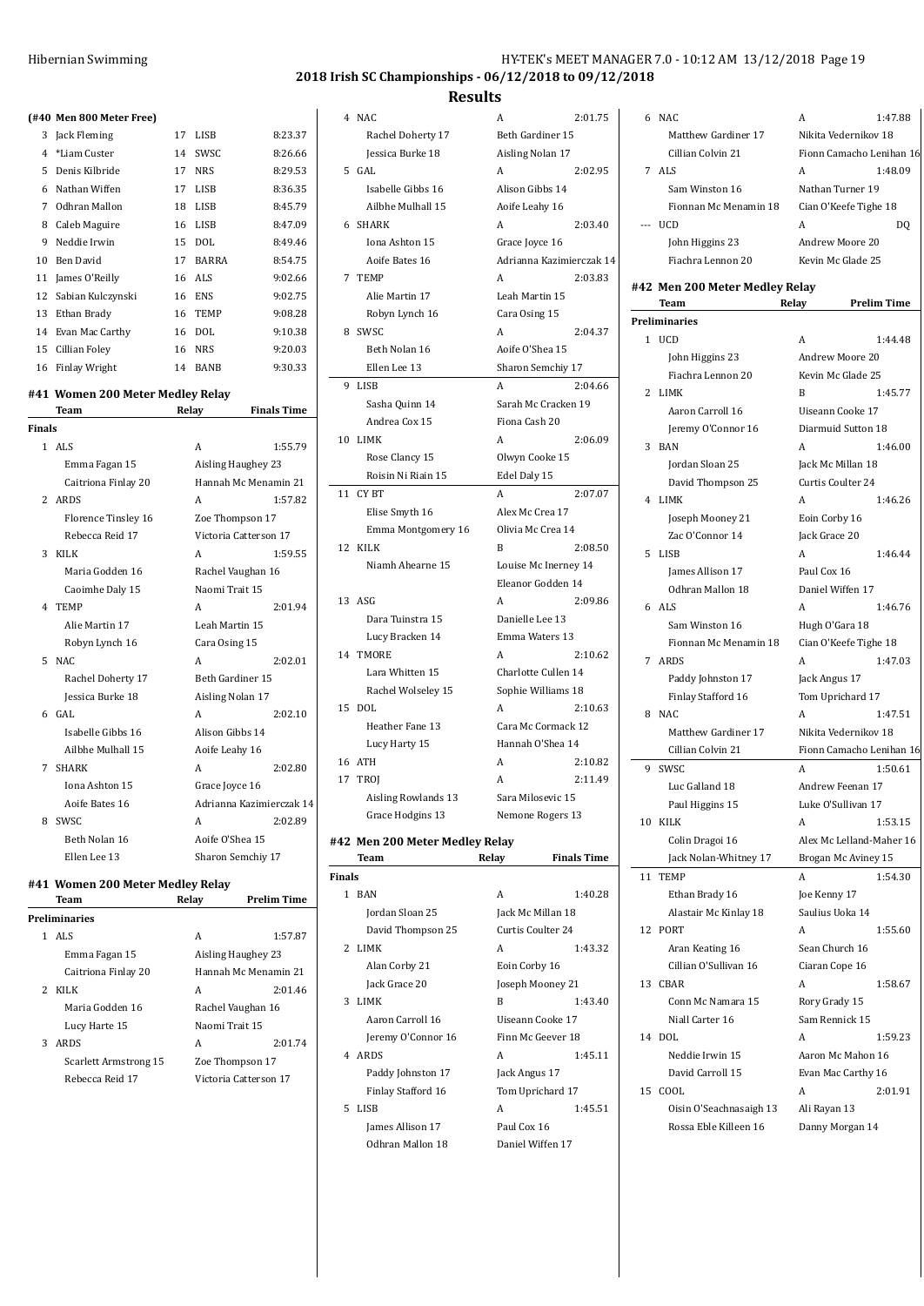## 2018 Irish SC Championships - 06/12/2018 to 09/12/2018

### Results

**(#40 Men 800 Meter Free)**

| | Name | Age | Team | Time |
|---|---|---|---|---|
| 3 | Jack Fleming | 17 | LISB | 8:23.37 |
| 4 | *Liam Custer | 14 | SWSC | 8:26.66 |
| 5 | Denis Kilbride | 17 | NRS | 8:29.53 |
| 6 | Nathan Wiffen | 17 | LISB | 8:36.35 |
| 7 | Odhran Mallon | 18 | LISB | 8:45.79 |
| 8 | Caleb Maguire | 16 | LISB | 8:47.09 |
| 9 | Neddie Irwin | 15 | DOL | 8:49.46 |
| 10 | Ben David | 17 | BARRA | 8:54.75 |
| 11 | James O'Reilly | 16 | ALS | 9:02.66 |
| 12 | Sabian Kulczynski | 16 | ENS | 9:02.75 |
| 13 | Ethan Brady | 16 | TEMP | 9:08.28 |
| 14 | Evan Mac Carthy | 16 | DOL | 9:10.38 |
| 15 | Cillian Foley | 16 | NRS | 9:20.03 |
| 16 | Finlay Wright | 14 | BANB | 9:30.33 |

### #41 Women 200 Meter Medley Relay

| | Team | Relay | Finals Time |
|---|---|---|---|
| **Finals** | | | |
| 1 | ALS | A | 1:55.79 |
| | Emma Fagan 15 | Aisling Haughey 23 | |
| | Caitriona Finlay 20 | Hannah Mc Menamin 21 | |
| 2 | ARDS | A | 1:57.82 |
| | Florence Tinsley 16 | Zoe Thompson 17 | |
| | Rebecca Reid 17 | Victoria Catterson 17 | |
| 3 | KILK | A | 1:59.55 |
| | Maria Godden 16 | Rachel Vaughan 16 | |
| | Caoimhe Daly 15 | Naomi Trait 15 | |
| 4 | TEMP | A | 2:01.94 |
| | Alie Martin 17 | Leah Martin 15 | |
| | Robyn Lynch 16 | Cara Osing 15 | |
| 5 | NAC | A | 2:02.01 |
| | Rachel Doherty 17 | Beth Gardiner 15 | |
| | Jessica Burke 18 | Aisling Nolan 17 | |
| 6 | GAL | A | 2:02.10 |
| | Isabelle Gibbs 16 | Alison Gibbs 14 | |
| | Ailbhe Mulhall 15 | Aoife Leahy 16 | |
| 7 | SHARK | A | 2:02.80 |
| | Iona Ashton 15 | Grace Joyce 16 | |
| | Aoife Bates 16 | Adrianna Kazimierczak 14 | |
| 8 | SWSC | A | 2:02.89 |
| | Beth Nolan 16 | Aoife O'Shea 15 | |
| | Ellen Lee 13 | Sharon Semchiy 17 | |

### #41 Women 200 Meter Medley Relay

| | Team | Relay | Prelim Time |
|---|---|---|---|
| **Preliminaries** | | | |
| 1 | ALS | A | 1:57.87 |
| | Emma Fagan 15 | Aisling Haughey 23 | |
| | Caitriona Finlay 20 | Hannah Mc Menamin 21 | |
| 2 | KILK | A | 2:01.46 |
| | Maria Godden 16 | Rachel Vaughan 16 | |
| | Lucy Harte 15 | Naomi Trait 15 | |
| 3 | ARDS | A | 2:01.74 |
| | Scarlett Armstrong 15 | Zoe Thompson 17 | |
| | Rebecca Reid 17 | Victoria Catterson 17 | |
| 4 | NAC | A | 2:01.75 |
| | Rachel Doherty 17 | Beth Gardiner 15 | |
| | Jessica Burke 18 | Aisling Nolan 17 | |
| 5 | GAL | A | 2:02.95 |
| | Isabelle Gibbs 16 | Alison Gibbs 14 | |
| | Ailbhe Mulhall 15 | Aoife Leahy 16 | |
| 6 | SHARK | A | 2:03.40 |
| | Iona Ashton 15 | Grace Joyce 16 | |
| | Aoife Bates 16 | Adrianna Kazimierczak 14 | |
| 7 | TEMP | A | 2:03.83 |
| | Alie Martin 17 | Leah Martin 15 | |
| | Robyn Lynch 16 | Cara Osing 15 | |
| 8 | SWSC | A | 2:04.37 |
| | Beth Nolan 16 | Aoife O'Shea 15 | |
| | Ellen Lee 13 | Sharon Semchiy 17 | |
| 9 | LISB | A | 2:04.66 |
| | Sasha Quinn 14 | Sarah Mc Cracken 19 | |
| | Andrea Cox 15 | Fiona Cash 20 | |
| 10 | LIMK | A | 2:06.09 |
| | Rose Clancy 15 | Olwyn Cooke 15 | |
| | Roisin Ni Riain 15 | Edel Daly 15 | |
| 11 | CY BT | A | 2:07.07 |
| | Elise Smyth 16 | Alex Mc Crea 17 | |
| | Emma Montgomery 16 | Olivia Mc Crea 14 | |
| 12 | KILK | B | 2:08.50 |
| | Niamh Ahearne 15 | Louise Mc Inerney 14 | |
| | | Eleanor Godden 14 | |
| 13 | ASG | A | 2:09.86 |
| | Dara Tuinstra 15 | Danielle Lee 13 | |
| | Lucy Bracken 14 | Emma Waters 13 | |
| 14 | TMORE | A | 2:10.62 |
| | Lara Whitten 15 | Charlotte Cullen 14 | |
| | Rachel Wolseley 15 | Sophie Williams 18 | |
| 15 | DOL | A | 2:10.63 |
| | Heather Fane 13 | Cara Mc Cormack 12 | |
| | Lucy Harty 15 | Hannah O'Shea 14 | |
| 16 | ATH | A | 2:10.82 |
| 17 | TROJ | A | 2:11.49 |
| | Aisling Rowlands 13 | Sara Milosevic 15 | |
| | Grace Hodgins 13 | Nemone Rogers 13 | |

### #42 Men 200 Meter Medley Relay

| | Team | Relay | Finals Time |
|---|---|---|---|
| **Finals** | | | |
| 1 | BAN | A | 1:40.28 |
| | Jordan Sloan 25 | Jack Mc Millan 18 | |
| | David Thompson 25 | Curtis Coulter 24 | |
| 2 | LIMK | A | 1:43.32 |
| | Alan Corby 21 | Eoin Corby 16 | |
| | Jack Grace 20 | Joseph Mooney 21 | |
| 3 | LIMK | B | 1:43.40 |
| | Aaron Carroll 16 | Uiseann Cooke 17 | |
| | Jeremy O'Connor 16 | Finn Mc Geever 18 | |
| 4 | ARDS | A | 1:45.11 |
| | Paddy Johnston 17 | Jack Angus 17 | |
| | Finlay Stafford 16 | Tom Uprichard 17 | |
| 5 | LISB | A | 1:45.51 |
| | James Allison 17 | Paul Cox 16 | |
| | Odhran Mallon 18 | Daniel Wiffen 17 | |
| 6 | NAC | A | 1:47.88 |
| | Matthew Gardiner 17 | Nikita Vedernikov 18 | |
| | Cillian Colvin 21 | Fionn Camacho Lenihan 16 | |
| 7 | ALS | A | 1:48.09 |
| | Sam Winston 16 | Nathan Turner 19 | |
| | Fionnan Mc Menamin 18 | Cian O'Keefe Tighe 18 | |
| --- | UCD | A | DQ |
| | John Higgins 23 | Andrew Moore 20 | |
| | Fiachra Lennon 20 | Kevin Mc Glade 25 | |

### #42 Men 200 Meter Medley Relay

| | Team | Relay | Prelim Time |
|---|---|---|---|
| **Preliminaries** | | | |
| 1 | UCD | A | 1:44.48 |
| | John Higgins 23 | Andrew Moore 20 | |
| | Fiachra Lennon 20 | Kevin Mc Glade 25 | |
| 2 | LIMK | B | 1:45.77 |
| | Aaron Carroll 16 | Uiseann Cooke 17 | |
| | Jeremy O'Connor 16 | Diarmuid Sutton 18 | |
| 3 | BAN | A | 1:46.00 |
| | Jordan Sloan 25 | Jack Mc Millan 18 | |
| | David Thompson 25 | Curtis Coulter 24 | |
| 4 | LIMK | A | 1:46.26 |
| | Joseph Mooney 21 | Eoin Corby 16 | |
| | Zac O'Connor 14 | Jack Grace 20 | |
| 5 | LISB | A | 1:46.44 |
| | James Allison 17 | Paul Cox 16 | |
| | Odhran Mallon 18 | Daniel Wiffen 17 | |
| 6 | ALS | A | 1:46.76 |
| | Sam Winston 16 | Hugh O'Gara 18 | |
| | Fionnan Mc Menamin 18 | Cian O'Keefe Tighe 18 | |
| 7 | ARDS | A | 1:47.03 |
| | Paddy Johnston 17 | Jack Angus 17 | |
| | Finlay Stafford 16 | Tom Uprichard 17 | |
| 8 | NAC | A | 1:47.51 |
| | Matthew Gardiner 17 | Nikita Vedernikov 18 | |
| | Cillian Colvin 21 | Fionn Camacho Lenihan 16 | |
| 9 | SWSC | A | 1:50.61 |
| | Luc Galland 18 | Andrew Feenan 17 | |
| | Paul Higgins 15 | Luke O'Sullivan 17 | |
| 10 | KILK | A | 1:53.15 |
| | Colin Dragoi 16 | Alex Mc Lelland-Maher 16 | |
| | Jack Nolan-Whitney 17 | Brogan Mc Aviney 15 | |
| 11 | TEMP | A | 1:54.30 |
| | Ethan Brady 16 | Joe Kenny 17 | |
| | Alastair Mc Kinlay 18 | Saulius Uoka 14 | |
| 12 | PORT | A | 1:55.60 |
| | Aran Keating 16 | Sean Church 16 | |
| | Cillian O'Sullivan 16 | Ciaran Cope 16 | |
| 13 | CBAR | A | 1:58.67 |
| | Conn Mc Namara 15 | Rory Grady 15 | |
| | Niall Carter 16 | Sam Rennick 15 | |
| 14 | DOL | A | 1:59.23 |
| | Neddie Irwin 15 | Aaron Mc Mahon 16 | |
| | David Carroll 15 | Evan Mac Carthy 16 | |
| 15 | COOL | A | 2:01.91 |
| | Oisin O'Seachnasaigh 13 | Ali Rayan 13 | |
| | Rossa Eble Killeen 16 | Danny Morgan 14 | |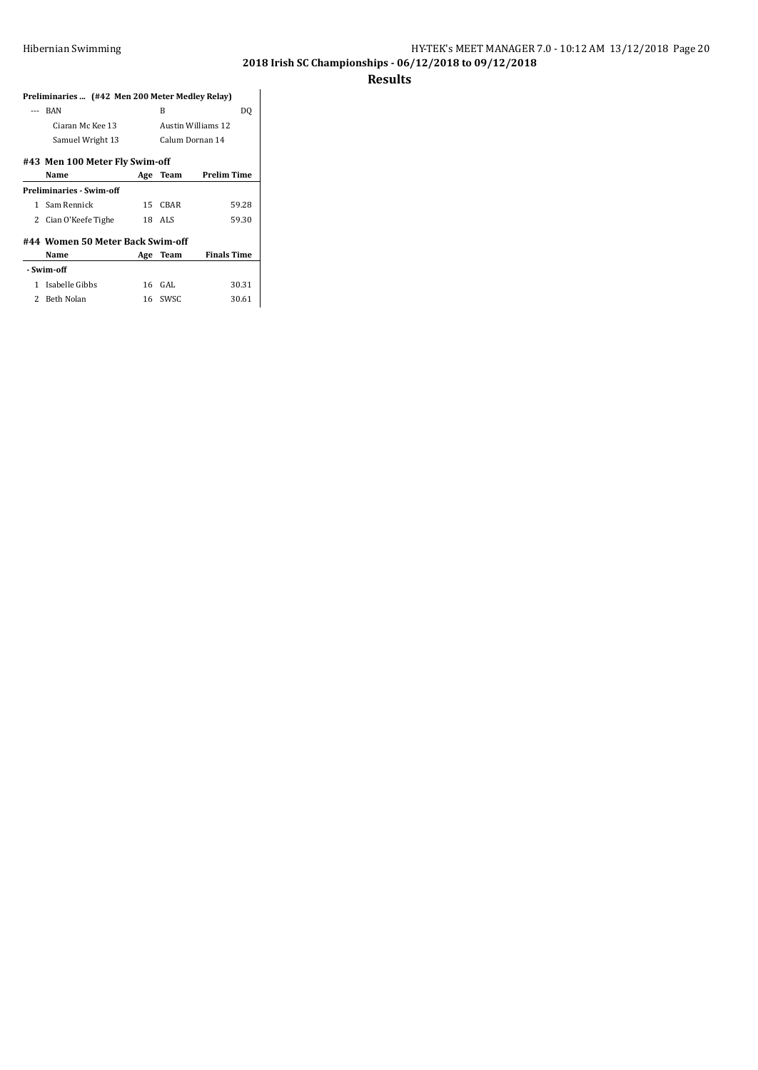2018 Irish SC Championships - 06/12/2018 to 09/12/2018

## Results

**Preliminaries ... (#42 Men 200 Meter Medley Relay)**

| | | | |
|---|---|---|---|
| --- | BAN | B | DQ |
| | Ciaran Mc Kee 13 | Austin Williams 12 | |
| | Samuel Wright 13 | Calum Dornan 14 | |

### #43 Men 100 Meter Fly Swim-off

| | Name | Age | Team | Prelim Time |
|---|---|---|---|---|
| **Preliminaries - Swim-off** | | | | |
| 1 | Sam Rennick | 15 | CBAR | 59.28 |
| 2 | Cian O'Keefe Tighe | 18 | ALS | 59.30 |

### #44 Women 50 Meter Back Swim-off

| | Name | Age | Team | Finals Time |
|---|---|---|---|---|
| **- Swim-off** | | | | |
| 1 | Isabelle Gibbs | 16 | GAL | 30.31 |
| 2 | Beth Nolan | 16 | SWSC | 30.61 |